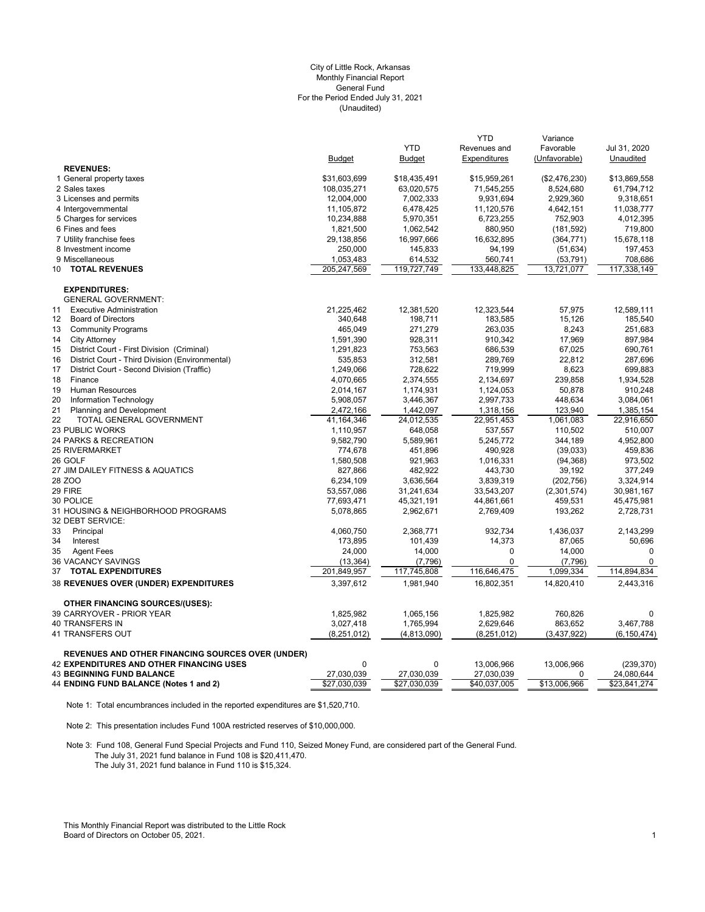City of Little Rock, Arkansas
Monthly Financial Report
General Fund
For the Period Ended July 31, 2021
(Unaudited)

| | Budget | YTD Budget | YTD Revenues and Expenditures | Variance Favorable (Unfavorable) | Jul 31, 2020 Unaudited |
|---|---|---|---|---|---|
| **REVENUES:** | | | | | |
| 1 General property taxes | $31,603,699 | $18,435,491 | $15,959,261 | ($2,476,230) | $13,869,558 |
| 2 Sales taxes | 108,035,271 | 63,020,575 | 71,545,255 | 8,524,680 | 61,794,712 |
| 3 Licenses and permits | 12,004,000 | 7,002,333 | 9,931,694 | 2,929,360 | 9,318,651 |
| 4 Intergovernmental | 11,105,872 | 6,478,425 | 11,120,576 | 4,642,151 | 11,038,777 |
| 5 Charges for services | 10,234,888 | 5,970,351 | 6,723,255 | 752,903 | 4,012,395 |
| 6 Fines and fees | 1,821,500 | 1,062,542 | 880,950 | (181,592) | 719,800 |
| 7 Utility franchise fees | 29,138,856 | 16,997,666 | 16,632,895 | (364,771) | 15,678,118 |
| 8 Investment income | 250,000 | 145,833 | 94,199 | (51,634) | 197,453 |
| 9 Miscellaneous | 1,053,483 | 614,532 | 560,741 | (53,791) | 708,686 |
| 10 **TOTAL REVENUES** | 205,247,569 | 119,727,749 | 133,448,825 | 13,721,077 | 117,338,149 |
| **EXPENDITURES:** | | | | | |
| GENERAL GOVERNMENT: | | | | | |
| 11 Executive Administration | 21,225,462 | 12,381,520 | 12,323,544 | 57,975 | 12,589,111 |
| 12 Board of Directors | 340,648 | 198,711 | 183,585 | 15,126 | 185,540 |
| 13 Community Programs | 465,049 | 271,279 | 263,035 | 8,243 | 251,683 |
| 14 City Attorney | 1,591,390 | 928,311 | 910,342 | 17,969 | 897,984 |
| 15 District Court - First Division (Criminal) | 1,291,823 | 753,563 | 686,539 | 67,025 | 690,761 |
| 16 District Court - Third Division (Environmental) | 535,853 | 312,581 | 289,769 | 22,812 | 287,696 |
| 17 District Court - Second Division (Traffic) | 1,249,066 | 728,622 | 719,999 | 8,623 | 699,883 |
| 18 Finance | 4,070,665 | 2,374,555 | 2,134,697 | 239,858 | 1,934,528 |
| 19 Human Resources | 2,014,167 | 1,174,931 | 1,124,053 | 50,878 | 910,248 |
| 20 Information Technology | 5,908,057 | 3,446,367 | 2,997,733 | 448,634 | 3,084,061 |
| 21 Planning and Development | 2,472,166 | 1,442,097 | 1,318,156 | 123,940 | 1,385,154 |
| 22 TOTAL GENERAL GOVERNMENT | 41,164,346 | 24,012,535 | 22,951,453 | 1,061,083 | 22,916,650 |
| 23 PUBLIC WORKS | 1,110,957 | 648,058 | 537,557 | 110,502 | 510,007 |
| 24 PARKS & RECREATION | 9,582,790 | 5,589,961 | 5,245,772 | 344,189 | 4,952,800 |
| 25 RIVERMARKET | 774,678 | 451,896 | 490,928 | (39,033) | 459,836 |
| 26 GOLF | 1,580,508 | 921,963 | 1,016,331 | (94,368) | 973,502 |
| 27 JIM DAILEY FITNESS & AQUATICS | 827,866 | 482,922 | 443,730 | 39,192 | 377,249 |
| 28 ZOO | 6,234,109 | 3,636,564 | 3,839,319 | (202,756) | 3,324,914 |
| 29 FIRE | 53,557,086 | 31,241,634 | 33,543,207 | (2,301,574) | 30,981,167 |
| 30 POLICE | 77,693,471 | 45,321,191 | 44,861,661 | 459,531 | 45,475,981 |
| 31 HOUSING & NEIGHBORHOOD PROGRAMS | 5,078,865 | 2,962,671 | 2,769,409 | 193,262 | 2,728,731 |
| 32 DEBT SERVICE: | | | | | |
| 33 Principal | 4,060,750 | 2,368,771 | 932,734 | 1,436,037 | 2,143,299 |
| 34 Interest | 173,895 | 101,439 | 14,373 | 87,065 | 50,696 |
| 35 Agent Fees | 24,000 | 14,000 | 0 | 14,000 | 0 |
| 36 VACANCY SAVINGS | (13,364) | (7,796) | 0 | (7,796) | 0 |
| 37 **TOTAL EXPENDITURES** | 201,849,957 | 117,745,808 | 116,646,475 | 1,099,334 | 114,894,834 |
| 38 **REVENUES OVER (UNDER) EXPENDITURES** | 3,397,612 | 1,981,940 | 16,802,351 | 14,820,410 | 2,443,316 |
| **OTHER FINANCING SOURCES/(USES):** | | | | | |
| 39 CARRYOVER - PRIOR YEAR | 1,825,982 | 1,065,156 | 1,825,982 | 760,826 | 0 |
| 40 TRANSFERS IN | 3,027,418 | 1,765,994 | 2,629,646 | 863,652 | 3,467,788 |
| 41 TRANSFERS OUT | (8,251,012) | (4,813,090) | (8,251,012) | (3,437,922) | (6,150,474) |
| **REVENUES AND OTHER FINANCING SOURCES OVER (UNDER)** | | | | | |
| 42 **EXPENDITURES AND OTHER FINANCING USES** | 0 | 0 | 13,006,966 | 13,006,966 | (239,370) |
| 43 **BEGINNING FUND BALANCE** | 27,030,039 | 27,030,039 | 27,030,039 | 0 | 24,080,644 |
| 44 **ENDING FUND BALANCE (Notes 1 and 2)** | $27,030,039 | $27,030,039 | $40,037,005 | $13,006,966 | $23,841,274 |

Note 1: Total encumbrances included in the reported expenditures are $1,520,710.

Note 2: This presentation includes Fund 100A restricted reserves of $10,000,000.

Note 3: Fund 108, General Fund Special Projects and Fund 110, Seized Money Fund, are considered part of the General Fund.
The July 31, 2021 fund balance in Fund 108 is $20,411,470.
The July 31, 2021 fund balance in Fund 110 is $15,324.

This Monthly Financial Report was distributed to the Little Rock Board of Directors on October 05, 2021.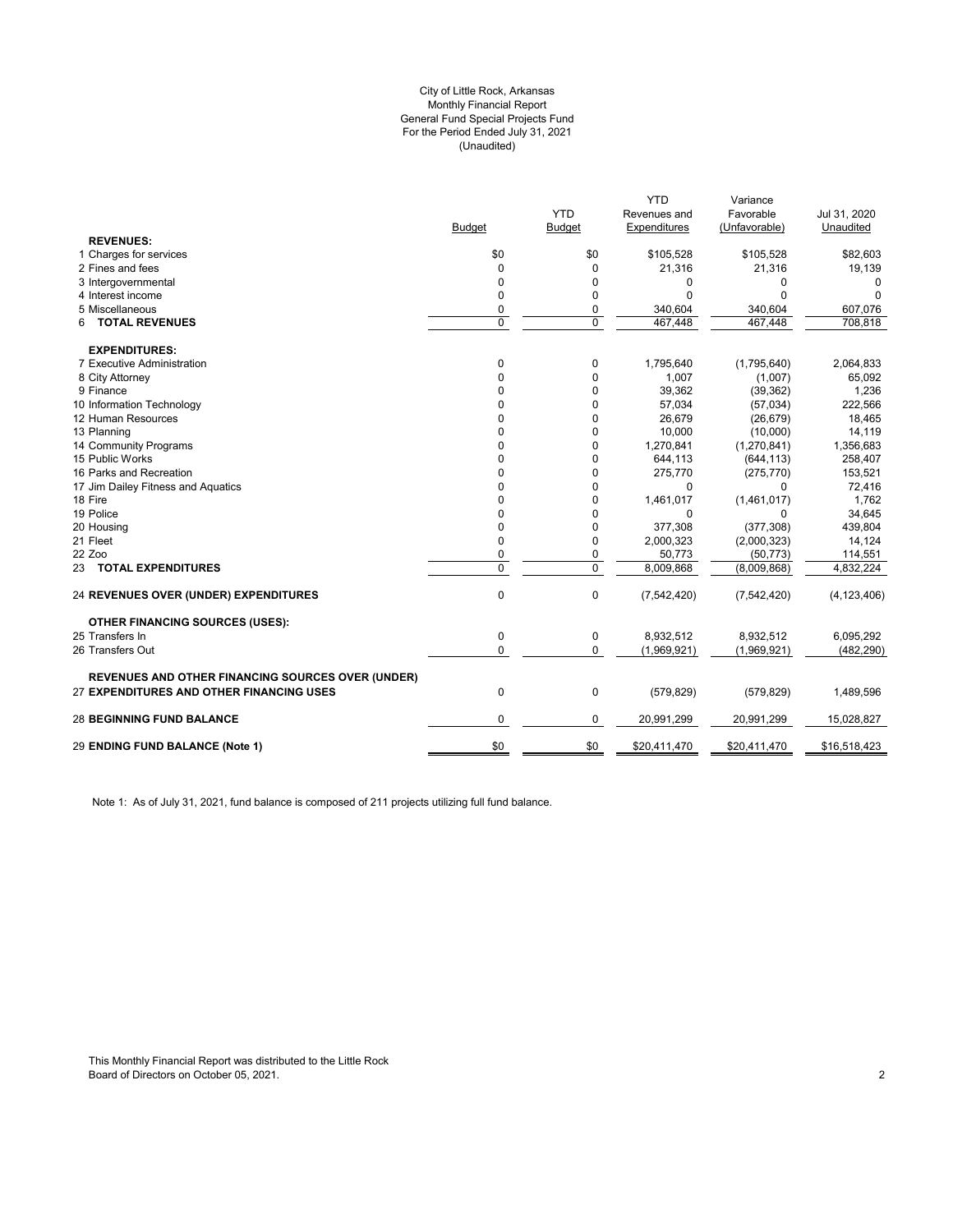City of Little Rock, Arkansas
Monthly Financial Report
General Fund Special Projects Fund
For the Period Ended July 31, 2021
(Unaudited)

| | Budget | YTD Budget | YTD Revenues and Expenditures | Variance Favorable (Unfavorable) | Jul 31, 2020 Unaudited |
|---|---|---|---|---|---|
| **REVENUES:** | | | | | |
| 1 Charges for services | $0 | $0 | $105,528 | $105,528 | $82,603 |
| 2 Fines and fees | 0 | 0 | 21,316 | 21,316 | 19,139 |
| 3 Intergovernmental | 0 | 0 | 0 | 0 | 0 |
| 4 Interest income | 0 | 0 | 0 | 0 | 0 |
| 5 Miscellaneous | 0 | 0 | 340,604 | 340,604 | 607,076 |
| 6 **TOTAL REVENUES** | 0 | 0 | 467,448 | 467,448 | 708,818 |
| **EXPENDITURES:** | | | | | |
| 7 Executive Administration | 0 | 0 | 1,795,640 | (1,795,640) | 2,064,833 |
| 8 City Attorney | 0 | 0 | 1,007 | (1,007) | 65,092 |
| 9 Finance | 0 | 0 | 39,362 | (39,362) | 1,236 |
| 10 Information Technology | 0 | 0 | 57,034 | (57,034) | 222,566 |
| 12 Human Resources | 0 | 0 | 26,679 | (26,679) | 18,465 |
| 13 Planning | 0 | 0 | 10,000 | (10,000) | 14,119 |
| 14 Community Programs | 0 | 0 | 1,270,841 | (1,270,841) | 1,356,683 |
| 15 Public Works | 0 | 0 | 644,113 | (644,113) | 258,407 |
| 16 Parks and Recreation | 0 | 0 | 275,770 | (275,770) | 153,521 |
| 17 Jim Dailey Fitness and Aquatics | 0 | 0 | 0 | 0 | 72,416 |
| 18 Fire | 0 | 0 | 1,461,017 | (1,461,017) | 1,762 |
| 19 Police | 0 | 0 | 0 | 0 | 34,645 |
| 20 Housing | 0 | 0 | 377,308 | (377,308) | 439,804 |
| 21 Fleet | 0 | 0 | 2,000,323 | (2,000,323) | 14,124 |
| 22 Zoo | 0 | 0 | 50,773 | (50,773) | 114,551 |
| 23 **TOTAL EXPENDITURES** | 0 | 0 | 8,009,868 | (8,009,868) | 4,832,224 |
| 24 **REVENUES OVER (UNDER) EXPENDITURES** | 0 | 0 | (7,542,420) | (7,542,420) | (4,123,406) |
| **OTHER FINANCING SOURCES (USES):** | | | | | |
| 25 Transfers In | 0 | 0 | 8,932,512 | 8,932,512 | 6,095,292 |
| 26 Transfers Out | 0 | 0 | (1,969,921) | (1,969,921) | (482,290) |
| **REVENUES AND OTHER FINANCING SOURCES OVER (UNDER)** | | | | | |
| 27 **EXPENDITURES AND OTHER FINANCING USES** | 0 | 0 | (579,829) | (579,829) | 1,489,596 |
| 28 **BEGINNING FUND BALANCE** | 0 | 0 | 20,991,299 | 20,991,299 | 15,028,827 |
| 29 **ENDING FUND BALANCE (Note 1)** | $0 | $0 | $20,411,470 | $20,411,470 | $16,518,423 |

Note 1: As of July 31, 2021, fund balance is composed of 211 projects utilizing full fund balance.

This Monthly Financial Report was distributed to the Little Rock Board of Directors on October 05, 2021.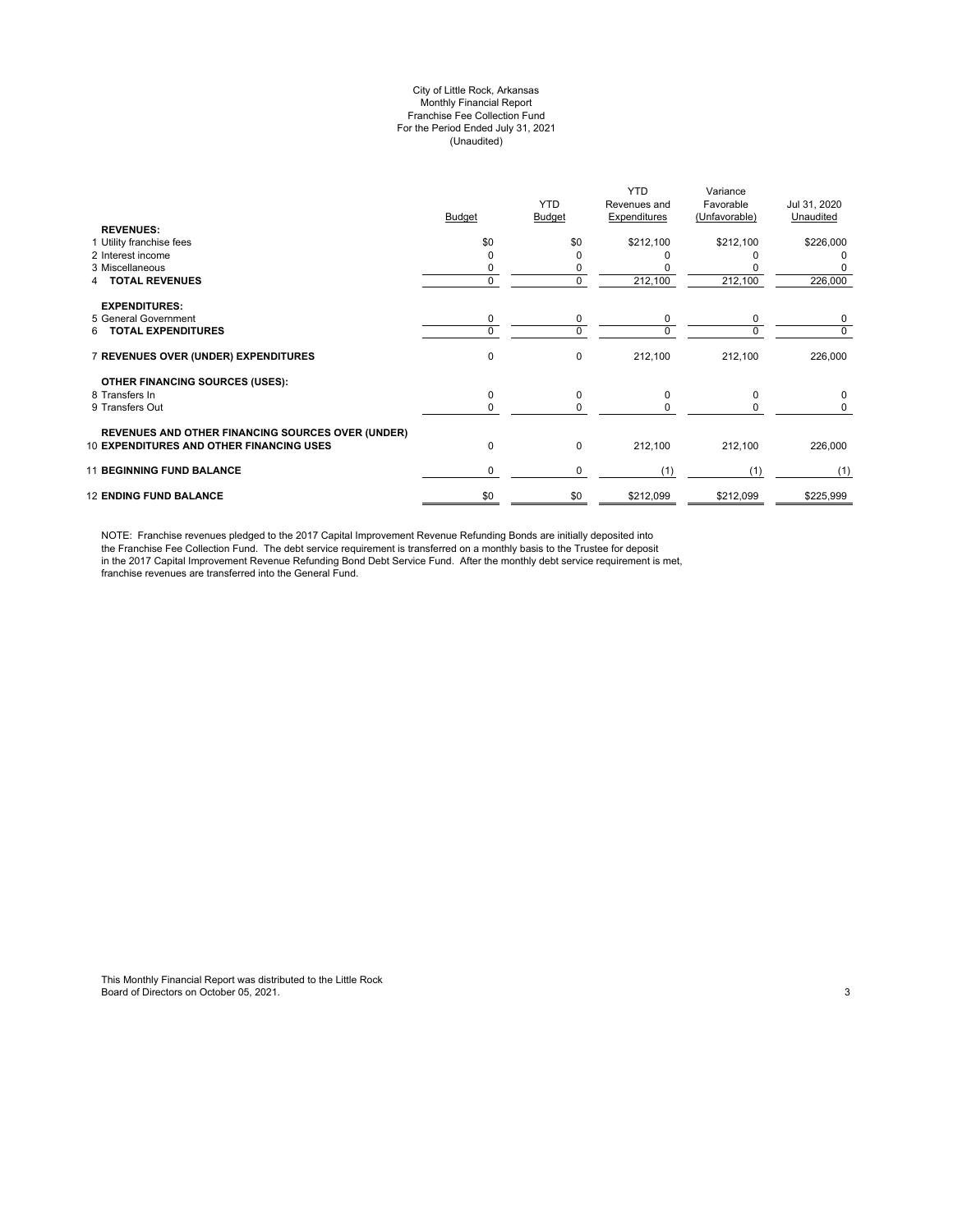City of Little Rock, Arkansas
Monthly Financial Report
Franchise Fee Collection Fund
For the Period Ended July 31, 2021
(Unaudited)

| | Budget | YTD Budget | YTD Revenues and Expenditures | Variance Favorable (Unfavorable) | Jul 31, 2020 Unaudited |
|---|---|---|---|---|---|
| **REVENUES:** | | | | | |
| 1 Utility franchise fees | $0 | $0 | $212,100 | $212,100 | $226,000 |
| 2 Interest income | 0 | 0 | 0 | 0 | 0 |
| 3 Miscellaneous | 0 | 0 | 0 | 0 | 0 |
| 4 **TOTAL REVENUES** | 0 | 0 | 212,100 | 212,100 | 226,000 |
| **EXPENDITURES:** | | | | | |
| 5 General Government | 0 | 0 | 0 | 0 | 0 |
| 6 **TOTAL EXPENDITURES** | 0 | 0 | 0 | 0 | 0 |
| 7 **REVENUES OVER (UNDER) EXPENDITURES** | 0 | 0 | 212,100 | 212,100 | 226,000 |
| **OTHER FINANCING SOURCES (USES):** | | | | | |
| 8 Transfers In | 0 | 0 | 0 | 0 | 0 |
| 9 Transfers Out | 0 | 0 | 0 | 0 | 0 |
| **REVENUES AND OTHER FINANCING SOURCES OVER (UNDER)** 10 **EXPENDITURES AND OTHER FINANCING USES** | 0 | 0 | 212,100 | 212,100 | 226,000 |
| 11 **BEGINNING FUND BALANCE** | 0 | 0 | (1) | (1) | (1) |
| 12 **ENDING FUND BALANCE** | $0 | $0 | $212,099 | $212,099 | $225,999 |

NOTE: Franchise revenues pledged to the 2017 Capital Improvement Revenue Refunding Bonds are initially deposited into the Franchise Fee Collection Fund. The debt service requirement is transferred on a monthly basis to the Trustee for deposit in the 2017 Capital Improvement Revenue Refunding Bond Debt Service Fund. After the monthly debt service requirement is met, franchise revenues are transferred into the General Fund.

This Monthly Financial Report was distributed to the Little Rock Board of Directors on October 05, 2021.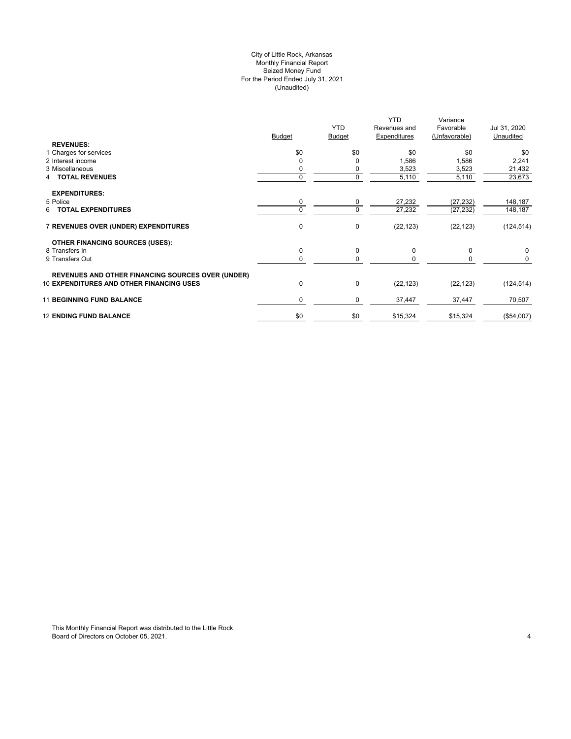City of Little Rock, Arkansas
Monthly Financial Report
Seized Money Fund
For the Period Ended July 31, 2021
(Unaudited)

| | Budget | YTD Budget | YTD Revenues and Expenditures | Variance Favorable (Unfavorable) | Jul 31, 2020 Unaudited |
|---|---|---|---|---|---|
| **REVENUES:** | | | | | |
| 1 Charges for services | $0 | $0 | $0 | $0 | $0 |
| 2 Interest income | 0 | 0 | 1,586 | 1,586 | 2,241 |
| 3 Miscellaneous | 0 | 0 | 3,523 | 3,523 | 21,432 |
| 4 **TOTAL REVENUES** | 0 | 0 | 5,110 | 5,110 | 23,673 |
| **EXPENDITURES:** | | | | | |
| 5 Police | 0 | 0 | 27,232 | (27,232) | 148,187 |
| 6 **TOTAL EXPENDITURES** | 0 | 0 | 27,232 | (27,232) | 148,187 |
| 7 **REVENUES OVER (UNDER) EXPENDITURES** | 0 | 0 | (22,123) | (22,123) | (124,514) |
| **OTHER FINANCING SOURCES (USES):** | | | | | |
| 8 Transfers In | 0 | 0 | 0 | 0 | 0 |
| 9 Transfers Out | 0 | 0 | 0 | 0 | 0 |
| **REVENUES AND OTHER FINANCING SOURCES OVER (UNDER)** | | | | | |
| 10 **EXPENDITURES AND OTHER FINANCING USES** | 0 | 0 | (22,123) | (22,123) | (124,514) |
| 11 **BEGINNING FUND BALANCE** | 0 | 0 | 37,447 | 37,447 | 70,507 |
| 12 **ENDING FUND BALANCE** | $0 | $0 | $15,324 | $15,324 | ($54,007) |

This Monthly Financial Report was distributed to the Little Rock Board of Directors on October 05, 2021.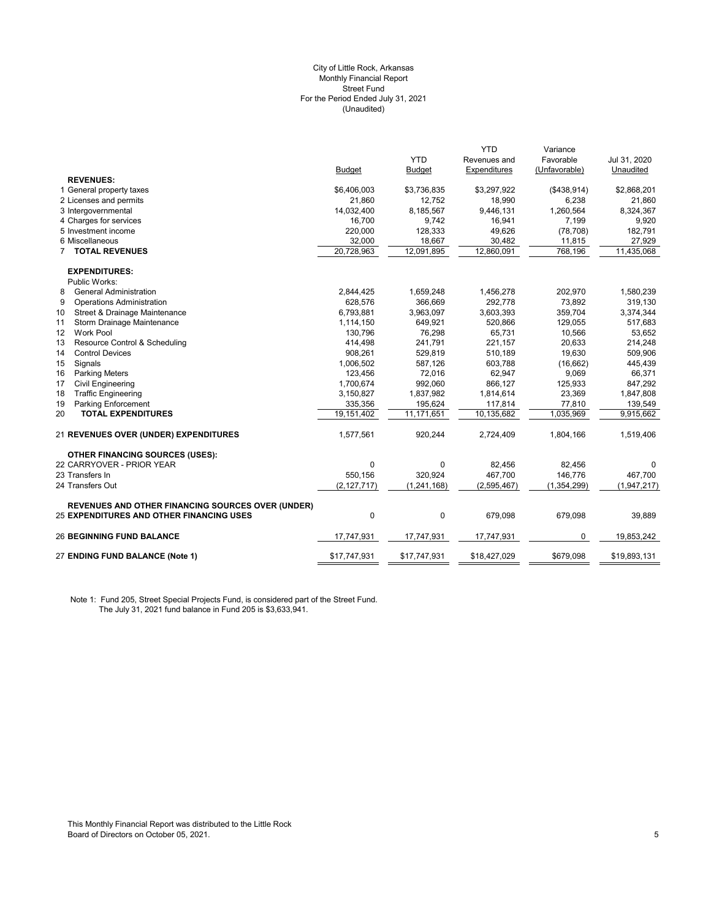City of Little Rock, Arkansas
Monthly Financial Report
Street Fund
For the Period Ended July 31, 2021
(Unaudited)

| | Budget | YTD Budget | YTD Revenues and Expenditures | Variance Favorable (Unfavorable) | Jul 31, 2020 Unaudited |
|---|---|---|---|---|---|
| **REVENUES:** | | | | | |
| 1 General property taxes | $6,406,003 | $3,736,835 | $3,297,922 | ($438,914) | $2,868,201 |
| 2 Licenses and permits | 21,860 | 12,752 | 18,990 | 6,238 | 21,860 |
| 3 Intergovernmental | 14,032,400 | 8,185,567 | 9,446,131 | 1,260,564 | 8,324,367 |
| 4 Charges for services | 16,700 | 9,742 | 16,941 | 7,199 | 9,920 |
| 5 Investment income | 220,000 | 128,333 | 49,626 | (78,708) | 182,791 |
| 6 Miscellaneous | 32,000 | 18,667 | 30,482 | 11,815 | 27,929 |
| 7 **TOTAL REVENUES** | 20,728,963 | 12,091,895 | 12,860,091 | 768,196 | 11,435,068 |
| **EXPENDITURES:** | | | | | |
| Public Works: | | | | | |
| 8 General Administration | 2,844,425 | 1,659,248 | 1,456,278 | 202,970 | 1,580,239 |
| 9 Operations Administration | 628,576 | 366,669 | 292,778 | 73,892 | 319,130 |
| 10 Street & Drainage Maintenance | 6,793,881 | 3,963,097 | 3,603,393 | 359,704 | 3,374,344 |
| 11 Storm Drainage Maintenance | 1,114,150 | 649,921 | 520,866 | 129,055 | 517,683 |
| 12 Work Pool | 130,796 | 76,298 | 65,731 | 10,566 | 53,652 |
| 13 Resource Control & Scheduling | 414,498 | 241,791 | 221,157 | 20,633 | 214,248 |
| 14 Control Devices | 908,261 | 529,819 | 510,189 | 19,630 | 509,906 |
| 15 Signals | 1,006,502 | 587,126 | 603,788 | (16,662) | 445,439 |
| 16 Parking Meters | 123,456 | 72,016 | 62,947 | 9,069 | 66,371 |
| 17 Civil Engineering | 1,700,674 | 992,060 | 866,127 | 125,933 | 847,292 |
| 18 Traffic Engineering | 3,150,827 | 1,837,982 | 1,814,614 | 23,369 | 1,847,808 |
| 19 Parking Enforcement | 335,356 | 195,624 | 117,814 | 77,810 | 139,549 |
| 20 **TOTAL EXPENDITURES** | 19,151,402 | 11,171,651 | 10,135,682 | 1,035,969 | 9,915,662 |
| 21 **REVENUES OVER (UNDER) EXPENDITURES** | 1,577,561 | 920,244 | 2,724,409 | 1,804,166 | 1,519,406 |
| **OTHER FINANCING SOURCES (USES):** | | | | | |
| 22 CARRYOVER - PRIOR YEAR | 0 | 0 | 82,456 | 82,456 | 0 |
| 23 Transfers In | 550,156 | 320,924 | 467,700 | 146,776 | 467,700 |
| 24 Transfers Out | (2,127,717) | (1,241,168) | (2,595,467) | (1,354,299) | (1,947,217) |
| 25 **REVENUES AND OTHER FINANCING SOURCES OVER (UNDER) EXPENDITURES AND OTHER FINANCING USES** | 0 | 0 | 679,098 | 679,098 | 39,889 |
| 26 **BEGINNING FUND BALANCE** | 17,747,931 | 17,747,931 | 17,747,931 | 0 | 19,853,242 |
| 27 **ENDING FUND BALANCE (Note 1)** | $17,747,931 | $17,747,931 | $18,427,029 | $679,098 | $19,893,131 |

Note 1: Fund 205, Street Special Projects Fund, is considered part of the Street Fund.
The July 31, 2021 fund balance in Fund 205 is $3,633,941.

This Monthly Financial Report was distributed to the Little Rock Board of Directors on October 05, 2021.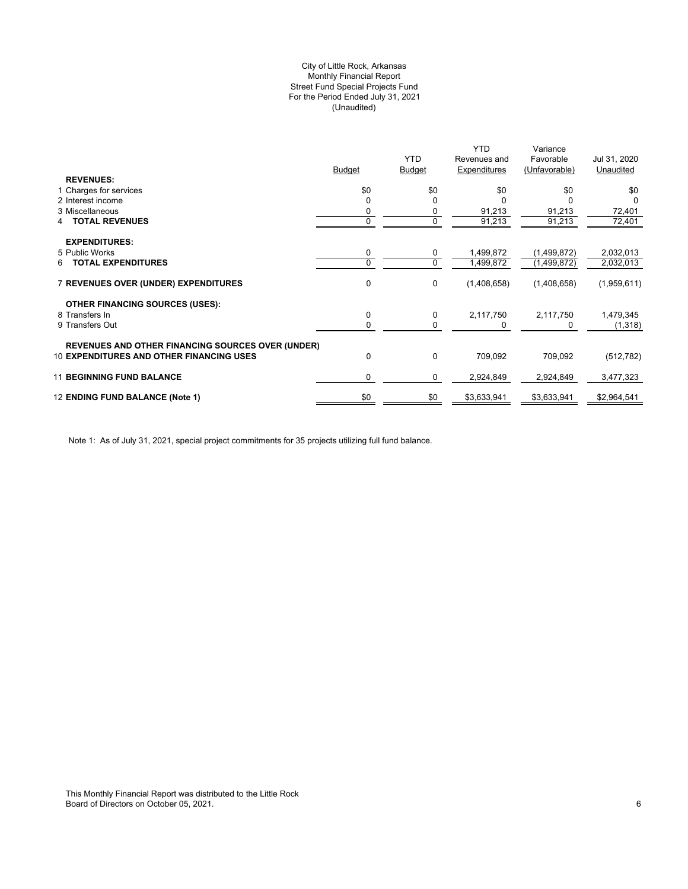City of Little Rock, Arkansas
Monthly Financial Report
Street Fund Special Projects Fund
For the Period Ended July 31, 2021
(Unaudited)

| | Budget | YTD Budget | YTD Revenues and Expenditures | Variance Favorable (Unfavorable) | Jul 31, 2020 Unaudited |
|---|---|---|---|---|---|
| **REVENUES:** | | | | | |
| 1 Charges for services | $0 | $0 | $0 | $0 | $0 |
| 2 Interest income | 0 | 0 | 0 | 0 | 0 |
| 3 Miscellaneous | 0 | 0 | 91,213 | 91,213 | 72,401 |
| 4 **TOTAL REVENUES** | 0 | 0 | 91,213 | 91,213 | 72,401 |
| **EXPENDITURES:** | | | | | |
| 5 Public Works | 0 | 0 | 1,499,872 | (1,499,872) | 2,032,013 |
| 6 **TOTAL EXPENDITURES** | 0 | 0 | 1,499,872 | (1,499,872) | 2,032,013 |
| 7 **REVENUES OVER (UNDER) EXPENDITURES** | 0 | 0 | (1,408,658) | (1,408,658) | (1,959,611) |
| **OTHER FINANCING SOURCES (USES):** | | | | | |
| 8 Transfers In | 0 | 0 | 2,117,750 | 2,117,750 | 1,479,345 |
| 9 Transfers Out | 0 | 0 | 0 | 0 | (1,318) |
| 10 **REVENUES AND OTHER FINANCING SOURCES OVER (UNDER) EXPENDITURES AND OTHER FINANCING USES** | 0 | 0 | 709,092 | 709,092 | (512,782) |
| 11 **BEGINNING FUND BALANCE** | 0 | 0 | 2,924,849 | 2,924,849 | 3,477,323 |
| 12 **ENDING FUND BALANCE (Note 1)** | $0 | $0 | $3,633,941 | $3,633,941 | $2,964,541 |

Note 1: As of July 31, 2021, special project commitments for 35 projects utilizing full fund balance.

This Monthly Financial Report was distributed to the Little Rock Board of Directors on October 05, 2021.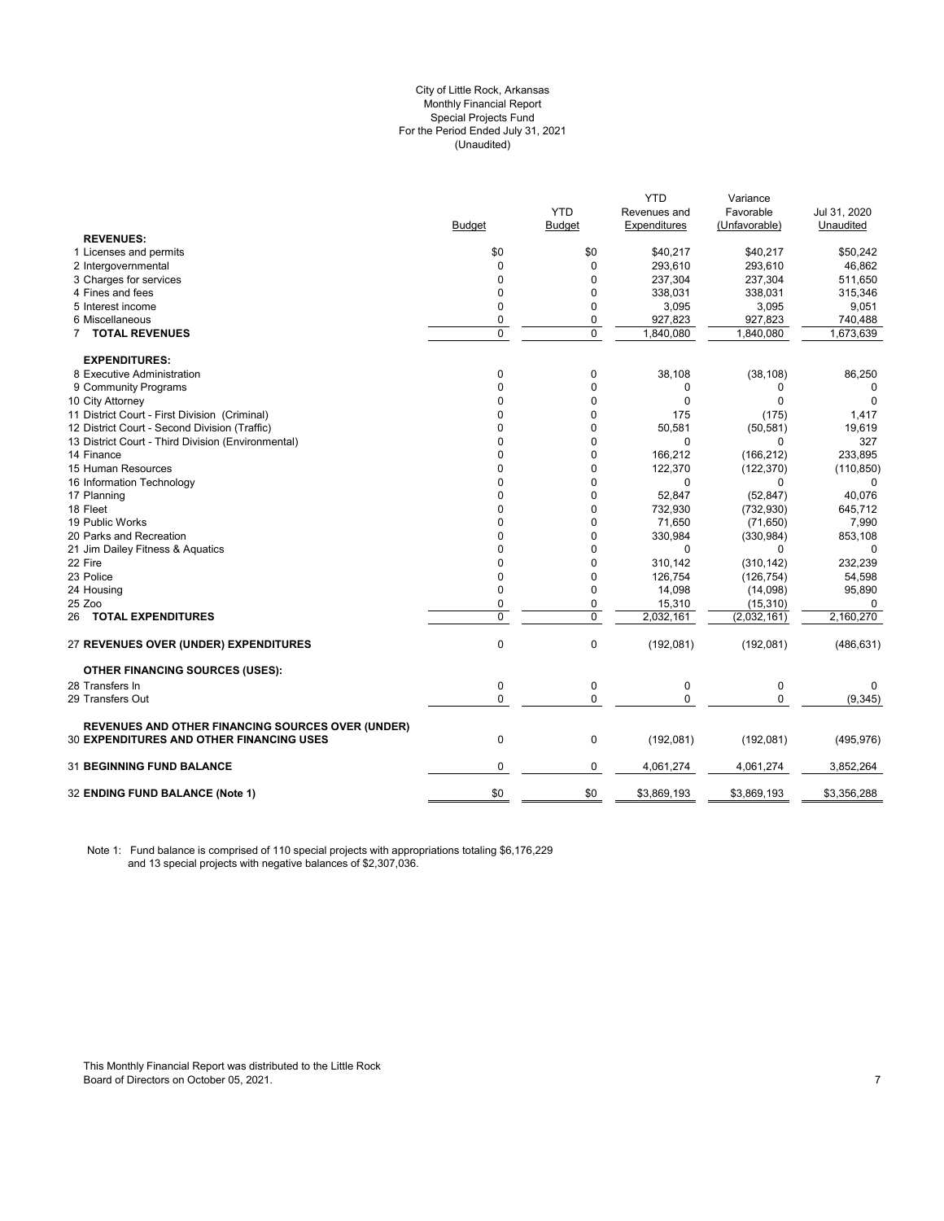City of Little Rock, Arkansas
Monthly Financial Report
Special Projects Fund
For the Period Ended July 31, 2021
(Unaudited)

| | Budget | YTD Budget | YTD Revenues and Expenditures | Variance Favorable (Unfavorable) | Jul 31, 2020 Unaudited |
|---|---|---|---|---|---|
| **REVENUES:** | | | | | |
| 1 Licenses and permits | $0 | $0 | $40,217 | $40,217 | $50,242 |
| 2 Intergovernmental | 0 | 0 | 293,610 | 293,610 | 46,862 |
| 3 Charges for services | 0 | 0 | 237,304 | 237,304 | 511,650 |
| 4 Fines and fees | 0 | 0 | 338,031 | 338,031 | 315,346 |
| 5 Interest income | 0 | 0 | 3,095 | 3,095 | 9,051 |
| 6 Miscellaneous | 0 | 0 | 927,823 | 927,823 | 740,488 |
| 7 **TOTAL REVENUES** | 0 | 0 | 1,840,080 | 1,840,080 | 1,673,639 |
| **EXPENDITURES:** | | | | | |
| 8 Executive Administration | 0 | 0 | 38,108 | (38,108) | 86,250 |
| 9 Community Programs | 0 | 0 | 0 | 0 | 0 |
| 10 City Attorney | 0 | 0 | 0 | 0 | 0 |
| 11 District Court - First Division (Criminal) | 0 | 0 | 175 | (175) | 1,417 |
| 12 District Court - Second Division (Traffic) | 0 | 0 | 50,581 | (50,581) | 19,619 |
| 13 District Court - Third Division (Environmental) | 0 | 0 | 0 | 0 | 327 |
| 14 Finance | 0 | 0 | 166,212 | (166,212) | 233,895 |
| 15 Human Resources | 0 | 0 | 122,370 | (122,370) | (110,850) |
| 16 Information Technology | 0 | 0 | 0 | 0 | 0 |
| 17 Planning | 0 | 0 | 52,847 | (52,847) | 40,076 |
| 18 Fleet | 0 | 0 | 732,930 | (732,930) | 645,712 |
| 19 Public Works | 0 | 0 | 71,650 | (71,650) | 7,990 |
| 20 Parks and Recreation | 0 | 0 | 330,984 | (330,984) | 853,108 |
| 21 Jim Dailey Fitness & Aquatics | 0 | 0 | 0 | 0 | 0 |
| 22 Fire | 0 | 0 | 310,142 | (310,142) | 232,239 |
| 23 Police | 0 | 0 | 126,754 | (126,754) | 54,598 |
| 24 Housing | 0 | 0 | 14,098 | (14,098) | 95,890 |
| 25 Zoo | 0 | 0 | 15,310 | (15,310) | 0 |
| 26 **TOTAL EXPENDITURES** | 0 | 0 | 2,032,161 | (2,032,161) | 2,160,270 |
| 27 **REVENUES OVER (UNDER) EXPENDITURES** | 0 | 0 | (192,081) | (192,081) | (486,631) |
| **OTHER FINANCING SOURCES (USES):** | | | | | |
| 28 Transfers In | 0 | 0 | 0 | 0 | 0 |
| 29 Transfers Out | 0 | 0 | 0 | 0 | (9,345) |
| 30 **REVENUES AND OTHER FINANCING SOURCES OVER (UNDER) EXPENDITURES AND OTHER FINANCING USES** | 0 | 0 | (192,081) | (192,081) | (495,976) |
| 31 **BEGINNING FUND BALANCE** | 0 | 0 | 4,061,274 | 4,061,274 | 3,852,264 |
| 32 **ENDING FUND BALANCE (Note 1)** | $0 | $0 | $3,869,193 | $3,869,193 | $3,356,288 |

Note 1: Fund balance is comprised of 110 special projects with appropriations totaling $6,176,229 and 13 special projects with negative balances of $2,307,036.

This Monthly Financial Report was distributed to the Little Rock Board of Directors on October 05, 2021.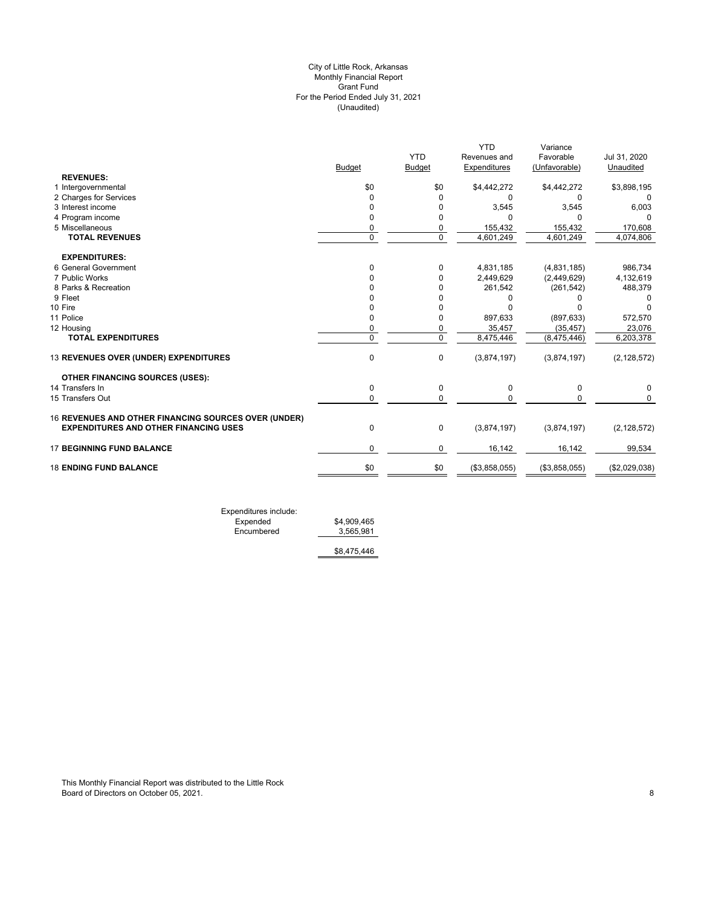City of Little Rock, Arkansas
Monthly Financial Report
Grant Fund
For the Period Ended July 31, 2021
(Unaudited)

| | Budget | YTD Budget | YTD Revenues and Expenditures | Variance Favorable (Unfavorable) | Jul 31, 2020 Unaudited |
|---|---|---|---|---|---|
| **REVENUES:** | | | | | |
| 1 Intergovernmental | $0 | $0 | $4,442,272 | $4,442,272 | $3,898,195 |
| 2 Charges for Services | 0 | 0 | 0 | 0 | 0 |
| 3 Interest income | 0 | 0 | 3,545 | 3,545 | 6,003 |
| 4 Program income | 0 | 0 | 0 | 0 | 0 |
| 5 Miscellaneous | 0 | 0 | 155,432 | 155,432 | 170,608 |
| **TOTAL REVENUES** | 0 | 0 | 4,601,249 | 4,601,249 | 4,074,806 |
| **EXPENDITURES:** | | | | | |
| 6 General Government | 0 | 0 | 4,831,185 | (4,831,185) | 986,734 |
| 7 Public Works | 0 | 0 | 2,449,629 | (2,449,629) | 4,132,619 |
| 8 Parks & Recreation | 0 | 0 | 261,542 | (261,542) | 488,379 |
| 9 Fleet | 0 | 0 | 0 | 0 | 0 |
| 10 Fire | 0 | 0 | 0 | 0 | 0 |
| 11 Police | 0 | 0 | 897,633 | (897,633) | 572,570 |
| 12 Housing | 0 | 0 | 35,457 | (35,457) | 23,076 |
| **TOTAL EXPENDITURES** | 0 | 0 | 8,475,446 | (8,475,446) | 6,203,378 |
| 13 **REVENUES OVER (UNDER) EXPENDITURES** | 0 | 0 | (3,874,197) | (3,874,197) | (2,128,572) |
| **OTHER FINANCING SOURCES (USES):** | | | | | |
| 14 Transfers In | 0 | 0 | 0 | 0 | 0 |
| 15 Transfers Out | 0 | 0 | 0 | 0 | 0 |
| 16 **REVENUES AND OTHER FINANCING SOURCES OVER (UNDER) EXPENDITURES AND OTHER FINANCING USES** | 0 | 0 | (3,874,197) | (3,874,197) | (2,128,572) |
| 17 **BEGINNING FUND BALANCE** | 0 | 0 | 16,142 | 16,142 | 99,534 |
| 18 **ENDING FUND BALANCE** | $0 | $0 | ($3,858,055) | ($3,858,055) | ($2,029,038) |

Expenditures include:

| | |
|---|---|
| Expended | $4,909,465 |
| Encumbered | 3,565,981 |
| | $8,475,446 |

This Monthly Financial Report was distributed to the Little Rock Board of Directors on October 05, 2021.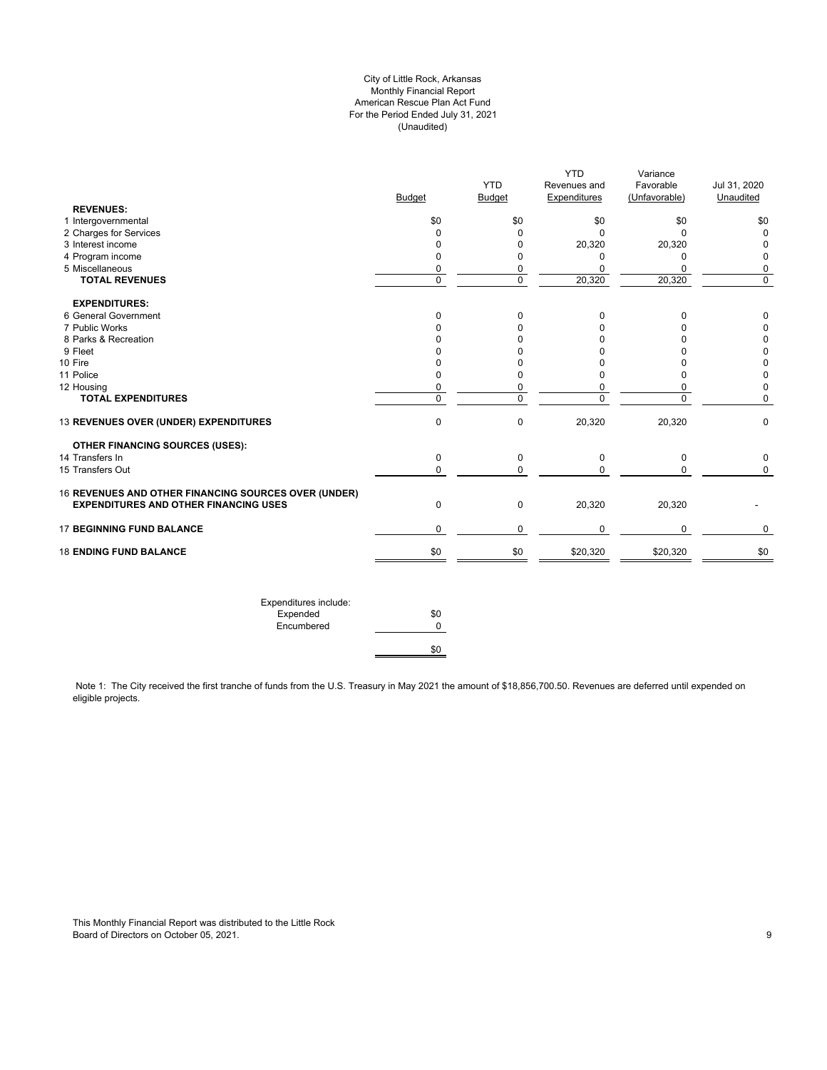City of Little Rock, Arkansas
Monthly Financial Report
American Rescue Plan Act Fund
For the Period Ended July 31, 2021
(Unaudited)

| | Budget | YTD Budget | YTD Revenues and Expenditures | Variance Favorable (Unfavorable) | Jul 31, 2020 Unaudited |
|---|---|---|---|---|---|
| **REVENUES:** | | | | | |
| 1 Intergovernmental | $0 | $0 | $0 | $0 | $0 |
| 2 Charges for Services | 0 | 0 | 0 | 0 | 0 |
| 3 Interest income | 0 | 0 | 20,320 | 20,320 | 0 |
| 4 Program income | 0 | 0 | 0 | 0 | 0 |
| 5 Miscellaneous | 0 | 0 | 0 | 0 | 0 |
| **TOTAL REVENUES** | 0 | 0 | 20,320 | 20,320 | 0 |
| **EXPENDITURES:** | | | | | |
| 6 General Government | 0 | 0 | 0 | 0 | 0 |
| 7 Public Works | 0 | 0 | 0 | 0 | 0 |
| 8 Parks & Recreation | 0 | 0 | 0 | 0 | 0 |
| 9 Fleet | 0 | 0 | 0 | 0 | 0 |
| 10 Fire | 0 | 0 | 0 | 0 | 0 |
| 11 Police | 0 | 0 | 0 | 0 | 0 |
| 12 Housing | 0 | 0 | 0 | 0 | 0 |
| **TOTAL EXPENDITURES** | 0 | 0 | 0 | 0 | 0 |
| 13 **REVENUES OVER (UNDER) EXPENDITURES** | 0 | 0 | 20,320 | 20,320 | 0 |
| **OTHER FINANCING SOURCES (USES):** | | | | | |
| 14 Transfers In | 0 | 0 | 0 | 0 | 0 |
| 15 Transfers Out | 0 | 0 | 0 | 0 | 0 |
| 16 **REVENUES AND OTHER FINANCING SOURCES OVER (UNDER) EXPENDITURES AND OTHER FINANCING USES** | 0 | 0 | 20,320 | 20,320 | - |
| 17 **BEGINNING FUND BALANCE** | 0 | 0 | 0 | 0 | 0 |
| 18 **ENDING FUND BALANCE** | $0 | $0 | $20,320 | $20,320 | $0 |

| Expenditures include: | |
|---|---|
| Expended | $0 |
| Encumbered | 0 |
| | $0 |

Note 1: The City received the first tranche of funds from the U.S. Treasury in May 2021 the amount of $18,856,700.50. Revenues are deferred until expended on eligible projects.

This Monthly Financial Report was distributed to the Little Rock Board of Directors on October 05, 2021.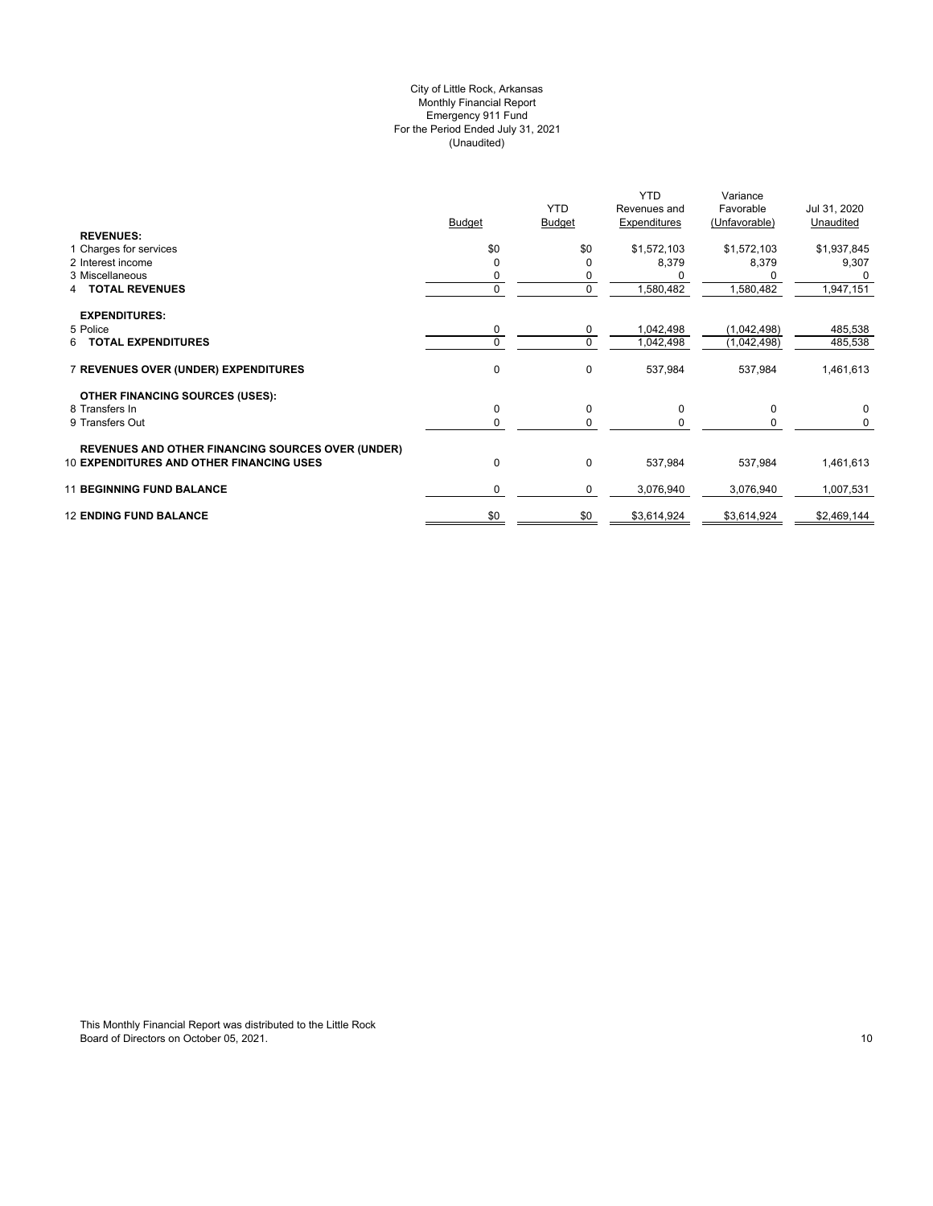City of Little Rock, Arkansas
Monthly Financial Report
Emergency 911 Fund
For the Period Ended July 31, 2021
(Unaudited)

| | Budget | YTD Budget | YTD Revenues and Expenditures | Variance Favorable (Unfavorable) | Jul 31, 2020 Unaudited |
|---|---|---|---|---|---|
| **REVENUES:** | | | | | |
| 1 Charges for services | $0 | $0 | $1,572,103 | $1,572,103 | $1,937,845 |
| 2 Interest income | 0 | 0 | 8,379 | 8,379 | 9,307 |
| 3 Miscellaneous | 0 | 0 | 0 | 0 | 0 |
| 4 **TOTAL REVENUES** | 0 | 0 | 1,580,482 | 1,580,482 | 1,947,151 |
| **EXPENDITURES:** | | | | | |
| 5 Police | 0 | 0 | 1,042,498 | (1,042,498) | 485,538 |
| 6 **TOTAL EXPENDITURES** | 0 | 0 | 1,042,498 | (1,042,498) | 485,538 |
| 7 **REVENUES OVER (UNDER) EXPENDITURES** | 0 | 0 | 537,984 | 537,984 | 1,461,613 |
| **OTHER FINANCING SOURCES (USES):** | | | | | |
| 8 Transfers In | 0 | 0 | 0 | 0 | 0 |
| 9 Transfers Out | 0 | 0 | 0 | 0 | 0 |
| **REVENUES AND OTHER FINANCING SOURCES OVER (UNDER)** 10 **EXPENDITURES AND OTHER FINANCING USES** | 0 | 0 | 537,984 | 537,984 | 1,461,613 |
| 11 **BEGINNING FUND BALANCE** | 0 | 0 | 3,076,940 | 3,076,940 | 1,007,531 |
| 12 **ENDING FUND BALANCE** | $0 | $0 | $3,614,924 | $3,614,924 | $2,469,144 |

This Monthly Financial Report was distributed to the Little Rock Board of Directors on October 05, 2021.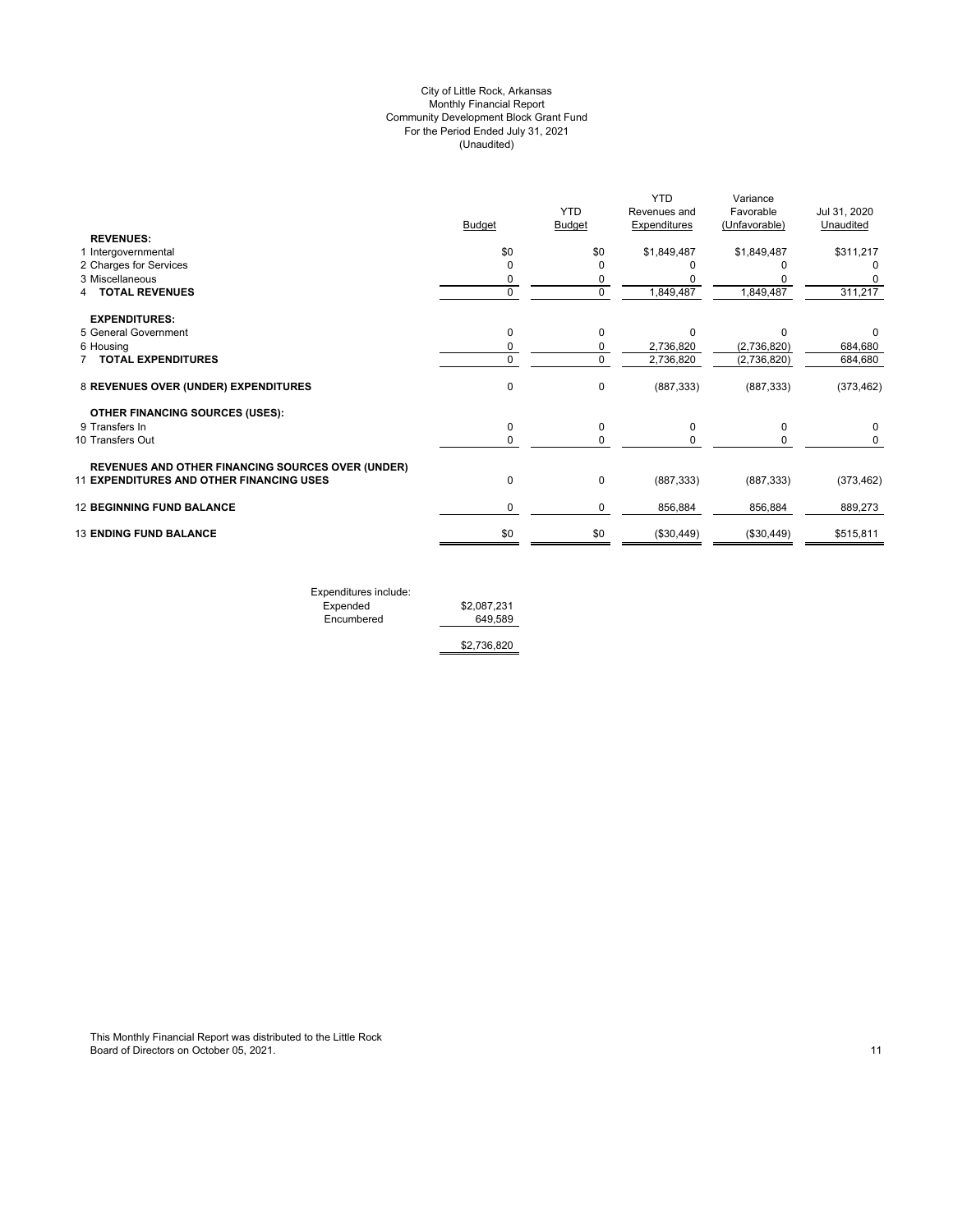# City of Little Rock, Arkansas
## Monthly Financial Report
## Community Development Block Grant Fund
## For the Period Ended July 31, 2021
## (Unaudited)

| | Budget | YTD Budget | YTD Revenues and Expenditures | Variance Favorable (Unfavorable) | Jul 31, 2020 Unaudited |
|---|---|---|---|---|---|
| **REVENUES:** | | | | | |
| 1 Intergovernmental | $0 | $0 | $1,849,487 | $1,849,487 | $311,217 |
| 2 Charges for Services | 0 | 0 | 0 | 0 | 0 |
| 3 Miscellaneous | 0 | 0 | 0 | 0 | 0 |
| 4 **TOTAL REVENUES** | 0 | 0 | 1,849,487 | 1,849,487 | 311,217 |
| **EXPENDITURES:** | | | | | |
| 5 General Government | 0 | 0 | 0 | 0 | 0 |
| 6 Housing | 0 | 0 | 2,736,820 | (2,736,820) | 684,680 |
| 7 **TOTAL EXPENDITURES** | 0 | 0 | 2,736,820 | (2,736,820) | 684,680 |
| 8 **REVENUES OVER (UNDER) EXPENDITURES** | 0 | 0 | (887,333) | (887,333) | (373,462) |
| **OTHER FINANCING SOURCES (USES):** | | | | | |
| 9 Transfers In | 0 | 0 | 0 | 0 | 0 |
| 10 Transfers Out | 0 | 0 | 0 | 0 | 0 |
| 11 **REVENUES AND OTHER FINANCING SOURCES OVER (UNDER) EXPENDITURES AND OTHER FINANCING USES** | 0 | 0 | (887,333) | (887,333) | (373,462) |
| 12 **BEGINNING FUND BALANCE** | 0 | 0 | 856,884 | 856,884 | 889,273 |
| 13 **ENDING FUND BALANCE** | $0 | $0 | ($30,449) | ($30,449) | $515,811 |

| Expenditures include: | |
|---|---|
| Expended | $2,087,231 |
| Encumbered | 649,589 |
| | $2,736,820 |

This Monthly Financial Report was distributed to the Little Rock Board of Directors on October 05, 2021.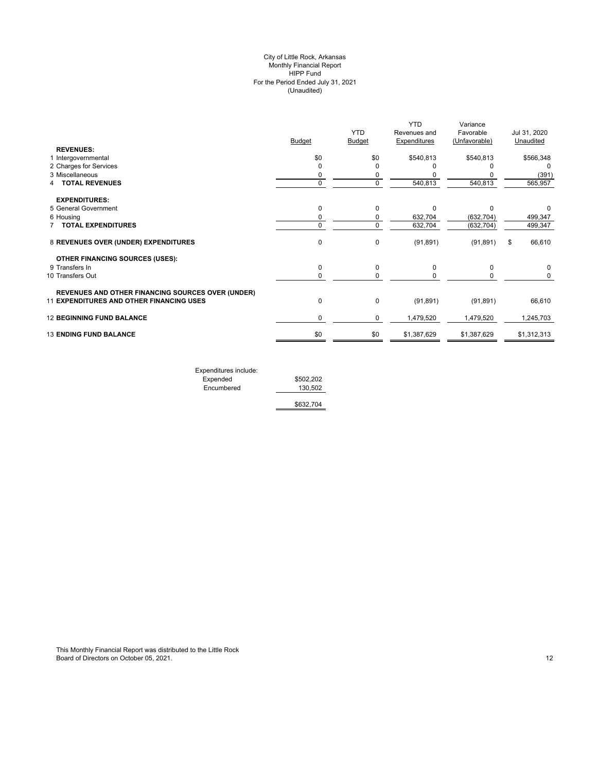# City of Little Rock, Arkansas
## Monthly Financial Report
## HIPP Fund
## For the Period Ended July 31, 2021
## (Unaudited)

| | Budget | YTD Budget | YTD Revenues and Expenditures | Variance Favorable (Unfavorable) | Jul 31, 2020 Unaudited |
|---|---|---|---|---|---|
| **REVENUES:** | | | | | |
| 1 Intergovernmental | $0 | $0 | $540,813 | $540,813 | $566,348 |
| 2 Charges for Services | 0 | 0 | 0 | 0 | 0 |
| 3 Miscellaneous | 0 | 0 | 0 | 0 | (391) |
| 4 **TOTAL REVENUES** | 0 | 0 | 540,813 | 540,813 | 565,957 |
| **EXPENDITURES:** | | | | | |
| 5 General Government | 0 | 0 | 0 | 0 | 0 |
| 6 Housing | 0 | 0 | 632,704 | (632,704) | 499,347 |
| 7 **TOTAL EXPENDITURES** | 0 | 0 | 632,704 | (632,704) | 499,347 |
| 8 **REVENUES OVER (UNDER) EXPENDITURES** | 0 | 0 | (91,891) | (91,891) | $ 66,610 |
| **OTHER FINANCING SOURCES (USES):** | | | | | |
| 9 Transfers In | 0 | 0 | 0 | 0 | 0 |
| 10 Transfers Out | 0 | 0 | 0 | 0 | 0 |
| **REVENUES AND OTHER FINANCING SOURCES OVER (UNDER)** | | | | | |
| 11 **EXPENDITURES AND OTHER FINANCING USES** | 0 | 0 | (91,891) | (91,891) | 66,610 |
| 12 **BEGINNING FUND BALANCE** | 0 | 0 | 1,479,520 | 1,479,520 | 1,245,703 |
| 13 **ENDING FUND BALANCE** | $0 | $0 | $1,387,629 | $1,387,629 | $1,312,313 |

| Expenditures include: | |
|---|---|
| Expended | $502,202 |
| Encumbered | 130,502 |
| | $632,704 |

This Monthly Financial Report was distributed to the Little Rock Board of Directors on October 05, 2021.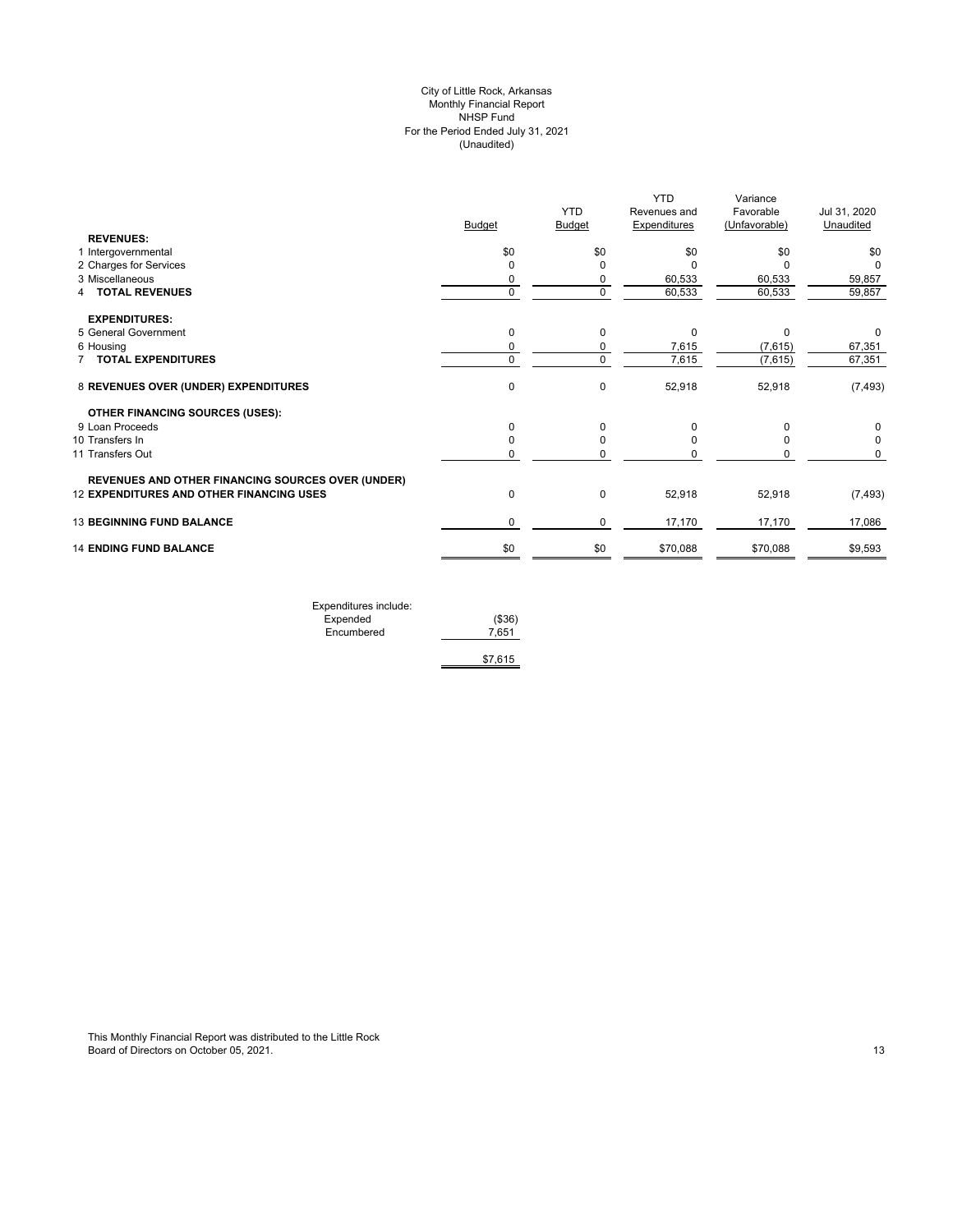# City of Little Rock, Arkansas
## Monthly Financial Report
## NHSP Fund
## For the Period Ended July 31, 2021
## (Unaudited)

| | Budget | YTD Budget | YTD Revenues and Expenditures | Variance Favorable (Unfavorable) | Jul 31, 2020 Unaudited |
|---|---|---|---|---|---|
| **REVENUES:** | | | | | |
| 1 Intergovernmental | $0 | $0 | $0 | $0 | $0 |
| 2 Charges for Services | 0 | 0 | 0 | 0 | 0 |
| 3 Miscellaneous | 0 | 0 | 60,533 | 60,533 | 59,857 |
| 4 **TOTAL REVENUES** | 0 | 0 | 60,533 | 60,533 | 59,857 |
| **EXPENDITURES:** | | | | | |
| 5 General Government | 0 | 0 | 0 | 0 | 0 |
| 6 Housing | 0 | 0 | 7,615 | (7,615) | 67,351 |
| 7 **TOTAL EXPENDITURES** | 0 | 0 | 7,615 | (7,615) | 67,351 |
| 8 **REVENUES OVER (UNDER) EXPENDITURES** | 0 | 0 | 52,918 | 52,918 | (7,493) |
| **OTHER FINANCING SOURCES (USES):** | | | | | |
| 9 Loan Proceeds | 0 | 0 | 0 | 0 | 0 |
| 10 Transfers In | 0 | 0 | 0 | 0 | 0 |
| 11 Transfers Out | 0 | 0 | 0 | 0 | 0 |
| **REVENUES AND OTHER FINANCING SOURCES OVER (UNDER)** 12 **EXPENDITURES AND OTHER FINANCING USES** | 0 | 0 | 52,918 | 52,918 | (7,493) |
| 13 **BEGINNING FUND BALANCE** | 0 | 0 | 17,170 | 17,170 | 17,086 |
| 14 **ENDING FUND BALANCE** | $0 | $0 | $70,088 | $70,088 | $9,593 |

| Expenditures include: | |
|---|---|
| Expended | ($36) |
| Encumbered | 7,651 |
| | $7,615 |

This Monthly Financial Report was distributed to the Little Rock Board of Directors on October 05, 2021.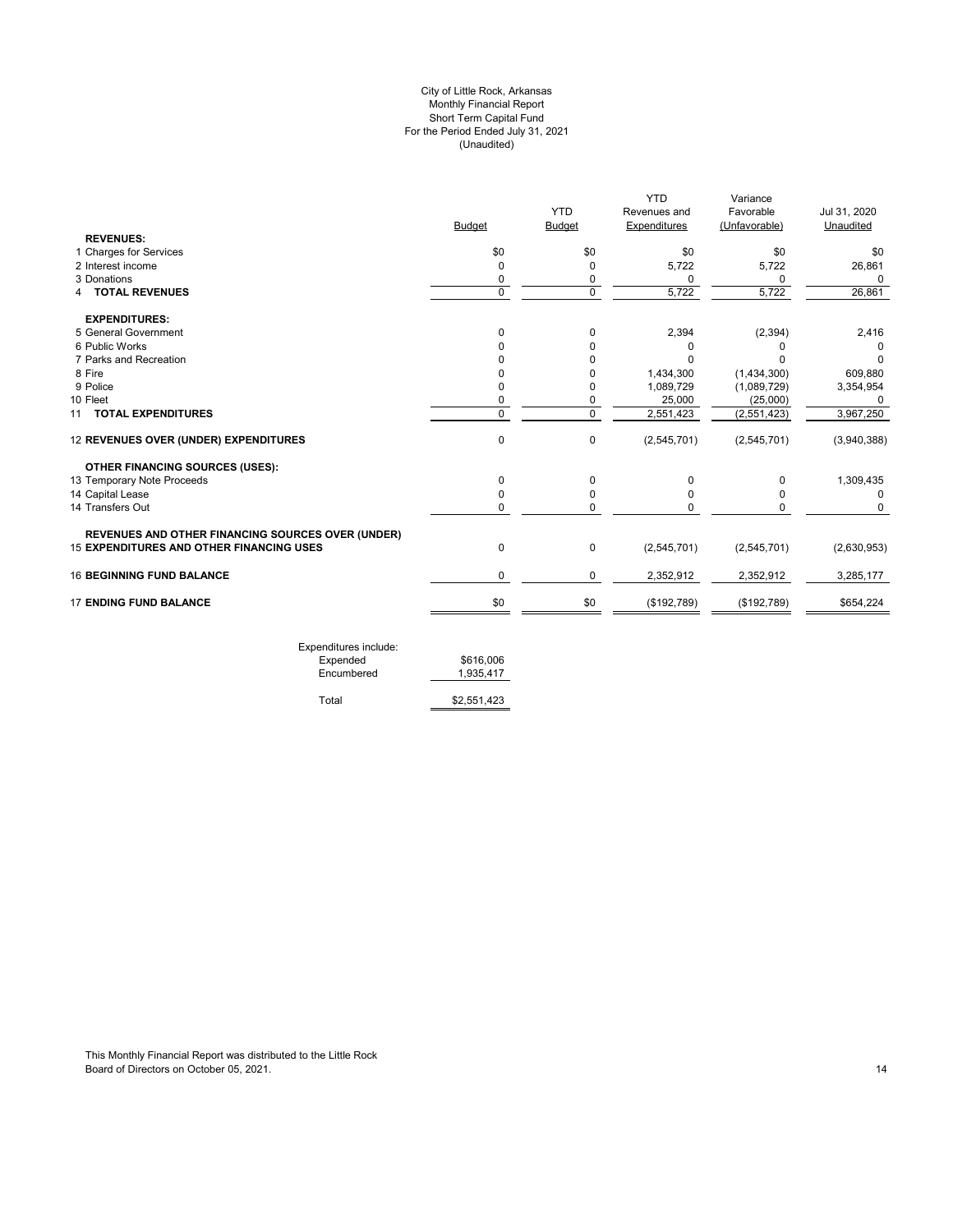City of Little Rock, Arkansas
Monthly Financial Report
Short Term Capital Fund
For the Period Ended July 31, 2021
(Unaudited)

| | Budget | YTD Budget | YTD Revenues and Expenditures | Variance Favorable (Unfavorable) | Jul 31, 2020 Unaudited |
|---|---|---|---|---|---|
| **REVENUES:** | | | | | |
| 1 Charges for Services | $0 | $0 | $0 | $0 | $0 |
| 2 Interest income | 0 | 0 | 5,722 | 5,722 | 26,861 |
| 3 Donations | 0 | 0 | 0 | 0 | 0 |
| 4 **TOTAL REVENUES** | 0 | 0 | 5,722 | 5,722 | 26,861 |
| **EXPENDITURES:** | | | | | |
| 5 General Government | 0 | 0 | 2,394 | (2,394) | 2,416 |
| 6 Public Works | 0 | 0 | 0 | 0 | 0 |
| 7 Parks and Recreation | 0 | 0 | 0 | 0 | 0 |
| 8 Fire | 0 | 0 | 1,434,300 | (1,434,300) | 609,880 |
| 9 Police | 0 | 0 | 1,089,729 | (1,089,729) | 3,354,954 |
| 10 Fleet | 0 | 0 | 25,000 | (25,000) | 0 |
| 11 **TOTAL EXPENDITURES** | 0 | 0 | 2,551,423 | (2,551,423) | 3,967,250 |
| 12 **REVENUES OVER (UNDER) EXPENDITURES** | 0 | 0 | (2,545,701) | (2,545,701) | (3,940,388) |
| **OTHER FINANCING SOURCES (USES):** | | | | | |
| 13 Temporary Note Proceeds | 0 | 0 | 0 | 0 | 1,309,435 |
| 14 Capital Lease | 0 | 0 | 0 | 0 | 0 |
| 14 Transfers Out | 0 | 0 | 0 | 0 | 0 |
| 15 **REVENUES AND OTHER FINANCING SOURCES OVER (UNDER) EXPENDITURES AND OTHER FINANCING USES** | 0 | 0 | (2,545,701) | (2,545,701) | (2,630,953) |
| 16 **BEGINNING FUND BALANCE** | 0 | 0 | 2,352,912 | 2,352,912 | 3,285,177 |
| 17 **ENDING FUND BALANCE** | $0 | $0 | ($192,789) | ($192,789) | $654,224 |

| Expenditures include: | |
|---|---|
| Expended | $616,006 |
| Encumbered | 1,935,417 |
| Total | $2,551,423 |

This Monthly Financial Report was distributed to the Little Rock Board of Directors on October 05, 2021.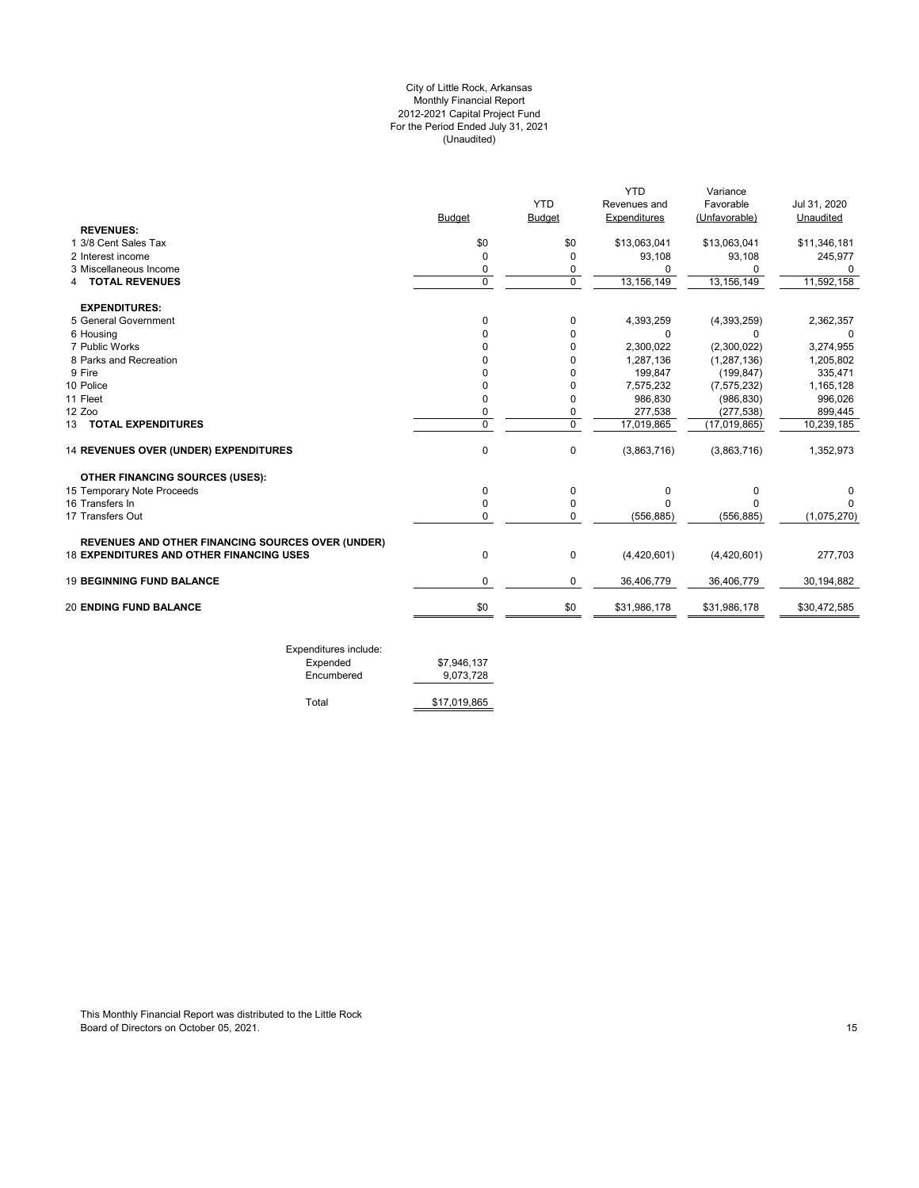City of Little Rock, Arkansas
Monthly Financial Report
2012-2021 Capital Project Fund
For the Period Ended July 31, 2021
(Unaudited)

| | Budget | YTD Budget | YTD Revenues and Expenditures | Variance Favorable (Unfavorable) | Jul 31, 2020 Unaudited |
|---|---|---|---|---|---|
| **REVENUES:** | | | | | |
| 1 3/8 Cent Sales Tax | $0 | $0 | $13,063,041 | $13,063,041 | $11,346,181 |
| 2 Interest income | 0 | 0 | 93,108 | 93,108 | 245,977 |
| 3 Miscellaneous Income | 0 | 0 | 0 | 0 | 0 |
| 4 **TOTAL REVENUES** | 0 | 0 | 13,156,149 | 13,156,149 | 11,592,158 |
| **EXPENDITURES:** | | | | | |
| 5 General Government | 0 | 0 | 4,393,259 | (4,393,259) | 2,362,357 |
| 6 Housing | 0 | 0 | 0 | 0 | 0 |
| 7 Public Works | 0 | 0 | 2,300,022 | (2,300,022) | 3,274,955 |
| 8 Parks and Recreation | 0 | 0 | 1,287,136 | (1,287,136) | 1,205,802 |
| 9 Fire | 0 | 0 | 199,847 | (199,847) | 335,471 |
| 10 Police | 0 | 0 | 7,575,232 | (7,575,232) | 1,165,128 |
| 11 Fleet | 0 | 0 | 986,830 | (986,830) | 996,026 |
| 12 Zoo | 0 | 0 | 277,538 | (277,538) | 899,445 |
| 13 **TOTAL EXPENDITURES** | 0 | 0 | 17,019,865 | (17,019,865) | 10,239,185 |
| 14 **REVENUES OVER (UNDER) EXPENDITURES** | 0 | 0 | (3,863,716) | (3,863,716) | 1,352,973 |
| **OTHER FINANCING SOURCES (USES):** | | | | | |
| 15 Temporary Note Proceeds | 0 | 0 | 0 | 0 | 0 |
| 16 Transfers In | 0 | 0 | 0 | 0 | 0 |
| 17 Transfers Out | 0 | 0 | (556,885) | (556,885) | (1,075,270) |
| **REVENUES AND OTHER FINANCING SOURCES OVER (UNDER)** 18 **EXPENDITURES AND OTHER FINANCING USES** | 0 | 0 | (4,420,601) | (4,420,601) | 277,703 |
| 19 **BEGINNING FUND BALANCE** | 0 | 0 | 36,406,779 | 36,406,779 | 30,194,882 |
| 20 **ENDING FUND BALANCE** | $0 | $0 | $31,986,178 | $31,986,178 | $30,472,585 |

| Expenditures include: | |
|---|---|
| Expended | $7,946,137 |
| Encumbered | 9,073,728 |
| Total | $17,019,865 |

This Monthly Financial Report was distributed to the Little Rock Board of Directors on October 05, 2021.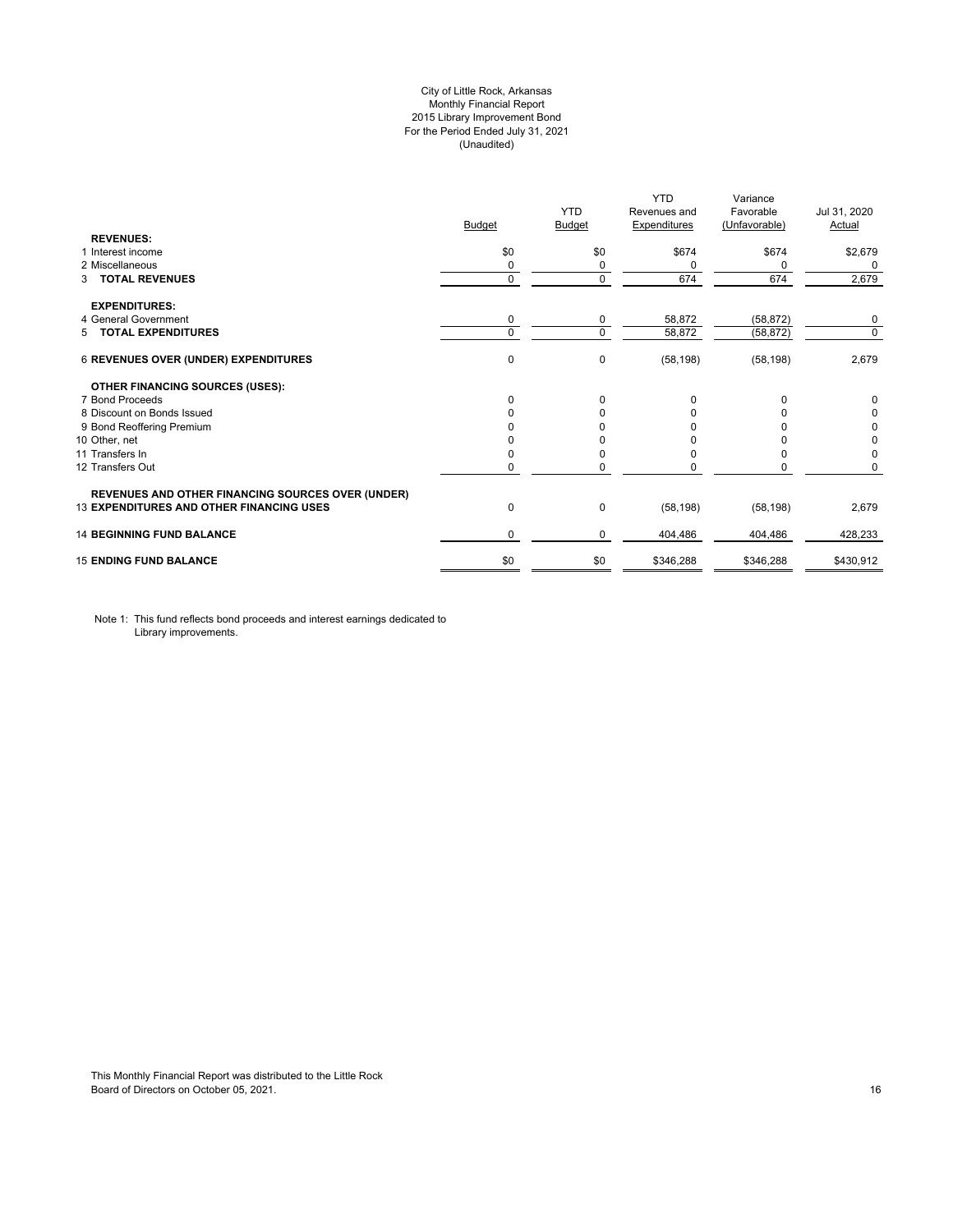City of Little Rock, Arkansas
Monthly Financial Report
2015 Library Improvement Bond
For the Period Ended July 31, 2021
(Unaudited)

| | Budget | YTD Budget | YTD Revenues and Expenditures | Variance Favorable (Unfavorable) | Jul 31, 2020 Actual |
|---|---|---|---|---|---|
| **REVENUES:** | | | | | |
| 1 Interest income | $0 | $0 | $674 | $674 | $2,679 |
| 2 Miscellaneous | 0 | 0 | 0 | 0 | 0 |
| 3 **TOTAL REVENUES** | 0 | 0 | 674 | 674 | 2,679 |
| **EXPENDITURES:** | | | | | |
| 4 General Government | 0 | 0 | 58,872 | (58,872) | 0 |
| 5 **TOTAL EXPENDITURES** | 0 | 0 | 58,872 | (58,872) | 0 |
| 6 **REVENUES OVER (UNDER) EXPENDITURES** | 0 | 0 | (58,198) | (58,198) | 2,679 |
| **OTHER FINANCING SOURCES (USES):** | | | | | |
| 7 Bond Proceeds | 0 | 0 | 0 | 0 | 0 |
| 8 Discount on Bonds Issued | 0 | 0 | 0 | 0 | 0 |
| 9 Bond Reoffering Premium | 0 | 0 | 0 | 0 | 0 |
| 10 Other, net | 0 | 0 | 0 | 0 | 0 |
| 11 Transfers In | 0 | 0 | 0 | 0 | 0 |
| 12 Transfers Out | 0 | 0 | 0 | 0 | 0 |
| **REVENUES AND OTHER FINANCING SOURCES OVER (UNDER)** 13 **EXPENDITURES AND OTHER FINANCING USES** | 0 | 0 | (58,198) | (58,198) | 2,679 |
| 14 **BEGINNING FUND BALANCE** | 0 | 0 | 404,486 | 404,486 | 428,233 |
| 15 **ENDING FUND BALANCE** | $0 | $0 | $346,288 | $346,288 | $430,912 |

Note 1: This fund reflects bond proceeds and interest earnings dedicated to Library improvements.

This Monthly Financial Report was distributed to the Little Rock Board of Directors on October 05, 2021.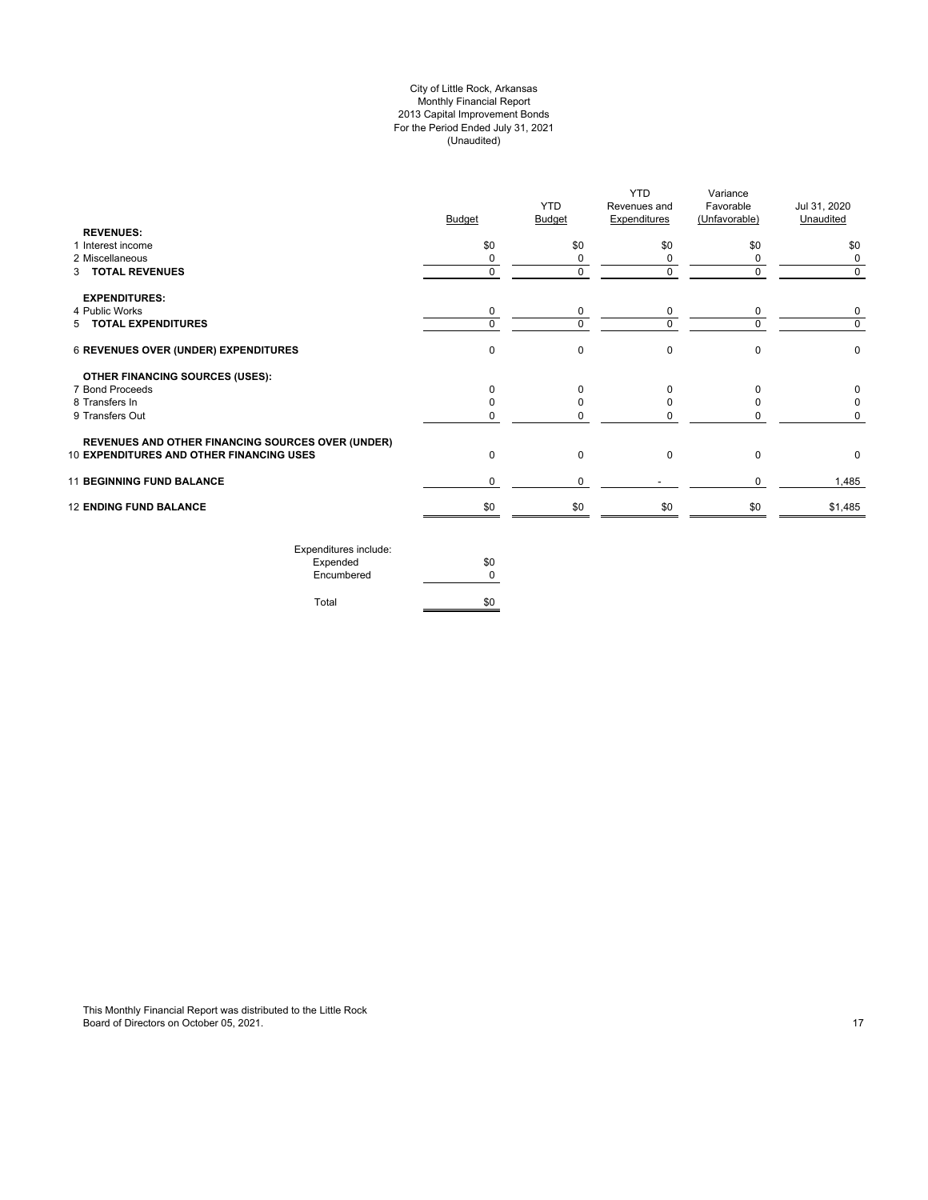City of Little Rock, Arkansas
Monthly Financial Report
2013 Capital Improvement Bonds
For the Period Ended July 31, 2021
(Unaudited)

| | Budget | YTD Budget | YTD Revenues and Expenditures | Variance Favorable (Unfavorable) | Jul 31, 2020 Unaudited |
|---|---|---|---|---|---|
| **REVENUES:** | | | | | |
| 1 Interest income | $0 | $0 | $0 | $0 | $0 |
| 2 Miscellaneous | 0 | 0 | 0 | 0 | 0 |
| 3 **TOTAL REVENUES** | 0 | 0 | 0 | 0 | 0 |
| **EXPENDITURES:** | | | | | |
| 4 Public Works | 0 | 0 | 0 | 0 | 0 |
| 5 **TOTAL EXPENDITURES** | 0 | 0 | 0 | 0 | 0 |
| 6 **REVENUES OVER (UNDER) EXPENDITURES** | 0 | 0 | 0 | 0 | 0 |
| **OTHER FINANCING SOURCES (USES):** | | | | | |
| 7 Bond Proceeds | 0 | 0 | 0 | 0 | 0 |
| 8 Transfers In | 0 | 0 | 0 | 0 | 0 |
| 9 Transfers Out | 0 | 0 | 0 | 0 | 0 |
| 10 **REVENUES AND OTHER FINANCING SOURCES OVER (UNDER) EXPENDITURES AND OTHER FINANCING USES** | 0 | 0 | 0 | 0 | 0 |
| 11 **BEGINNING FUND BALANCE** | 0 | 0 | - | 0 | 1,485 |
| 12 **ENDING FUND BALANCE** | $0 | $0 | $0 | $0 | $1,485 |

| Expenditures include: | |
|---|---|
| Expended | $0 |
| Encumbered | 0 |
| Total | $0 |

This Monthly Financial Report was distributed to the Little Rock Board of Directors on October 05, 2021.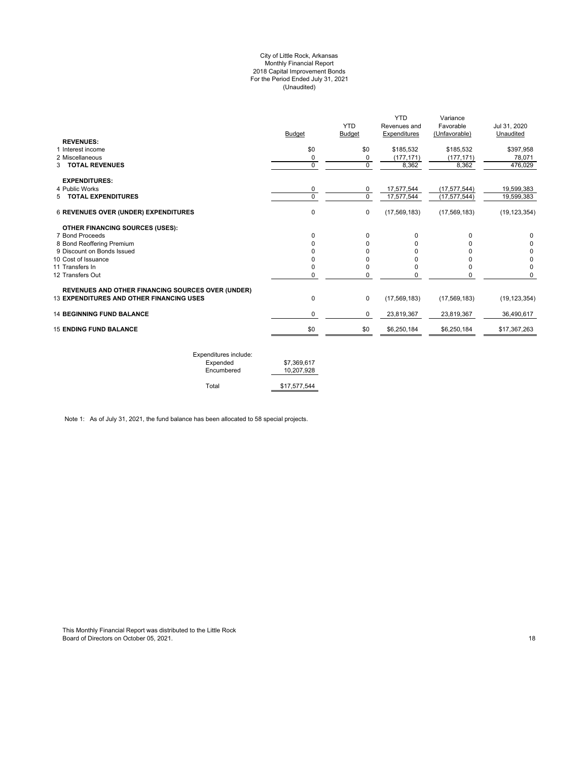# City of Little Rock, Arkansas
## Monthly Financial Report
## 2018 Capital Improvement Bonds
## For the Period Ended July 31, 2021
## (Unaudited)

| | Budget | YTD Budget | YTD Revenues and Expenditures | Variance Favorable (Unfavorable) | Jul 31, 2020 Unaudited |
|---|---|---|---|---|---|
| **REVENUES:** | | | | | |
| 1 Interest income | $0 | $0 | $185,532 | $185,532 | $397,958 |
| 2 Miscellaneous | 0 | 0 | (177,171) | (177,171) | 78,071 |
| 3 **TOTAL REVENUES** | 0 | 0 | 8,362 | 8,362 | 476,029 |
| **EXPENDITURES:** | | | | | |
| 4 Public Works | 0 | 0 | 17,577,544 | (17,577,544) | 19,599,383 |
| 5 **TOTAL EXPENDITURES** | 0 | 0 | 17,577,544 | (17,577,544) | 19,599,383 |
| 6 **REVENUES OVER (UNDER) EXPENDITURES** | 0 | 0 | (17,569,183) | (17,569,183) | (19,123,354) |
| **OTHER FINANCING SOURCES (USES):** | | | | | |
| 7 Bond Proceeds | 0 | 0 | 0 | 0 | 0 |
| 8 Bond Reoffering Premium | 0 | 0 | 0 | 0 | 0 |
| 9 Discount on Bonds Issued | 0 | 0 | 0 | 0 | 0 |
| 10 Cost of Issuance | 0 | 0 | 0 | 0 | 0 |
| 11 Transfers In | 0 | 0 | 0 | 0 | 0 |
| 12 Transfers Out | 0 | 0 | 0 | 0 | 0 |
| **REVENUES AND OTHER FINANCING SOURCES OVER (UNDER)** | | | | | |
| 13 **EXPENDITURES AND OTHER FINANCING USES** | 0 | 0 | (17,569,183) | (17,569,183) | (19,123,354) |
| 14 **BEGINNING FUND BALANCE** | 0 | 0 | 23,819,367 | 23,819,367 | 36,490,617 |
| 15 **ENDING FUND BALANCE** | $0 | $0 | $6,250,184 | $6,250,184 | $17,367,263 |

| Expenditures include: | |
|---|---|
| Expended | $7,369,617 |
| Encumbered | 10,207,928 |
| Total | $17,577,544 |

Note 1: As of July 31, 2021, the fund balance has been allocated to 58 special projects.

This Monthly Financial Report was distributed to the Little Rock Board of Directors on October 05, 2021.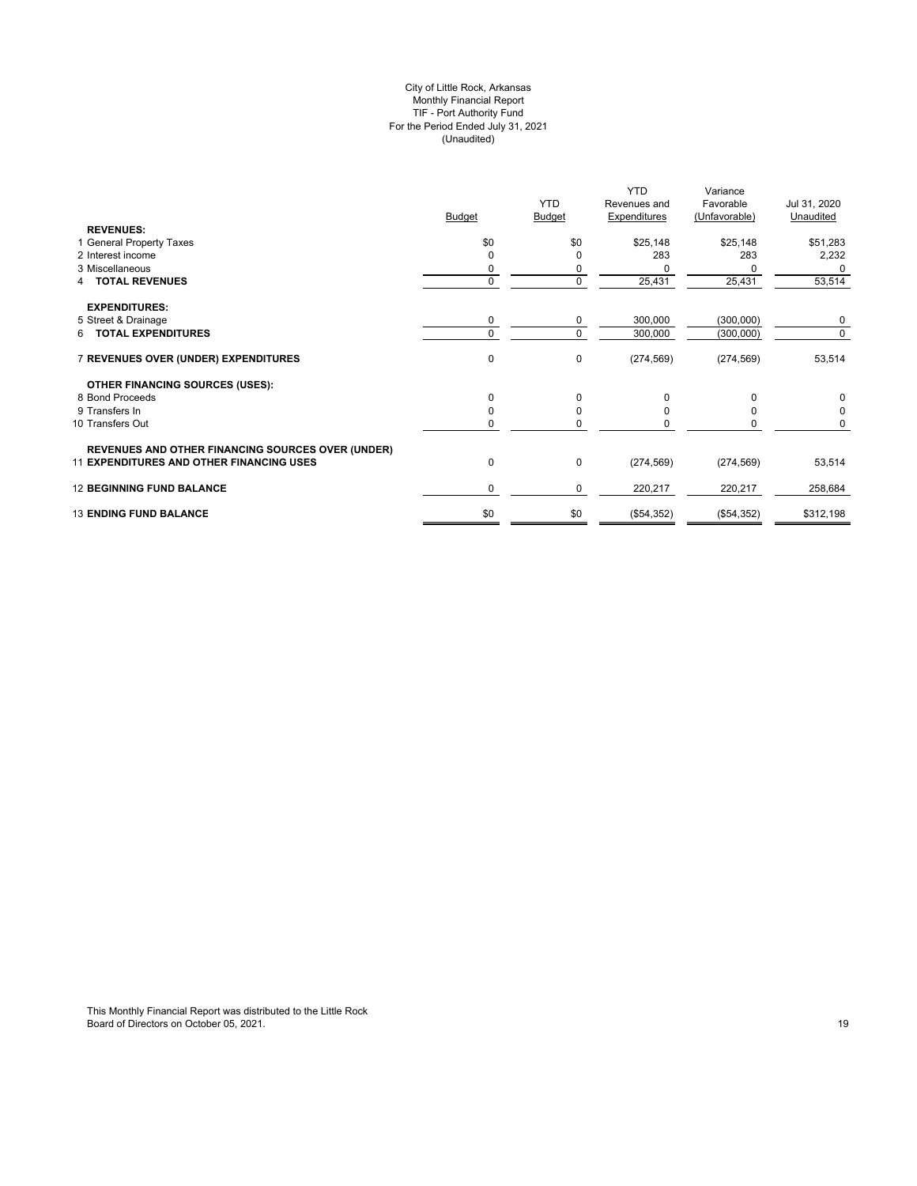City of Little Rock, Arkansas
Monthly Financial Report
TIF - Port Authority Fund
For the Period Ended July 31, 2021
(Unaudited)

| | Budget | YTD Budget | YTD Revenues and Expenditures | Variance Favorable (Unfavorable) | Jul 31, 2020 Unaudited |
|---|---|---|---|---|---|
| **REVENUES:** | | | | | |
| 1 General Property Taxes | $0 | $0 | $25,148 | $25,148 | $51,283 |
| 2 Interest income | 0 | 0 | 283 | 283 | 2,232 |
| 3 Miscellaneous | 0 | 0 | 0 | 0 | 0 |
| 4 **TOTAL REVENUES** | 0 | 0 | 25,431 | 25,431 | 53,514 |
| **EXPENDITURES:** | | | | | |
| 5 Street & Drainage | 0 | 0 | 300,000 | (300,000) | 0 |
| 6 **TOTAL EXPENDITURES** | 0 | 0 | 300,000 | (300,000) | 0 |
| 7 **REVENUES OVER (UNDER) EXPENDITURES** | 0 | 0 | (274,569) | (274,569) | 53,514 |
| **OTHER FINANCING SOURCES (USES):** | | | | | |
| 8 Bond Proceeds | 0 | 0 | 0 | 0 | 0 |
| 9 Transfers In | 0 | 0 | 0 | 0 | 0 |
| 10 Transfers Out | 0 | 0 | 0 | 0 | 0 |
| **REVENUES AND OTHER FINANCING SOURCES OVER (UNDER)** | | | | | |
| 11 **EXPENDITURES AND OTHER FINANCING USES** | 0 | 0 | (274,569) | (274,569) | 53,514 |
| 12 **BEGINNING FUND BALANCE** | 0 | 0 | 220,217 | 220,217 | 258,684 |
| 13 **ENDING FUND BALANCE** | $0 | $0 | ($54,352) | ($54,352) | $312,198 |

This Monthly Financial Report was distributed to the Little Rock Board of Directors on October 05, 2021.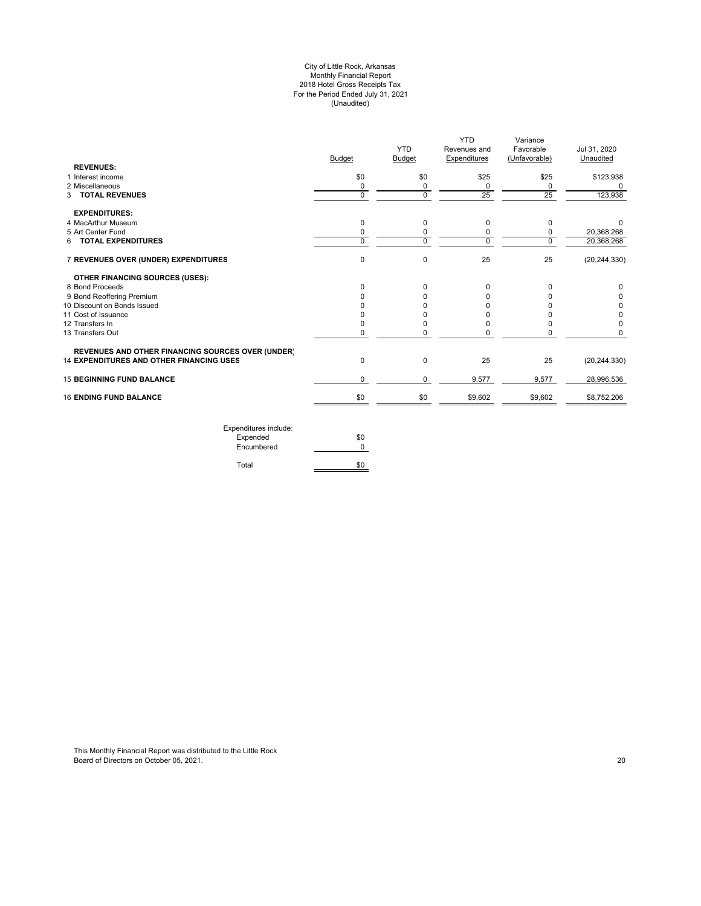# City of Little Rock, Arkansas
## Monthly Financial Report
## 2018 Hotel Gross Receipts Tax
## For the Period Ended July 31, 2021
## (Unaudited)

| | Budget | YTD Budget | YTD Revenues and Expenditures | Variance Favorable (Unfavorable) | Jul 31, 2020 Unaudited |
|---|---|---|---|---|---|
| **REVENUES:** | | | | | |
| 1 Interest income | $0 | $0 | $25 | $25 | $123,938 |
| 2 Miscellaneous | 0 | 0 | 0 | 0 | 0 |
| 3 **TOTAL REVENUES** | 0 | 0 | 25 | 25 | 123,938 |
| **EXPENDITURES:** | | | | | |
| 4 MacArthur Museum | 0 | 0 | 0 | 0 | 0 |
| 5 Art Center Fund | 0 | 0 | 0 | 0 | 20,368,268 |
| 6 **TOTAL EXPENDITURES** | 0 | 0 | 0 | 0 | 20,368,268 |
| 7 **REVENUES OVER (UNDER) EXPENDITURES** | 0 | 0 | 25 | 25 | (20,244,330) |
| **OTHER FINANCING SOURCES (USES):** | | | | | |
| 8 Bond Proceeds | 0 | 0 | 0 | 0 | 0 |
| 9 Bond Reoffering Premium | 0 | 0 | 0 | 0 | 0 |
| 10 Discount on Bonds Issued | 0 | 0 | 0 | 0 | 0 |
| 11 Cost of Issuance | 0 | 0 | 0 | 0 | 0 |
| 12 Transfers In | 0 | 0 | 0 | 0 | 0 |
| 13 Transfers Out | 0 | 0 | 0 | 0 | 0 |
| **REVENUES AND OTHER FINANCING SOURCES OVER (UNDER)** 14 **EXPENDITURES AND OTHER FINANCING USES** | 0 | 0 | 25 | 25 | (20,244,330) |
| 15 **BEGINNING FUND BALANCE** | 0 | 0 | 9,577 | 9,577 | 28,996,536 |
| 16 **ENDING FUND BALANCE** | $0 | $0 | $9,602 | $9,602 | $8,752,206 |

| Expenditures include: | |
|---|---|
| Expended | $0 |
| Encumbered | 0 |
| Total | $0 |

This Monthly Financial Report was distributed to the Little Rock Board of Directors on October 05, 2021.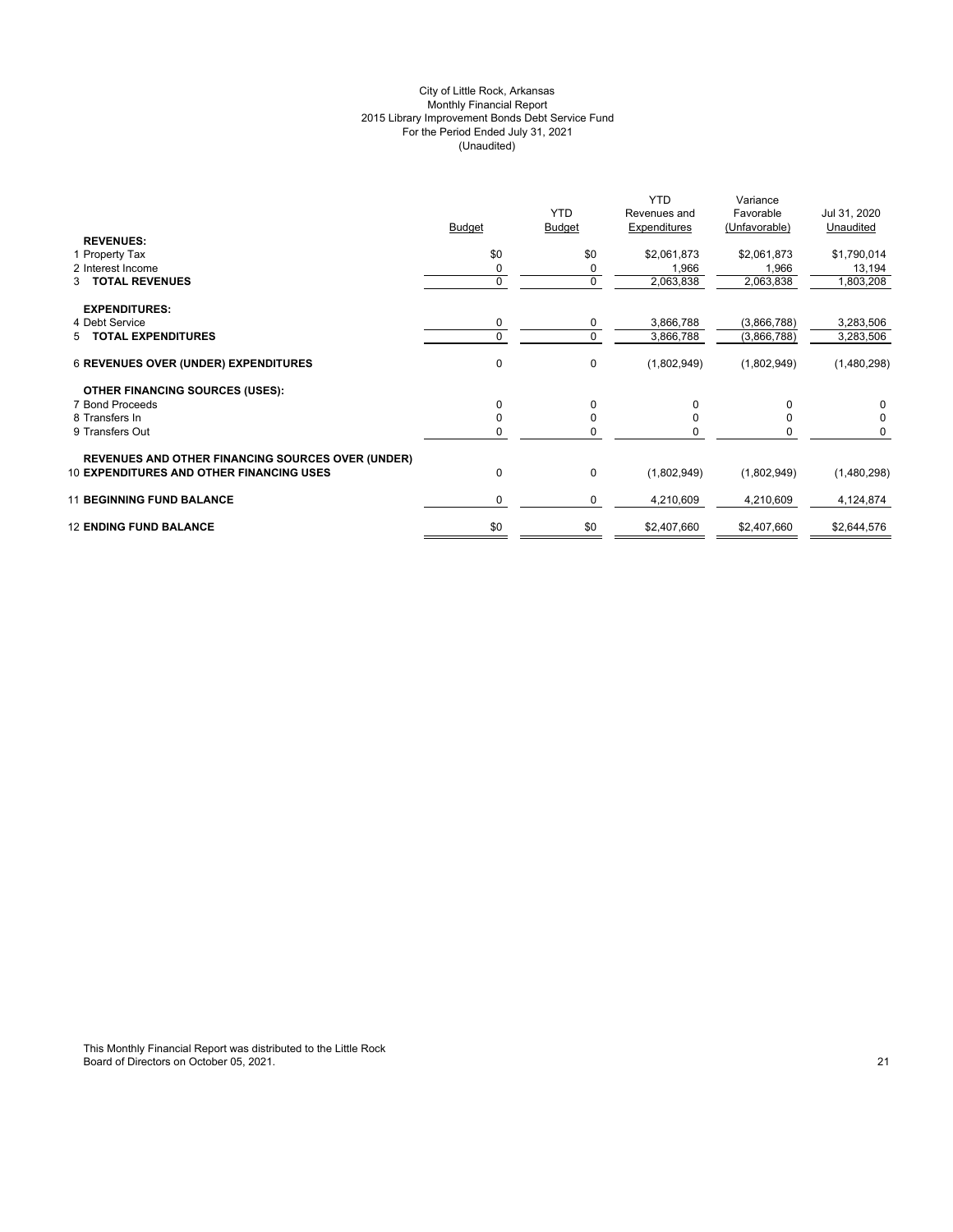City of Little Rock, Arkansas
Monthly Financial Report
2015 Library Improvement Bonds Debt Service Fund
For the Period Ended July 31, 2021
(Unaudited)

| | Budget | YTD Budget | YTD Revenues and Expenditures | Variance Favorable (Unfavorable) | Jul 31, 2020 Unaudited |
|---|---|---|---|---|---|
| **REVENUES:** | | | | | |
| 1 Property Tax | $0 | $0 | $2,061,873 | $2,061,873 | $1,790,014 |
| 2 Interest Income | 0 | 0 | 1,966 | 1,966 | 13,194 |
| 3 **TOTAL REVENUES** | 0 | 0 | 2,063,838 | 2,063,838 | 1,803,208 |
| **EXPENDITURES:** | | | | | |
| 4 Debt Service | 0 | 0 | 3,866,788 | (3,866,788) | 3,283,506 |
| 5 **TOTAL EXPENDITURES** | 0 | 0 | 3,866,788 | (3,866,788) | 3,283,506 |
| 6 **REVENUES OVER (UNDER) EXPENDITURES** | 0 | 0 | (1,802,949) | (1,802,949) | (1,480,298) |
| **OTHER FINANCING SOURCES (USES):** | | | | | |
| 7 Bond Proceeds | 0 | 0 | 0 | 0 | 0 |
| 8 Transfers In | 0 | 0 | 0 | 0 | 0 |
| 9 Transfers Out | 0 | 0 | 0 | 0 | 0 |
| **REVENUES AND OTHER FINANCING SOURCES OVER (UNDER)** | | | | | |
| 10 **EXPENDITURES AND OTHER FINANCING USES** | 0 | 0 | (1,802,949) | (1,802,949) | (1,480,298) |
| 11 **BEGINNING FUND BALANCE** | 0 | 0 | 4,210,609 | 4,210,609 | 4,124,874 |
| 12 **ENDING FUND BALANCE** | $0 | $0 | $2,407,660 | $2,407,660 | $2,644,576 |

This Monthly Financial Report was distributed to the Little Rock Board of Directors on October 05, 2021.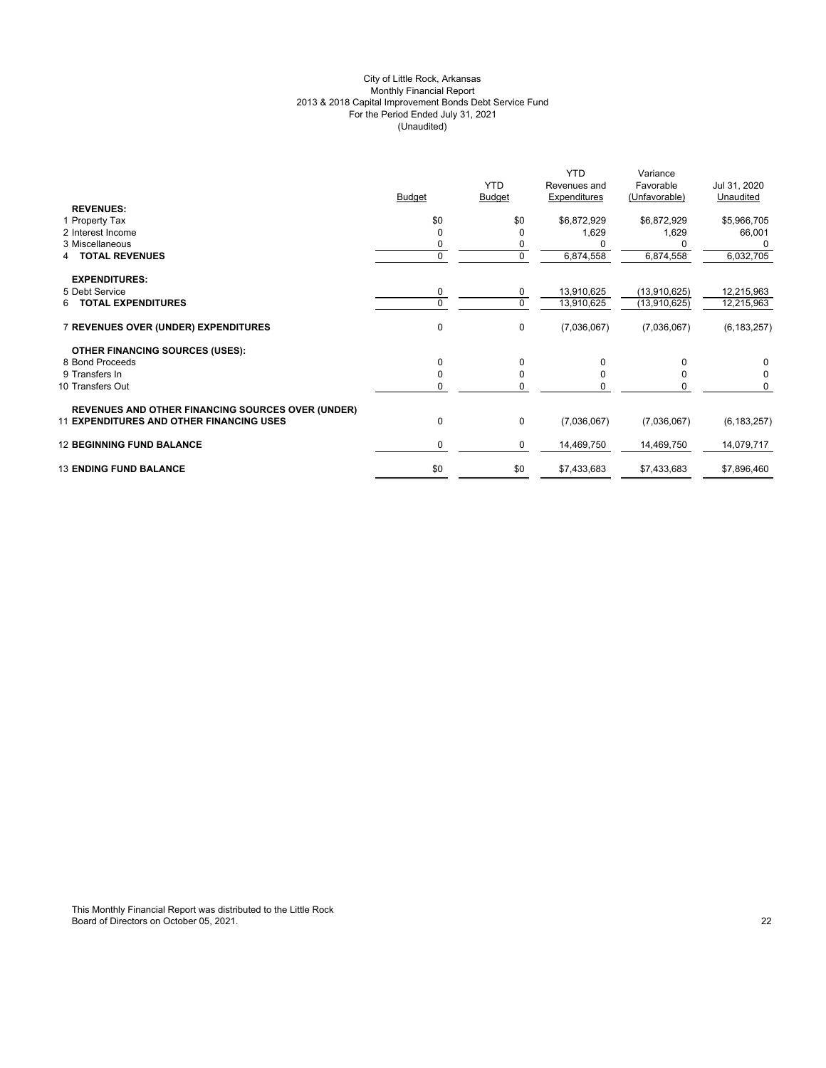City of Little Rock, Arkansas
Monthly Financial Report
2013 & 2018 Capital Improvement Bonds Debt Service Fund
For the Period Ended July 31, 2021
(Unaudited)

| | Budget | YTD Budget | YTD Revenues and Expenditures | Variance Favorable (Unfavorable) | Jul 31, 2020 Unaudited |
|---|---|---|---|---|---|
| **REVENUES:** | | | | | |
| 1 Property Tax | $0 | $0 | $6,872,929 | $6,872,929 | $5,966,705 |
| 2 Interest Income | 0 | 0 | 1,629 | 1,629 | 66,001 |
| 3 Miscellaneous | 0 | 0 | 0 | 0 | 0 |
| 4 **TOTAL REVENUES** | 0 | 0 | 6,874,558 | 6,874,558 | 6,032,705 |
| **EXPENDITURES:** | | | | | |
| 5 Debt Service | 0 | 0 | 13,910,625 | (13,910,625) | 12,215,963 |
| 6 **TOTAL EXPENDITURES** | 0 | 0 | 13,910,625 | (13,910,625) | 12,215,963 |
| 7 **REVENUES OVER (UNDER) EXPENDITURES** | 0 | 0 | (7,036,067) | (7,036,067) | (6,183,257) |
| **OTHER FINANCING SOURCES (USES):** | | | | | |
| 8 Bond Proceeds | 0 | 0 | 0 | 0 | 0 |
| 9 Transfers In | 0 | 0 | 0 | 0 | 0 |
| 10 Transfers Out | 0 | 0 | 0 | 0 | 0 |
| **REVENUES AND OTHER FINANCING SOURCES OVER (UNDER)** 11 **EXPENDITURES AND OTHER FINANCING USES** | 0 | 0 | (7,036,067) | (7,036,067) | (6,183,257) |
| 12 **BEGINNING FUND BALANCE** | 0 | 0 | 14,469,750 | 14,469,750 | 14,079,717 |
| 13 **ENDING FUND BALANCE** | $0 | $0 | $7,433,683 | $7,433,683 | $7,896,460 |

This Monthly Financial Report was distributed to the Little Rock Board of Directors on October 05, 2021.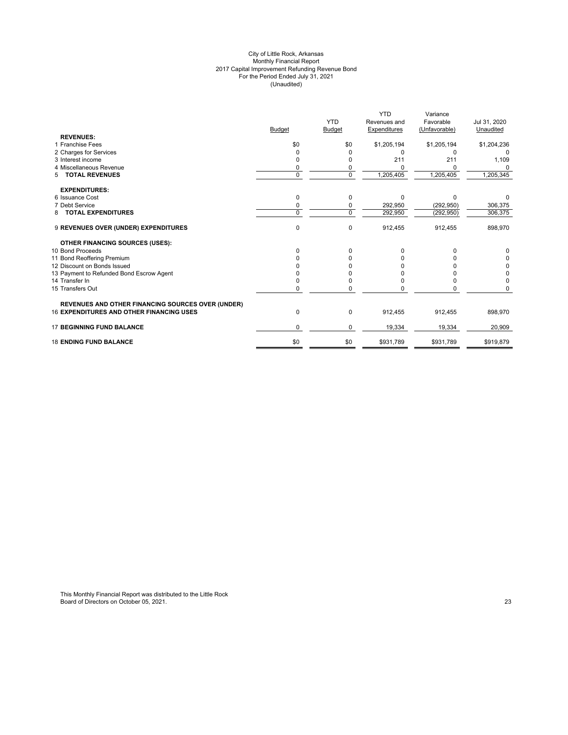# City of Little Rock, Arkansas
## Monthly Financial Report
## 2017 Capital Improvement Refunding Revenue Bond
### For the Period Ended July 31, 2021
### (Unaudited)

| | Budget | YTD Budget | YTD Revenues and Expenditures | Variance Favorable (Unfavorable) | Jul 31, 2020 Unaudited |
|---|---|---|---|---|---|
| **REVENUES:** | | | | | |
| 1 Franchise Fees | $0 | $0 | $1,205,194 | $1,205,194 | $1,204,236 |
| 2 Charges for Services | 0 | 0 | 0 | 0 | 0 |
| 3 Interest income | 0 | 0 | 211 | 211 | 1,109 |
| 4 Miscellaneous Revenue | 0 | 0 | 0 | 0 | 0 |
| 5 **TOTAL REVENUES** | 0 | 0 | 1,205,405 | 1,205,405 | 1,205,345 |
| **EXPENDITURES:** | | | | | |
| 6 Issuance Cost | 0 | 0 | 0 | 0 | 0 |
| 7 Debt Service | 0 | 0 | 292,950 | (292,950) | 306,375 |
| 8 **TOTAL EXPENDITURES** | 0 | 0 | 292,950 | (292,950) | 306,375 |
| 9 **REVENUES OVER (UNDER) EXPENDITURES** | 0 | 0 | 912,455 | 912,455 | 898,970 |
| **OTHER FINANCING SOURCES (USES):** | | | | | |
| 10 Bond Proceeds | 0 | 0 | 0 | 0 | 0 |
| 11 Bond Reoffering Premium | 0 | 0 | 0 | 0 | 0 |
| 12 Discount on Bonds Issued | 0 | 0 | 0 | 0 | 0 |
| 13 Payment to Refunded Bond Escrow Agent | 0 | 0 | 0 | 0 | 0 |
| 14 Transfer In | 0 | 0 | 0 | 0 | 0 |
| 15 Transfers Out | 0 | 0 | 0 | 0 | 0 |
| **REVENUES AND OTHER FINANCING SOURCES OVER (UNDER)** 16 **EXPENDITURES AND OTHER FINANCING USES** | 0 | 0 | 912,455 | 912,455 | 898,970 |
| 17 **BEGINNING FUND BALANCE** | 0 | 0 | 19,334 | 19,334 | 20,909 |
| 18 **ENDING FUND BALANCE** | $0 | $0 | $931,789 | $931,789 | $919,879 |

This Monthly Financial Report was distributed to the Little Rock Board of Directors on October 05, 2021.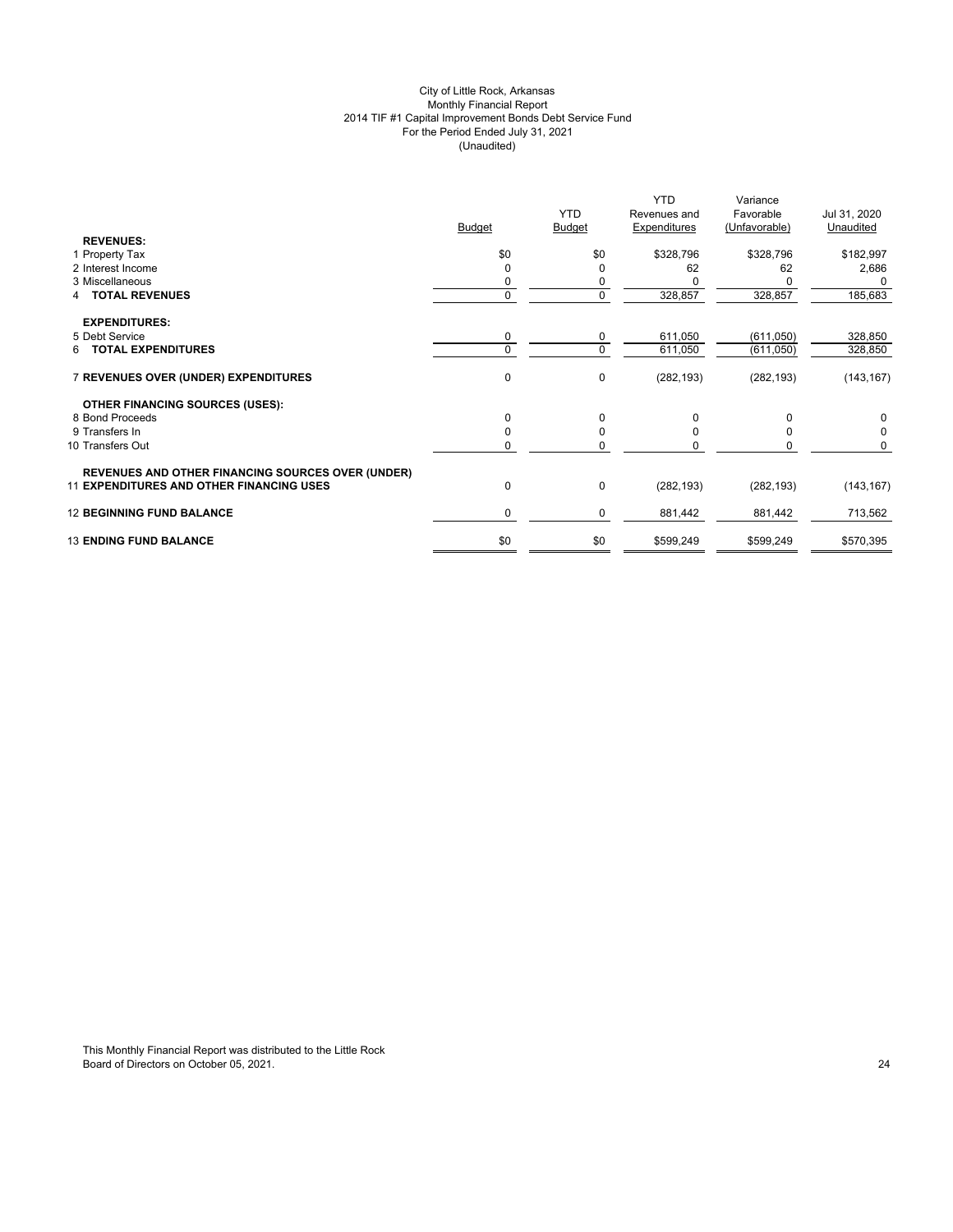City of Little Rock, Arkansas
Monthly Financial Report
2014 TIF #1 Capital Improvement Bonds Debt Service Fund
For the Period Ended July 31, 2021
(Unaudited)

| | Budget | YTD Budget | YTD Revenues and Expenditures | Variance Favorable (Unfavorable) | Jul 31, 2020 Unaudited |
|---|---|---|---|---|---|
| **REVENUES:** | | | | | |
| 1 Property Tax | $0 | $0 | $328,796 | $328,796 | $182,997 |
| 2 Interest Income | 0 | 0 | 62 | 62 | 2,686 |
| 3 Miscellaneous | 0 | 0 | 0 | 0 | 0 |
| 4 **TOTAL REVENUES** | 0 | 0 | 328,857 | 328,857 | 185,683 |
| **EXPENDITURES:** | | | | | |
| 5 Debt Service | 0 | 0 | 611,050 | (611,050) | 328,850 |
| 6 **TOTAL EXPENDITURES** | 0 | 0 | 611,050 | (611,050) | 328,850 |
| 7 **REVENUES OVER (UNDER) EXPENDITURES** | 0 | 0 | (282,193) | (282,193) | (143,167) |
| **OTHER FINANCING SOURCES (USES):** | | | | | |
| 8 Bond Proceeds | 0 | 0 | 0 | 0 | 0 |
| 9 Transfers In | 0 | 0 | 0 | 0 | 0 |
| 10 Transfers Out | 0 | 0 | 0 | 0 | 0 |
| **REVENUES AND OTHER FINANCING SOURCES OVER (UNDER)** 11 **EXPENDITURES AND OTHER FINANCING USES** | 0 | 0 | (282,193) | (282,193) | (143,167) |
| 12 **BEGINNING FUND BALANCE** | 0 | 0 | 881,442 | 881,442 | 713,562 |
| 13 **ENDING FUND BALANCE** | $0 | $0 | $599,249 | $599,249 | $570,395 |

This Monthly Financial Report was distributed to the Little Rock Board of Directors on October 05, 2021.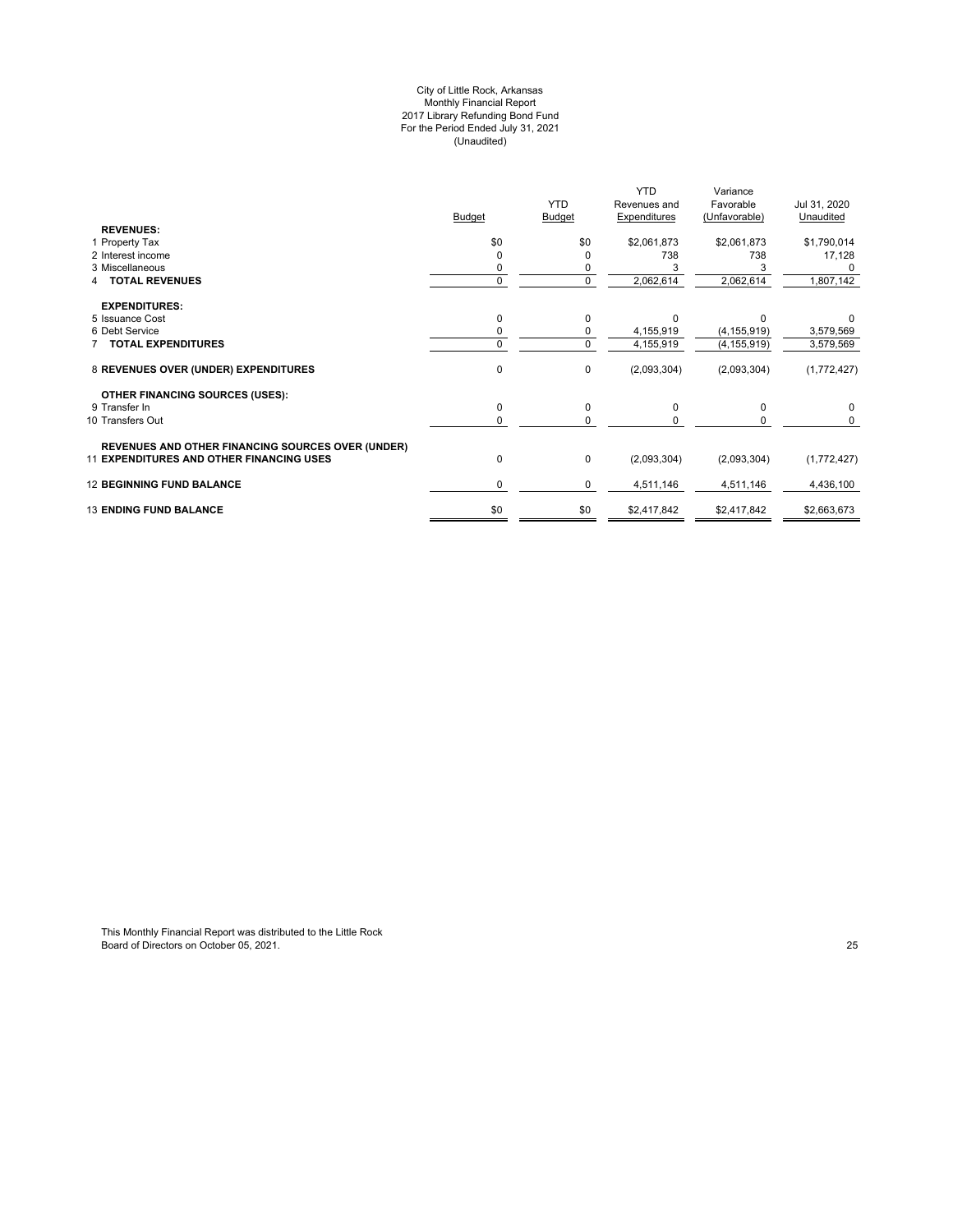# City of Little Rock, Arkansas
## Monthly Financial Report
## 2017 Library Refunding Bond Fund
## For the Period Ended July 31, 2021
## (Unaudited)

| | Budget | YTD Budget | YTD Revenues and Expenditures | Variance Favorable (Unfavorable) | Jul 31, 2020 Unaudited |
|---|---|---|---|---|---|
| **REVENUES:** | | | | | |
| 1 Property Tax | $0 | $0 | $2,061,873 | $2,061,873 | $1,790,014 |
| 2 Interest income | 0 | 0 | 738 | 738 | 17,128 |
| 3 Miscellaneous | 0 | 0 | 3 | 3 | 0 |
| 4 **TOTAL REVENUES** | 0 | 0 | 2,062,614 | 2,062,614 | 1,807,142 |
| **EXPENDITURES:** | | | | | |
| 5 Issuance Cost | 0 | 0 | 0 | 0 | 0 |
| 6 Debt Service | 0 | 0 | 4,155,919 | (4,155,919) | 3,579,569 |
| 7 **TOTAL EXPENDITURES** | 0 | 0 | 4,155,919 | (4,155,919) | 3,579,569 |
| 8 **REVENUES OVER (UNDER) EXPENDITURES** | 0 | 0 | (2,093,304) | (2,093,304) | (1,772,427) |
| **OTHER FINANCING SOURCES (USES):** | | | | | |
| 9 Transfer In | 0 | 0 | 0 | 0 | 0 |
| 10 Transfers Out | 0 | 0 | 0 | 0 | 0 |
| 11 **REVENUES AND OTHER FINANCING SOURCES OVER (UNDER) EXPENDITURES AND OTHER FINANCING USES** | 0 | 0 | (2,093,304) | (2,093,304) | (1,772,427) |
| 12 **BEGINNING FUND BALANCE** | 0 | 0 | 4,511,146 | 4,511,146 | 4,436,100 |
| 13 **ENDING FUND BALANCE** | $0 | $0 | $2,417,842 | $2,417,842 | $2,663,673 |

This Monthly Financial Report was distributed to the Little Rock Board of Directors on October 05, 2021.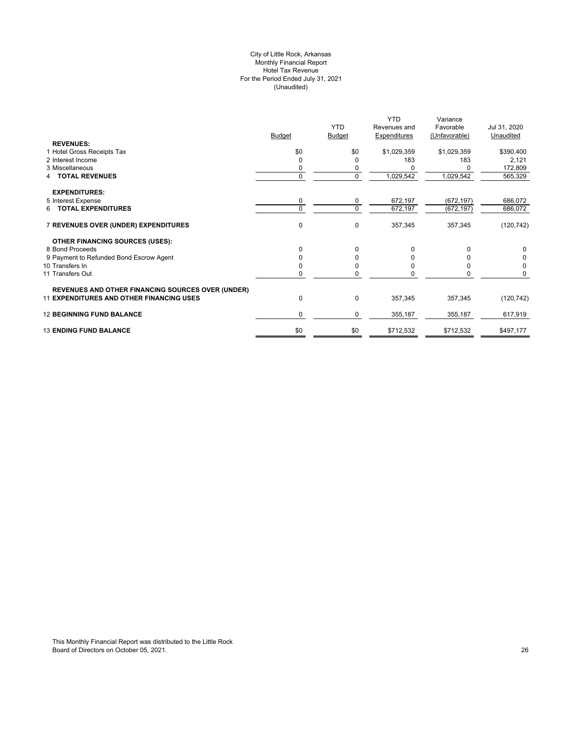City of Little Rock, Arkansas
Monthly Financial Report
Hotel Tax Revenue
For the Period Ended July 31, 2021
(Unaudited)

| | Budget | YTD Budget | YTD Revenues and Expenditures | Variance Favorable (Unfavorable) | Jul 31, 2020 Unaudited |
|---|---|---|---|---|---|
| **REVENUES:** | | | | | |
| 1 Hotel Gross Receipts Tax | $0 | $0 | $1,029,359 | $1,029,359 | $390,400 |
| 2 Interest Income | 0 | 0 | 183 | 183 | 2,121 |
| 3 Miscellaneous | 0 | 0 | 0 | 0 | 172,809 |
| 4 **TOTAL REVENUES** | 0 | 0 | 1,029,542 | 1,029,542 | 565,329 |
| **EXPENDITURES:** | | | | | |
| 5 Interest Expense | 0 | 0 | 672,197 | (672,197) | 686,072 |
| 6 **TOTAL EXPENDITURES** | 0 | 0 | 672,197 | (672,197) | 686,072 |
| 7 **REVENUES OVER (UNDER) EXPENDITURES** | 0 | 0 | 357,345 | 357,345 | (120,742) |
| **OTHER FINANCING SOURCES (USES):** | | | | | |
| 8 Bond Proceeds | 0 | 0 | 0 | 0 | 0 |
| 9 Payment to Refunded Bond Escrow Agent | 0 | 0 | 0 | 0 | 0 |
| 10 Transfers In | 0 | 0 | 0 | 0 | 0 |
| 11 Transfers Out | 0 | 0 | 0 | 0 | 0 |
| **REVENUES AND OTHER FINANCING SOURCES OVER (UNDER)** | | | | | |
| 11 **EXPENDITURES AND OTHER FINANCING USES** | 0 | 0 | 357,345 | 357,345 | (120,742) |
| 12 **BEGINNING FUND BALANCE** | 0 | 0 | 355,187 | 355,187 | 617,919 |
| 13 **ENDING FUND BALANCE** | $0 | $0 | $712,532 | $712,532 | $497,177 |

This Monthly Financial Report was distributed to the Little Rock Board of Directors on October 05, 2021.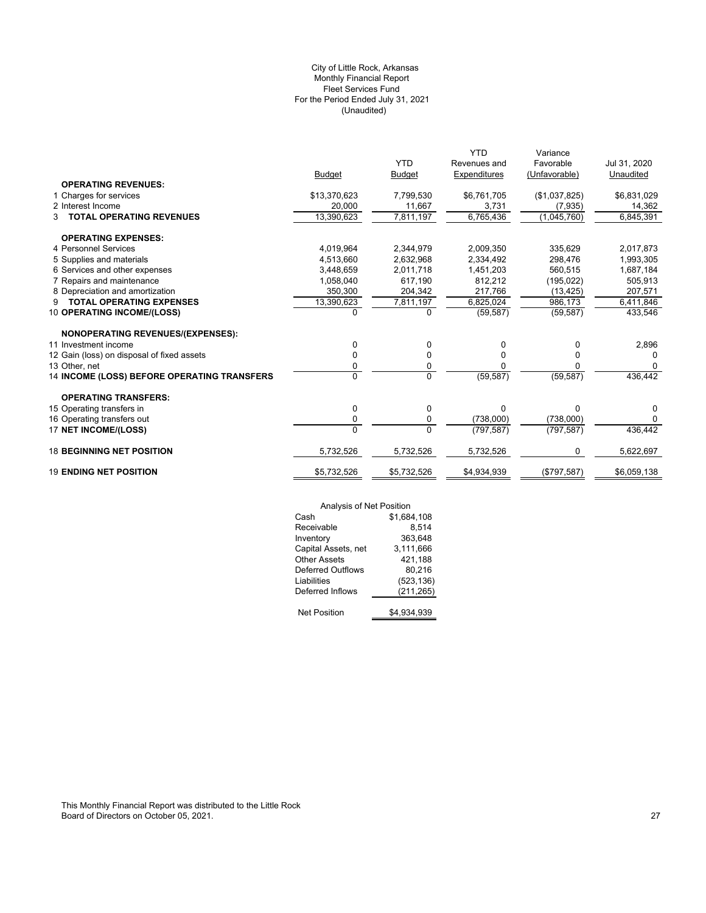City of Little Rock, Arkansas
Monthly Financial Report
Fleet Services Fund
For the Period Ended July 31, 2021
(Unaudited)

| | Budget | YTD Budget | YTD Revenues and Expenditures | Variance Favorable (Unfavorable) | Jul 31, 2020 Unaudited |
|---|---|---|---|---|---|
| **OPERATING REVENUES:** | | | | | |
| 1 Charges for services | $13,370,623 | 7,799,530 | $6,761,705 | ($1,037,825) | $6,831,029 |
| 2 Interest Income | 20,000 | 11,667 | 3,731 | (7,935) | 14,362 |
| 3 **TOTAL OPERATING REVENUES** | 13,390,623 | 7,811,197 | 6,765,436 | (1,045,760) | 6,845,391 |
| **OPERATING EXPENSES:** | | | | | |
| 4 Personnel Services | 4,019,964 | 2,344,979 | 2,009,350 | 335,629 | 2,017,873 |
| 5 Supplies and materials | 4,513,660 | 2,632,968 | 2,334,492 | 298,476 | 1,993,305 |
| 6 Services and other expenses | 3,448,659 | 2,011,718 | 1,451,203 | 560,515 | 1,687,184 |
| 7 Repairs and maintenance | 1,058,040 | 617,190 | 812,212 | (195,022) | 505,913 |
| 8 Depreciation and amortization | 350,300 | 204,342 | 217,766 | (13,425) | 207,571 |
| 9 **TOTAL OPERATING EXPENSES** | 13,390,623 | 7,811,197 | 6,825,024 | 986,173 | 6,411,846 |
| 10 **OPERATING INCOME/(LOSS)** | 0 | 0 | (59,587) | (59,587) | 433,546 |
| **NONOPERATING REVENUES/(EXPENSES):** | | | | | |
| 11 Investment income | 0 | 0 | 0 | 0 | 2,896 |
| 12 Gain (loss) on disposal of fixed assets | 0 | 0 | 0 | 0 | 0 |
| 13 Other, net | 0 | 0 | 0 | 0 | 0 |
| 14 **INCOME (LOSS) BEFORE OPERATING TRANSFERS** | 0 | 0 | (59,587) | (59,587) | 436,442 |
| **OPERATING TRANSFERS:** | | | | | |
| 15 Operating transfers in | 0 | 0 | 0 | 0 | 0 |
| 16 Operating transfers out | 0 | 0 | (738,000) | (738,000) | 0 |
| 17 **NET INCOME/(LOSS)** | 0 | 0 | (797,587) | (797,587) | 436,442 |
| 18 **BEGINNING NET POSITION** | 5,732,526 | 5,732,526 | 5,732,526 | 0 | 5,622,697 |
| 19 **ENDING NET POSITION** | $5,732,526 | $5,732,526 | $4,934,939 | ($797,587) | $6,059,138 |

| Analysis of Net Position | |
|---|---|
| Cash | $1,684,108 |
| Receivable | 8,514 |
| Inventory | 363,648 |
| Capital Assets, net | 3,111,666 |
| Other Assets | 421,188 |
| Deferred Outflows | 80,216 |
| Liabilities | (523,136) |
| Deferred Inflows | (211,265) |
| Net Position | $4,934,939 |

This Monthly Financial Report was distributed to the Little Rock Board of Directors on October 05, 2021.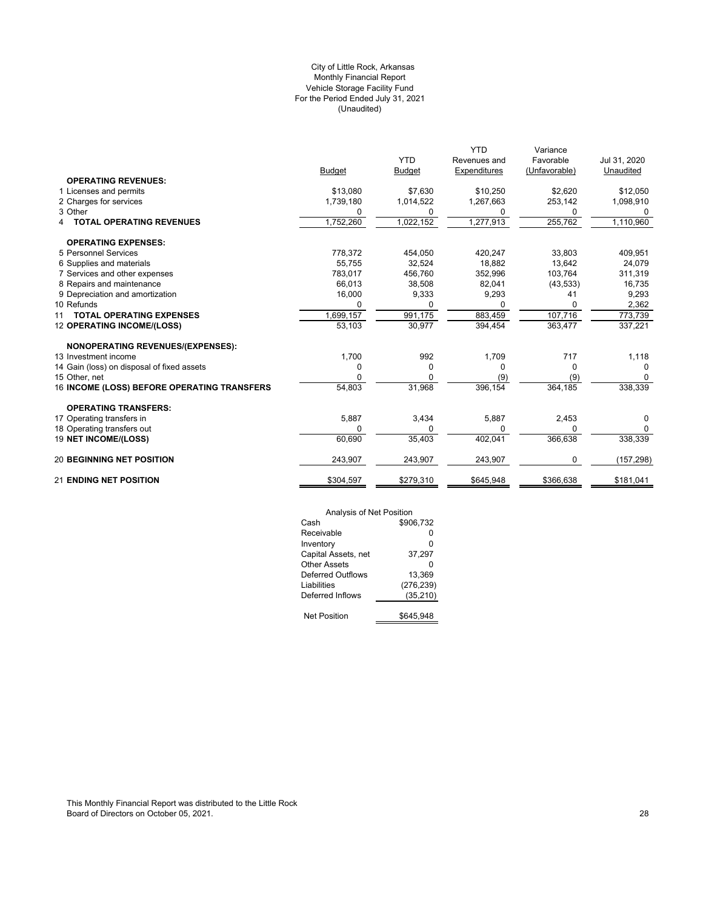City of Little Rock, Arkansas
Monthly Financial Report
Vehicle Storage Facility Fund
For the Period Ended July 31, 2021
(Unaudited)

| | Budget | YTD Budget | YTD Revenues and Expenditures | Variance Favorable (Unfavorable) | Jul 31, 2020 Unaudited |
|---|---|---|---|---|---|
| **OPERATING REVENUES:** | | | | | |
| 1 Licenses and permits | $13,080 | $7,630 | $10,250 | $2,620 | $12,050 |
| 2 Charges for services | 1,739,180 | 1,014,522 | 1,267,663 | 253,142 | 1,098,910 |
| 3 Other | 0 | 0 | 0 | 0 | 0 |
| 4 **TOTAL OPERATING REVENUES** | 1,752,260 | 1,022,152 | 1,277,913 | 255,762 | 1,110,960 |
| **OPERATING EXPENSES:** | | | | | |
| 5 Personnel Services | 778,372 | 454,050 | 420,247 | 33,803 | 409,951 |
| 6 Supplies and materials | 55,755 | 32,524 | 18,882 | 13,642 | 24,079 |
| 7 Services and other expenses | 783,017 | 456,760 | 352,996 | 103,764 | 311,319 |
| 8 Repairs and maintenance | 66,013 | 38,508 | 82,041 | (43,533) | 16,735 |
| 9 Depreciation and amortization | 16,000 | 9,333 | 9,293 | 41 | 9,293 |
| 10 Refunds | 0 | 0 | 0 | 0 | 2,362 |
| 11 **TOTAL OPERATING EXPENSES** | 1,699,157 | 991,175 | 883,459 | 107,716 | 773,739 |
| 12 **OPERATING INCOME/(LOSS)** | 53,103 | 30,977 | 394,454 | 363,477 | 337,221 |
| **NONOPERATING REVENUES/(EXPENSES):** | | | | | |
| 13 Investment income | 1,700 | 992 | 1,709 | 717 | 1,118 |
| 14 Gain (loss) on disposal of fixed assets | 0 | 0 | 0 | 0 | 0 |
| 15 Other, net | 0 | 0 | (9) | (9) | 0 |
| 16 **INCOME (LOSS) BEFORE OPERATING TRANSFERS** | 54,803 | 31,968 | 396,154 | 364,185 | 338,339 |
| **OPERATING TRANSFERS:** | | | | | |
| 17 Operating transfers in | 5,887 | 3,434 | 5,887 | 2,453 | 0 |
| 18 Operating transfers out | 0 | 0 | 0 | 0 | 0 |
| 19 **NET INCOME/(LOSS)** | 60,690 | 35,403 | 402,041 | 366,638 | 338,339 |
| 20 **BEGINNING NET POSITION** | 243,907 | 243,907 | 243,907 | 0 | (157,298) |
| 21 **ENDING NET POSITION** | $304,597 | $279,310 | $645,948 | $366,638 | $181,041 |

| Analysis of Net Position | |
|---|---|
| Cash | $906,732 |
| Receivable | 0 |
| Inventory | 0 |
| Capital Assets, net | 37,297 |
| Other Assets | 0 |
| Deferred Outflows | 13,369 |
| Liabilities | (276,239) |
| Deferred Inflows | (35,210) |
| Net Position | $645,948 |

This Monthly Financial Report was distributed to the Little Rock Board of Directors on October 05, 2021.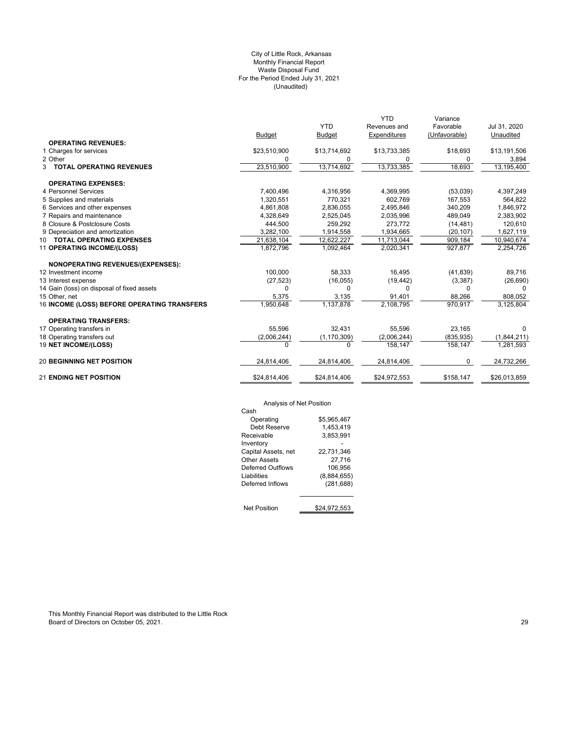City of Little Rock, Arkansas
Monthly Financial Report
Waste Disposal Fund
For the Period Ended July 31, 2021
(Unaudited)

| | Budget | YTD Budget | YTD Revenues and Expenditures | Variance Favorable (Unfavorable) | Jul 31, 2020 Unaudited |
|---|---|---|---|---|---|
| **OPERATING REVENUES:** | | | | | |
| 1 Charges for services | $23,510,900 | $13,714,692 | $13,733,385 | $18,693 | $13,191,506 |
| 2 Other | 0 | 0 | 0 | 0 | 3,894 |
| 3 **TOTAL OPERATING REVENUES** | 23,510,900 | 13,714,692 | 13,733,385 | 18,693 | 13,195,400 |
| **OPERATING EXPENSES:** | | | | | |
| 4 Personnel Services | 7,400,496 | 4,316,956 | 4,369,995 | (53,039) | 4,397,249 |
| 5 Supplies and materials | 1,320,551 | 770,321 | 602,769 | 167,553 | 564,822 |
| 6 Services and other expenses | 4,861,808 | 2,836,055 | 2,495,846 | 340,209 | 1,846,972 |
| 7 Repairs and maintenance | 4,328,649 | 2,525,045 | 2,035,996 | 489,049 | 2,383,902 |
| 8 Closure & Postclosure Costs | 444,500 | 259,292 | 273,772 | (14,481) | 120,610 |
| 9 Depreciation and amortization | 3,282,100 | 1,914,558 | 1,934,665 | (20,107) | 1,627,119 |
| 10 **TOTAL OPERATING EXPENSES** | 21,638,104 | 12,622,227 | 11,713,044 | 909,184 | 10,940,674 |
| 11 **OPERATING INCOME/(LOSS)** | 1,872,796 | 1,092,464 | 2,020,341 | 927,877 | 2,254,726 |
| **NONOPERATING REVENUES/(EXPENSES):** | | | | | |
| 12 Investment income | 100,000 | 58,333 | 16,495 | (41,839) | 89,716 |
| 13 Interest expense | (27,523) | (16,055) | (19,442) | (3,387) | (26,690) |
| 14 Gain (loss) on disposal of fixed assets | 0 | 0 | 0 | 0 | 0 |
| 15 Other, net | 5,375 | 3,135 | 91,401 | 88,266 | 808,052 |
| 16 **INCOME (LOSS) BEFORE OPERATING TRANSFERS** | 1,950,648 | 1,137,878 | 2,108,795 | 970,917 | 3,125,804 |
| **OPERATING TRANSFERS:** | | | | | |
| 17 Operating transfers in | 55,596 | 32,431 | 55,596 | 23,165 | 0 |
| 18 Operating transfers out | (2,006,244) | (1,170,309) | (2,006,244) | (835,935) | (1,844,211) |
| 19 **NET INCOME/(LOSS)** | 0 | 0 | 158,147 | 158,147 | 1,281,593 |
| 20 **BEGINNING NET POSITION** | 24,814,406 | 24,814,406 | 24,814,406 | 0 | 24,732,266 |
| 21 **ENDING NET POSITION** | $24,814,406 | $24,814,406 | $24,972,553 | $158,147 | $26,013,859 |

Analysis of Net Position

| | |
|---|---|
| Cash | |
| Operating | $5,965,467 |
| Debt Reserve | 1,453,419 |
| Receivable | 3,853,991 |
| Inventory | - |
| Capital Assets, net | 22,731,346 |
| Other Assets | 27,716 |
| Deferred Outflows | 106,956 |
| Liabilities | (8,884,655) |
| Deferred Inflows | (281,688) |
| Net Position | $24,972,553 |

This Monthly Financial Report was distributed to the Little Rock Board of Directors on October 05, 2021.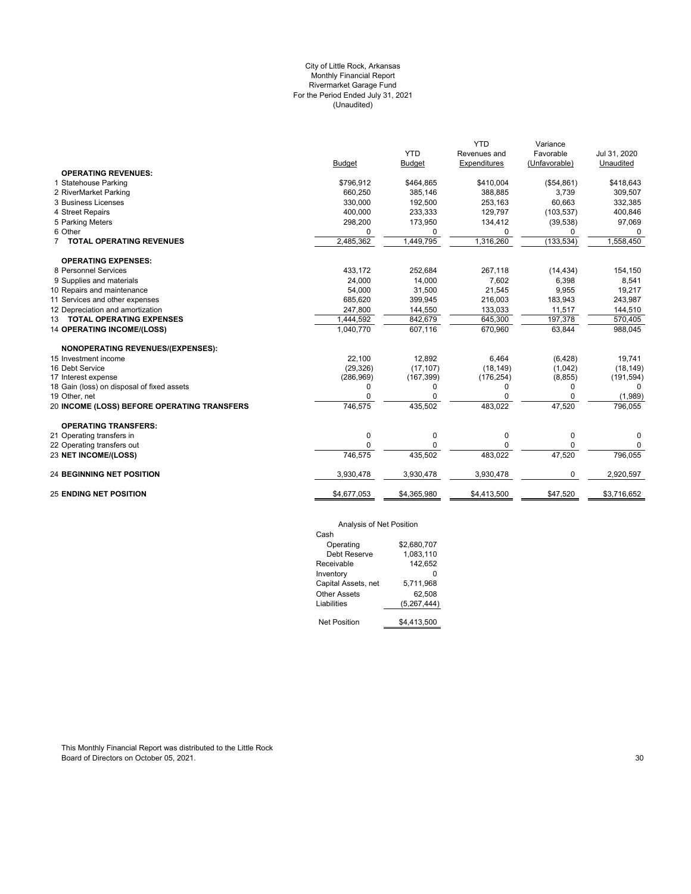City of Little Rock, Arkansas
Monthly Financial Report
Rivermarket Garage Fund
For the Period Ended July 31, 2021
(Unaudited)

| | Budget | YTD Budget | YTD Revenues and Expenditures | Variance Favorable (Unfavorable) | Jul 31, 2020 Unaudited |
|---|---|---|---|---|---|
| **OPERATING REVENUES:** | | | | | |
| 1 Statehouse Parking | $796,912 | $464,865 | $410,004 | ($54,861) | $418,643 |
| 2 RiverMarket Parking | 660,250 | 385,146 | 388,885 | 3,739 | 309,507 |
| 3 Business Licenses | 330,000 | 192,500 | 253,163 | 60,663 | 332,385 |
| 4 Street Repairs | 400,000 | 233,333 | 129,797 | (103,537) | 400,846 |
| 5 Parking Meters | 298,200 | 173,950 | 134,412 | (39,538) | 97,069 |
| 6 Other | 0 | 0 | 0 | 0 | 0 |
| 7 **TOTAL OPERATING REVENUES** | 2,485,362 | 1,449,795 | 1,316,260 | (133,534) | 1,558,450 |
| **OPERATING EXPENSES:** | | | | | |
| 8 Personnel Services | 433,172 | 252,684 | 267,118 | (14,434) | 154,150 |
| 9 Supplies and materials | 24,000 | 14,000 | 7,602 | 6,398 | 8,541 |
| 10 Repairs and maintenance | 54,000 | 31,500 | 21,545 | 9,955 | 19,217 |
| 11 Services and other expenses | 685,620 | 399,945 | 216,003 | 183,943 | 243,987 |
| 12 Depreciation and amortization | 247,800 | 144,550 | 133,033 | 11,517 | 144,510 |
| 13 **TOTAL OPERATING EXPENSES** | 1,444,592 | 842,679 | 645,300 | 197,378 | 570,405 |
| 14 **OPERATING INCOME/(LOSS)** | 1,040,770 | 607,116 | 670,960 | 63,844 | 988,045 |
| **NONOPERATING REVENUES/(EXPENSES):** | | | | | |
| 15 Investment income | 22,100 | 12,892 | 6,464 | (6,428) | 19,741 |
| 16 Debt Service | (29,326) | (17,107) | (18,149) | (1,042) | (18,149) |
| 17 Interest expense | (286,969) | (167,399) | (176,254) | (8,855) | (191,594) |
| 18 Gain (loss) on disposal of fixed assets | 0 | 0 | 0 | 0 | 0 |
| 19 Other, net | 0 | 0 | 0 | 0 | (1,989) |
| 20 **INCOME (LOSS) BEFORE OPERATING TRANSFERS** | 746,575 | 435,502 | 483,022 | 47,520 | 796,055 |
| **OPERATING TRANSFERS:** | | | | | |
| 21 Operating transfers in | 0 | 0 | 0 | 0 | 0 |
| 22 Operating transfers out | 0 | 0 | 0 | 0 | 0 |
| 23 **NET INCOME/(LOSS)** | 746,575 | 435,502 | 483,022 | 47,520 | 796,055 |
| 24 **BEGINNING NET POSITION** | 3,930,478 | 3,930,478 | 3,930,478 | 0 | 2,920,597 |
| 25 **ENDING NET POSITION** | $4,677,053 | $4,365,980 | $4,413,500 | $47,520 | $3,716,652 |

Analysis of Net Position

| | |
|---|---|
| Cash | |
| Operating | $2,680,707 |
| Debt Reserve | 1,083,110 |
| Receivable | 142,652 |
| Inventory | 0 |
| Capital Assets, net | 5,711,968 |
| Other Assets | 62,508 |
| Liabilities | (5,267,444) |
| Net Position | $4,413,500 |

This Monthly Financial Report was distributed to the Little Rock Board of Directors on October 05, 2021.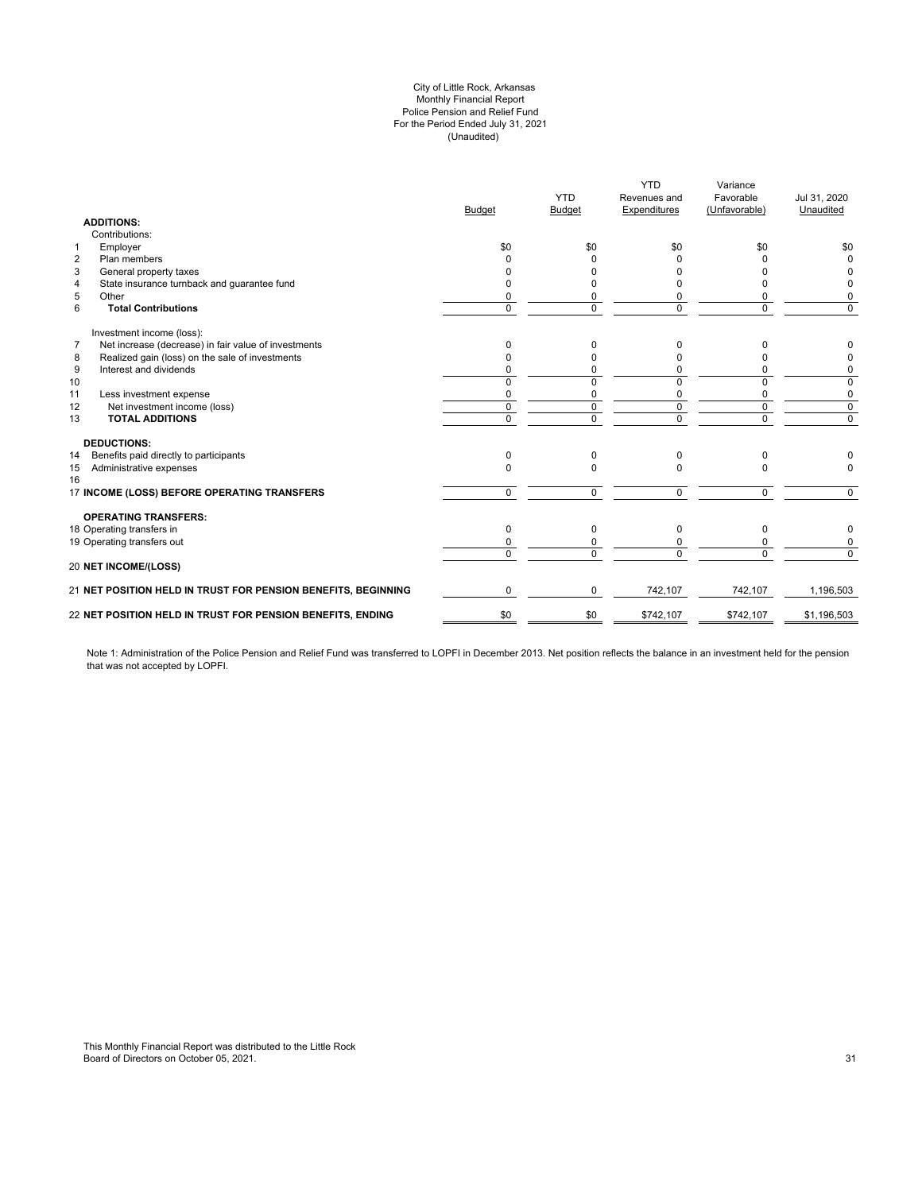City of Little Rock, Arkansas
Monthly Financial Report
Police Pension and Relief Fund
For the Period Ended July 31, 2021
(Unaudited)

| | | Budget | YTD Budget | YTD Revenues and Expenditures | Variance Favorable (Unfavorable) | Jul 31, 2020 Unaudited |
|---|---|---|---|---|---|---|
| | **ADDITIONS:** | | | | | |
| | Contributions: | | | | | |
| 1 | Employer | $0 | $0 | $0 | $0 | $0 |
| 2 | Plan members | 0 | 0 | 0 | 0 | 0 |
| 3 | General property taxes | 0 | 0 | 0 | 0 | 0 |
| 4 | State insurance turnback and guarantee fund | 0 | 0 | 0 | 0 | 0 |
| 5 | Other | 0 | 0 | 0 | 0 | 0 |
| 6 | **Total Contributions** | 0 | 0 | 0 | 0 | 0 |
| | Investment income (loss): | | | | | |
| 7 | Net increase (decrease) in fair value of investments | 0 | 0 | 0 | 0 | 0 |
| 8 | Realized gain (loss) on the sale of investments | 0 | 0 | 0 | 0 | 0 |
| 9 | Interest and dividends | 0 | 0 | 0 | 0 | 0 |
| 10 | | 0 | 0 | 0 | 0 | 0 |
| 11 | Less investment expense | 0 | 0 | 0 | 0 | 0 |
| 12 | Net investment income (loss) | 0 | 0 | 0 | 0 | 0 |
| 13 | **TOTAL ADDITIONS** | 0 | 0 | 0 | 0 | 0 |
| | **DEDUCTIONS:** | | | | | |
| 14 | Benefits paid directly to participants | 0 | 0 | 0 | 0 | 0 |
| 15 | Administrative expenses | 0 | 0 | 0 | 0 | 0 |
| 16 | | | | | | |
| 17 | **INCOME (LOSS) BEFORE OPERATING TRANSFERS** | 0 | 0 | 0 | 0 | 0 |
| | **OPERATING TRANSFERS:** | | | | | |
| 18 | Operating transfers in | 0 | 0 | 0 | 0 | 0 |
| 19 | Operating transfers out | 0 | 0 | 0 | 0 | 0 |
| | | 0 | 0 | 0 | 0 | 0 |
| 20 | **NET INCOME/(LOSS)** | | | | | |
| 21 | **NET POSITION HELD IN TRUST FOR PENSION BENEFITS, BEGINNING** | 0 | 0 | 742,107 | 742,107 | 1,196,503 |
| 22 | **NET POSITION HELD IN TRUST FOR PENSION BENEFITS, ENDING** | $0 | $0 | $742,107 | $742,107 | $1,196,503 |

Note 1: Administration of the Police Pension and Relief Fund was transferred to LOPFI in December 2013. Net position reflects the balance in an investment held for the pension that was not accepted by LOPFI.

This Monthly Financial Report was distributed to the Little Rock Board of Directors on October 05, 2021.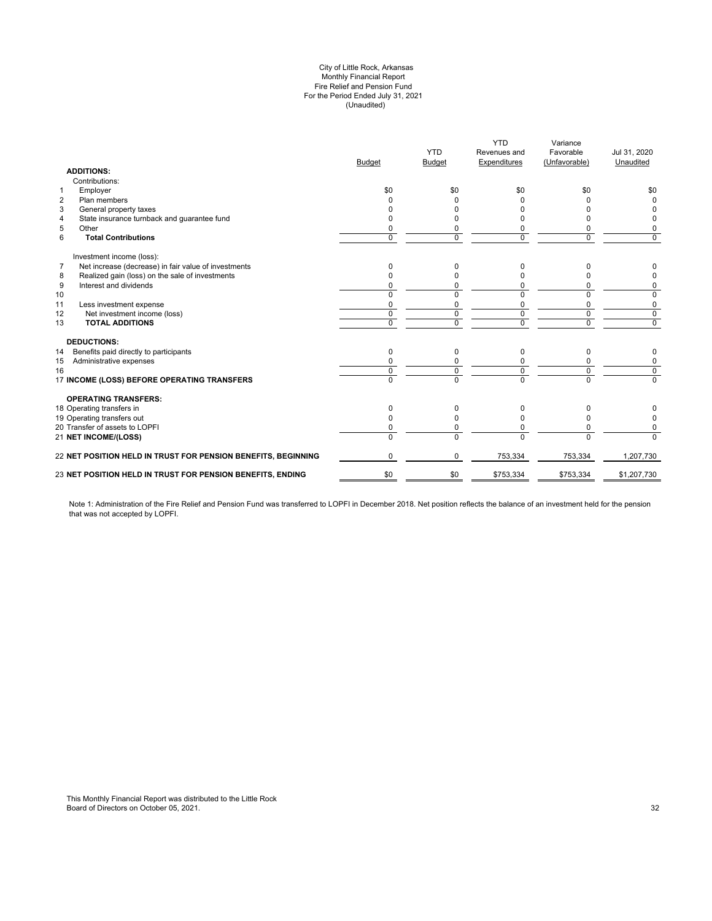City of Little Rock, Arkansas
Monthly Financial Report
Fire Relief and Pension Fund
For the Period Ended July 31, 2021
(Unaudited)

| | | Budget | YTD Budget | YTD Revenues and Expenditures | Variance Favorable (Unfavorable) | Jul 31, 2020 Unaudited |
|---|---|---|---|---|---|---|
| | **ADDITIONS:** | | | | | |
| | Contributions: | | | | | |
| 1 | Employer | $0 | $0 | $0 | $0 | $0 |
| 2 | Plan members | 0 | 0 | 0 | 0 | 0 |
| 3 | General property taxes | 0 | 0 | 0 | 0 | 0 |
| 4 | State insurance turnback and guarantee fund | 0 | 0 | 0 | 0 | 0 |
| 5 | Other | 0 | 0 | 0 | 0 | 0 |
| 6 | **Total Contributions** | 0 | 0 | 0 | 0 | 0 |
| | Investment income (loss): | | | | | |
| 7 | Net increase (decrease) in fair value of investments | 0 | 0 | 0 | 0 | 0 |
| 8 | Realized gain (loss) on the sale of investments | 0 | 0 | 0 | 0 | 0 |
| 9 | Interest and dividends | 0 | 0 | 0 | 0 | 0 |
| 10 | | 0 | 0 | 0 | 0 | 0 |
| 11 | Less investment expense | 0 | 0 | 0 | 0 | 0 |
| 12 | Net investment income (loss) | 0 | 0 | 0 | 0 | 0 |
| 13 | **TOTAL ADDITIONS** | 0 | 0 | 0 | 0 | 0 |
| | **DEDUCTIONS:** | | | | | |
| 14 | Benefits paid directly to participants | 0 | 0 | 0 | 0 | 0 |
| 15 | Administrative expenses | 0 | 0 | 0 | 0 | 0 |
| 16 | | 0 | 0 | 0 | 0 | 0 |
| 17 | **INCOME (LOSS) BEFORE OPERATING TRANSFERS** | 0 | 0 | 0 | 0 | 0 |
| | **OPERATING TRANSFERS:** | | | | | |
| 18 | Operating transfers in | 0 | 0 | 0 | 0 | 0 |
| 19 | Operating transfers out | 0 | 0 | 0 | 0 | 0 |
| 20 | Transfer of assets to LOPFI | 0 | 0 | 0 | 0 | 0 |
| 21 | **NET INCOME/(LOSS)** | 0 | 0 | 0 | 0 | 0 |
| 22 | **NET POSITION HELD IN TRUST FOR PENSION BENEFITS, BEGINNING** | 0 | 0 | 753,334 | 753,334 | 1,207,730 |
| 23 | **NET POSITION HELD IN TRUST FOR PENSION BENEFITS, ENDING** | $0 | $0 | $753,334 | $753,334 | $1,207,730 |

Note 1: Administration of the Fire Relief and Pension Fund was transferred to LOPFI in December 2018. Net position reflects the balance of an investment held for the pension that was not accepted by LOPFI.

This Monthly Financial Report was distributed to the Little Rock Board of Directors on October 05, 2021.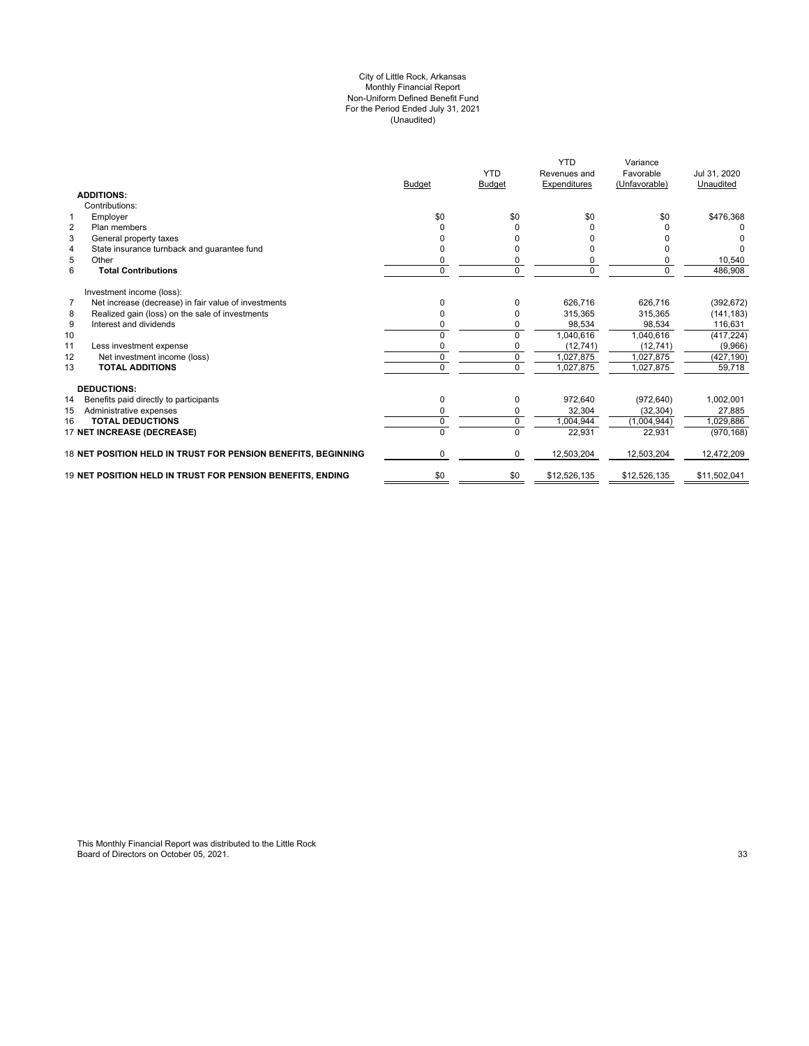City of Little Rock, Arkansas
Monthly Financial Report
Non-Uniform Defined Benefit Fund
For the Period Ended July 31, 2021
(Unaudited)

| | | Budget | YTD Budget | YTD Revenues and Expenditures | Variance Favorable (Unfavorable) | Jul 31, 2020 Unaudited |
|---|---|---|---|---|---|---|
| | **ADDITIONS:** | | | | | |
| | Contributions: | | | | | |
| 1 | Employer | $0 | $0 | $0 | $0 | $476,368 |
| 2 | Plan members | 0 | 0 | 0 | 0 | 0 |
| 3 | General property taxes | 0 | 0 | 0 | 0 | 0 |
| 4 | State insurance turnback and guarantee fund | 0 | 0 | 0 | 0 | 0 |
| 5 | Other | 0 | 0 | 0 | 0 | 10,540 |
| 6 | **Total Contributions** | 0 | 0 | 0 | 0 | 486,908 |
| | Investment income (loss): | | | | | |
| 7 | Net increase (decrease) in fair value of investments | 0 | 0 | 626,716 | 626,716 | (392,672) |
| 8 | Realized gain (loss) on the sale of investments | 0 | 0 | 315,365 | 315,365 | (141,183) |
| 9 | Interest and dividends | 0 | 0 | 98,534 | 98,534 | 116,631 |
| 10 | | 0 | 0 | 1,040,616 | 1,040,616 | (417,224) |
| 11 | Less investment expense | 0 | 0 | (12,741) | (12,741) | (9,966) |
| 12 | Net investment income (loss) | 0 | 0 | 1,027,875 | 1,027,875 | (427,190) |
| 13 | **TOTAL ADDITIONS** | 0 | 0 | 1,027,875 | 1,027,875 | 59,718 |
| | **DEDUCTIONS:** | | | | | |
| 14 | Benefits paid directly to participants | 0 | 0 | 972,640 | (972,640) | 1,002,001 |
| 15 | Administrative expenses | 0 | 0 | 32,304 | (32,304) | 27,885 |
| 16 | **TOTAL DEDUCTIONS** | 0 | 0 | 1,004,944 | (1,004,944) | 1,029,886 |
| 17 | **NET INCREASE (DECREASE)** | 0 | 0 | 22,931 | 22,931 | (970,168) |
| 18 | **NET POSITION HELD IN TRUST FOR PENSION BENEFITS, BEGINNING** | 0 | 0 | 12,503,204 | 12,503,204 | 12,472,209 |
| 19 | **NET POSITION HELD IN TRUST FOR PENSION BENEFITS, ENDING** | $0 | $0 | $12,526,135 | $12,526,135 | $11,502,041 |

This Monthly Financial Report was distributed to the Little Rock Board of Directors on October 05, 2021.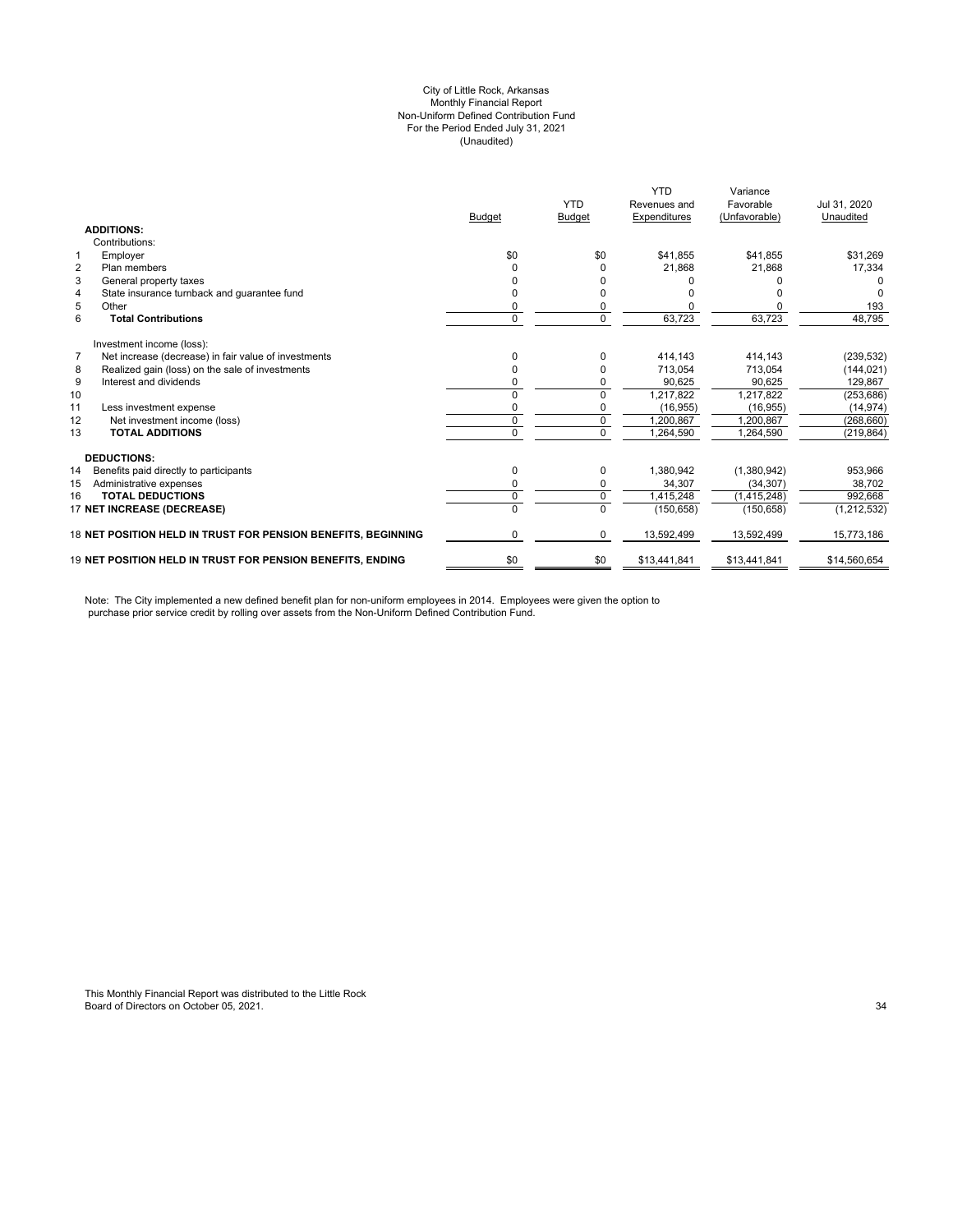City of Little Rock, Arkansas
Monthly Financial Report
Non-Uniform Defined Contribution Fund
For the Period Ended July 31, 2021
(Unaudited)

| | | Budget | YTD Budget | YTD Revenues and Expenditures | Variance Favorable (Unfavorable) | Jul 31, 2020 Unaudited |
|---|---|---|---|---|---|---|
| | **ADDITIONS:** | | | | | |
| | Contributions: | | | | | |
| 1 | Employer | $0 | $0 | $41,855 | $41,855 | $31,269 |
| 2 | Plan members | 0 | 0 | 21,868 | 21,868 | 17,334 |
| 3 | General property taxes | 0 | 0 | 0 | 0 | 0 |
| 4 | State insurance turnback and guarantee fund | 0 | 0 | 0 | 0 | 0 |
| 5 | Other | 0 | 0 | 0 | 0 | 193 |
| 6 | **Total Contributions** | 0 | 0 | 63,723 | 63,723 | 48,795 |
| | Investment income (loss): | | | | | |
| 7 | Net increase (decrease) in fair value of investments | 0 | 0 | 414,143 | 414,143 | (239,532) |
| 8 | Realized gain (loss) on the sale of investments | 0 | 0 | 713,054 | 713,054 | (144,021) |
| 9 | Interest and dividends | 0 | 0 | 90,625 | 90,625 | 129,867 |
| 10 | | 0 | 0 | 1,217,822 | 1,217,822 | (253,686) |
| 11 | Less investment expense | 0 | 0 | (16,955) | (16,955) | (14,974) |
| 12 | Net investment income (loss) | 0 | 0 | 1,200,867 | 1,200,867 | (268,660) |
| 13 | **TOTAL ADDITIONS** | 0 | 0 | 1,264,590 | 1,264,590 | (219,864) |
| | **DEDUCTIONS:** | | | | | |
| 14 | Benefits paid directly to participants | 0 | 0 | 1,380,942 | (1,380,942) | 953,966 |
| 15 | Administrative expenses | 0 | 0 | 34,307 | (34,307) | 38,702 |
| 16 | **TOTAL DEDUCTIONS** | 0 | 0 | 1,415,248 | (1,415,248) | 992,668 |
| 17 | **NET INCREASE (DECREASE)** | 0 | 0 | (150,658) | (150,658) | (1,212,532) |
| 18 | **NET POSITION HELD IN TRUST FOR PENSION BENEFITS, BEGINNING** | 0 | 0 | 13,592,499 | 13,592,499 | 15,773,186 |
| 19 | **NET POSITION HELD IN TRUST FOR PENSION BENEFITS, ENDING** | $0 | $0 | $13,441,841 | $13,441,841 | $14,560,654 |

Note: The City implemented a new defined benefit plan for non-uniform employees in 2014. Employees were given the option to purchase prior service credit by rolling over assets from the Non-Uniform Defined Contribution Fund.

This Monthly Financial Report was distributed to the Little Rock Board of Directors on October 05, 2021.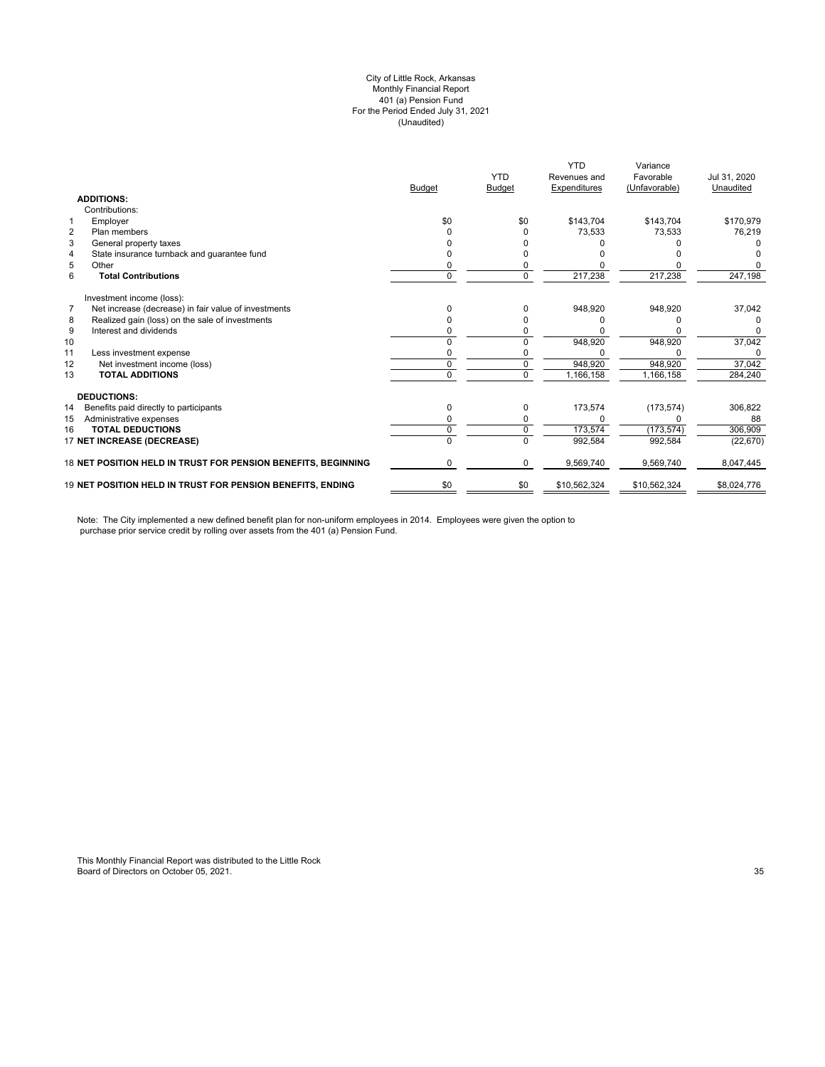City of Little Rock, Arkansas
Monthly Financial Report
401 (a) Pension Fund
For the Period Ended July 31, 2021
(Unaudited)

| | | Budget | YTD Budget | YTD Revenues and Expenditures | Variance Favorable (Unfavorable) | Jul 31, 2020 Unaudited |
|---|---|---|---|---|---|---|
| | **ADDITIONS:** | | | | | |
| | Contributions: | | | | | |
| 1 | Employer | $0 | $0 | $143,704 | $143,704 | $170,979 |
| 2 | Plan members | 0 | 0 | 73,533 | 73,533 | 76,219 |
| 3 | General property taxes | 0 | 0 | 0 | 0 | 0 |
| 4 | State insurance turnback and guarantee fund | 0 | 0 | 0 | 0 | 0 |
| 5 | Other | 0 | 0 | 0 | 0 | 0 |
| 6 | **Total Contributions** | 0 | 0 | 217,238 | 217,238 | 247,198 |
| | Investment income (loss): | | | | | |
| 7 | Net increase (decrease) in fair value of investments | 0 | 0 | 948,920 | 948,920 | 37,042 |
| 8 | Realized gain (loss) on the sale of investments | 0 | 0 | 0 | 0 | 0 |
| 9 | Interest and dividends | 0 | 0 | 0 | 0 | 0 |
| 10 | | 0 | 0 | 948,920 | 948,920 | 37,042 |
| 11 | Less investment expense | 0 | 0 | 0 | 0 | 0 |
| 12 | Net investment income (loss) | 0 | 0 | 948,920 | 948,920 | 37,042 |
| 13 | **TOTAL ADDITIONS** | 0 | 0 | 1,166,158 | 1,166,158 | 284,240 |
| | **DEDUCTIONS:** | | | | | |
| 14 | Benefits paid directly to participants | 0 | 0 | 173,574 | (173,574) | 306,822 |
| 15 | Administrative expenses | 0 | 0 | 0 | 0 | 88 |
| 16 | **TOTAL DEDUCTIONS** | 0 | 0 | 173,574 | (173,574) | 306,909 |
| 17 | **NET INCREASE (DECREASE)** | 0 | 0 | 992,584 | 992,584 | (22,670) |
| 18 | **NET POSITION HELD IN TRUST FOR PENSION BENEFITS, BEGINNING** | 0 | 0 | 9,569,740 | 9,569,740 | 8,047,445 |
| 19 | **NET POSITION HELD IN TRUST FOR PENSION BENEFITS, ENDING** | $0 | $0 | $10,562,324 | $10,562,324 | $8,024,776 |

Note: The City implemented a new defined benefit plan for non-uniform employees in 2014. Employees were given the option to purchase prior service credit by rolling over assets from the 401 (a) Pension Fund.

This Monthly Financial Report was distributed to the Little Rock Board of Directors on October 05, 2021.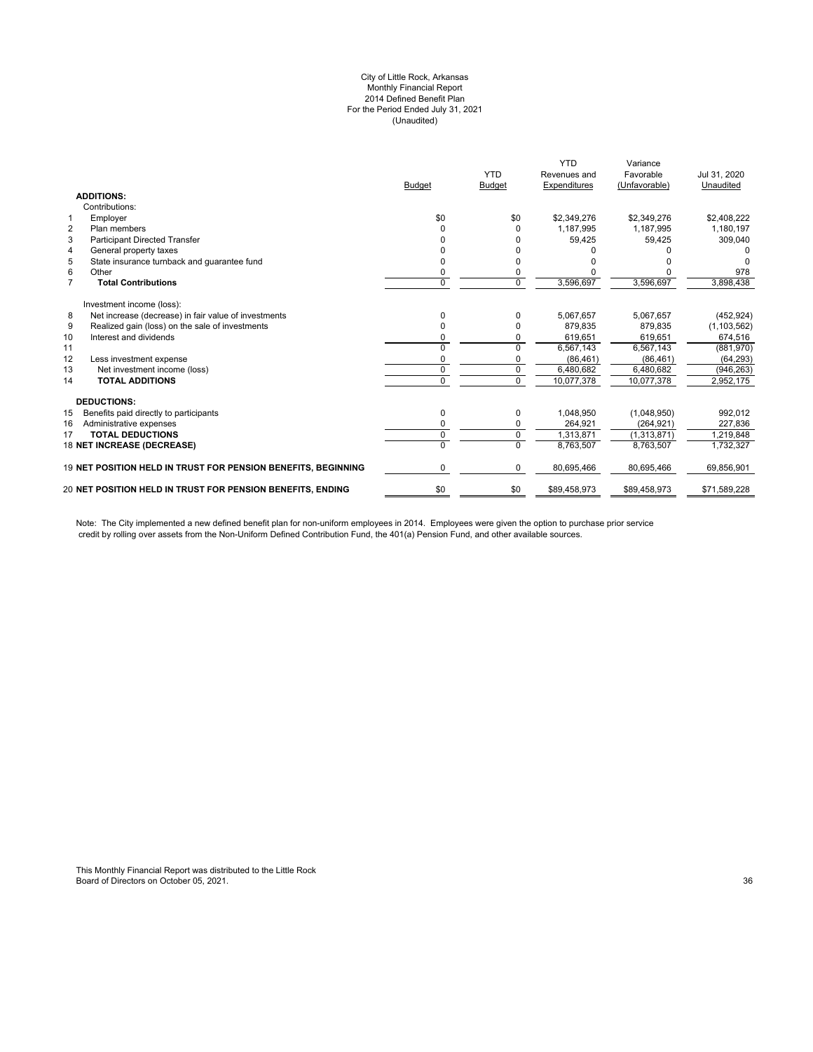# City of Little Rock, Arkansas
## Monthly Financial Report
## 2014 Defined Benefit Plan
## For the Period Ended July 31, 2021
## (Unaudited)

| | | Budget | YTD Budget | YTD Revenues and Expenditures | Variance Favorable (Unfavorable) | Jul 31, 2020 Unaudited |
|---|---|---|---|---|---|---|
| | **ADDITIONS:** | | | | | |
| | Contributions: | | | | | |
| 1 | Employer | $0 | $0 | $2,349,276 | $2,349,276 | $2,408,222 |
| 2 | Plan members | 0 | 0 | 1,187,995 | 1,187,995 | 1,180,197 |
| 3 | Participant Directed Transfer | 0 | 0 | 59,425 | 59,425 | 309,040 |
| 4 | General property taxes | 0 | 0 | 0 | 0 | 0 |
| 5 | State insurance turnback and guarantee fund | 0 | 0 | 0 | 0 | 0 |
| 6 | Other | 0 | 0 | 0 | 0 | 978 |
| 7 | **Total Contributions** | 0 | 0 | 3,596,697 | 3,596,697 | 3,898,438 |
| | Investment income (loss): | | | | | |
| 8 | Net increase (decrease) in fair value of investments | 0 | 0 | 5,067,657 | 5,067,657 | (452,924) |
| 9 | Realized gain (loss) on the sale of investments | 0 | 0 | 879,835 | 879,835 | (1,103,562) |
| 10 | Interest and dividends | 0 | 0 | 619,651 | 619,651 | 674,516 |
| 11 | | 0 | 0 | 6,567,143 | 6,567,143 | (881,970) |
| 12 | Less investment expense | 0 | 0 | (86,461) | (86,461) | (64,293) |
| 13 | Net investment income (loss) | 0 | 0 | 6,480,682 | 6,480,682 | (946,263) |
| 14 | **TOTAL ADDITIONS** | 0 | 0 | 10,077,378 | 10,077,378 | 2,952,175 |
| | **DEDUCTIONS:** | | | | | |
| 15 | Benefits paid directly to participants | 0 | 0 | 1,048,950 | (1,048,950) | 992,012 |
| 16 | Administrative expenses | 0 | 0 | 264,921 | (264,921) | 227,836 |
| 17 | **TOTAL DEDUCTIONS** | 0 | 0 | 1,313,871 | (1,313,871) | 1,219,848 |
| 18 | **NET INCREASE (DECREASE)** | 0 | 0 | 8,763,507 | 8,763,507 | 1,732,327 |
| 19 | **NET POSITION HELD IN TRUST FOR PENSION BENEFITS, BEGINNING** | 0 | 0 | 80,695,466 | 80,695,466 | 69,856,901 |
| 20 | **NET POSITION HELD IN TRUST FOR PENSION BENEFITS, ENDING** | $0 | $0 | $89,458,973 | $89,458,973 | $71,589,228 |

Note: The City implemented a new defined benefit plan for non-uniform employees in 2014. Employees were given the option to purchase prior service credit by rolling over assets from the Non-Uniform Defined Contribution Fund, the 401(a) Pension Fund, and other available sources.

This Monthly Financial Report was distributed to the Little Rock Board of Directors on October 05, 2021.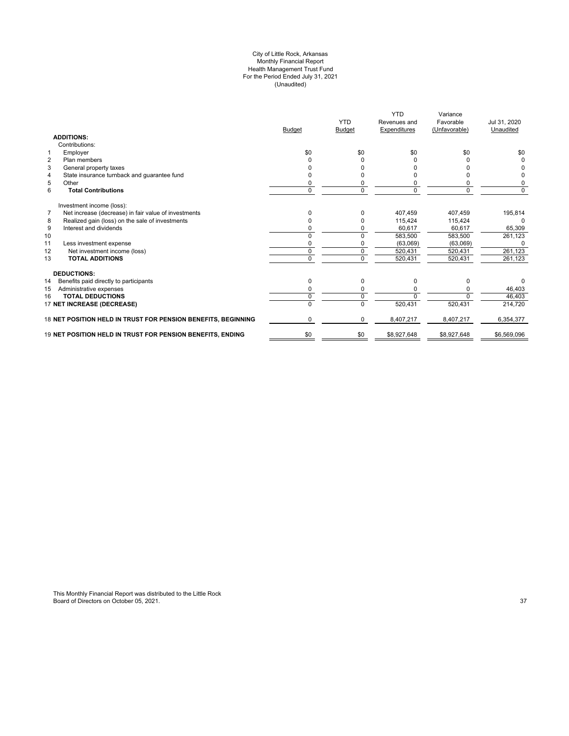City of Little Rock, Arkansas
Monthly Financial Report
Health Management Trust Fund
For the Period Ended July 31, 2021
(Unaudited)

| | | Budget | YTD Budget | YTD Revenues and Expenditures | Variance Favorable (Unfavorable) | Jul 31, 2020 Unaudited |
|---|---|---|---|---|---|---|
| | **ADDITIONS:** | | | | | |
| | Contributions: | | | | | |
| 1 | Employer | $0 | $0 | $0 | $0 | $0 |
| 2 | Plan members | 0 | 0 | 0 | 0 | 0 |
| 3 | General property taxes | 0 | 0 | 0 | 0 | 0 |
| 4 | State insurance turnback and guarantee fund | 0 | 0 | 0 | 0 | 0 |
| 5 | Other | 0 | 0 | 0 | 0 | 0 |
| 6 | **Total Contributions** | 0 | 0 | 0 | 0 | 0 |
| | Investment income (loss): | | | | | |
| 7 | Net increase (decrease) in fair value of investments | 0 | 0 | 407,459 | 407,459 | 195,814 |
| 8 | Realized gain (loss) on the sale of investments | 0 | 0 | 115,424 | 115,424 | 0 |
| 9 | Interest and dividends | 0 | 0 | 60,617 | 60,617 | 65,309 |
| 10 | | 0 | 0 | 583,500 | 583,500 | 261,123 |
| 11 | Less investment expense | 0 | 0 | (63,069) | (63,069) | 0 |
| 12 | Net investment income (loss) | 0 | 0 | 520,431 | 520,431 | 261,123 |
| 13 | **TOTAL ADDITIONS** | 0 | 0 | 520,431 | 520,431 | 261,123 |
| | **DEDUCTIONS:** | | | | | |
| 14 | Benefits paid directly to participants | 0 | 0 | 0 | 0 | 0 |
| 15 | Administrative expenses | 0 | 0 | 0 | 0 | 46,403 |
| 16 | **TOTAL DEDUCTIONS** | 0 | 0 | 0 | 0 | 46,403 |
| 17 | **NET INCREASE (DECREASE)** | 0 | 0 | 520,431 | 520,431 | 214,720 |
| 18 | **NET POSITION HELD IN TRUST FOR PENSION BENEFITS, BEGINNING** | 0 | 0 | 8,407,217 | 8,407,217 | 6,354,377 |
| 19 | **NET POSITION HELD IN TRUST FOR PENSION BENEFITS, ENDING** | $0 | $0 | $8,927,648 | $8,927,648 | $6,569,096 |

This Monthly Financial Report was distributed to the Little Rock Board of Directors on October 05, 2021.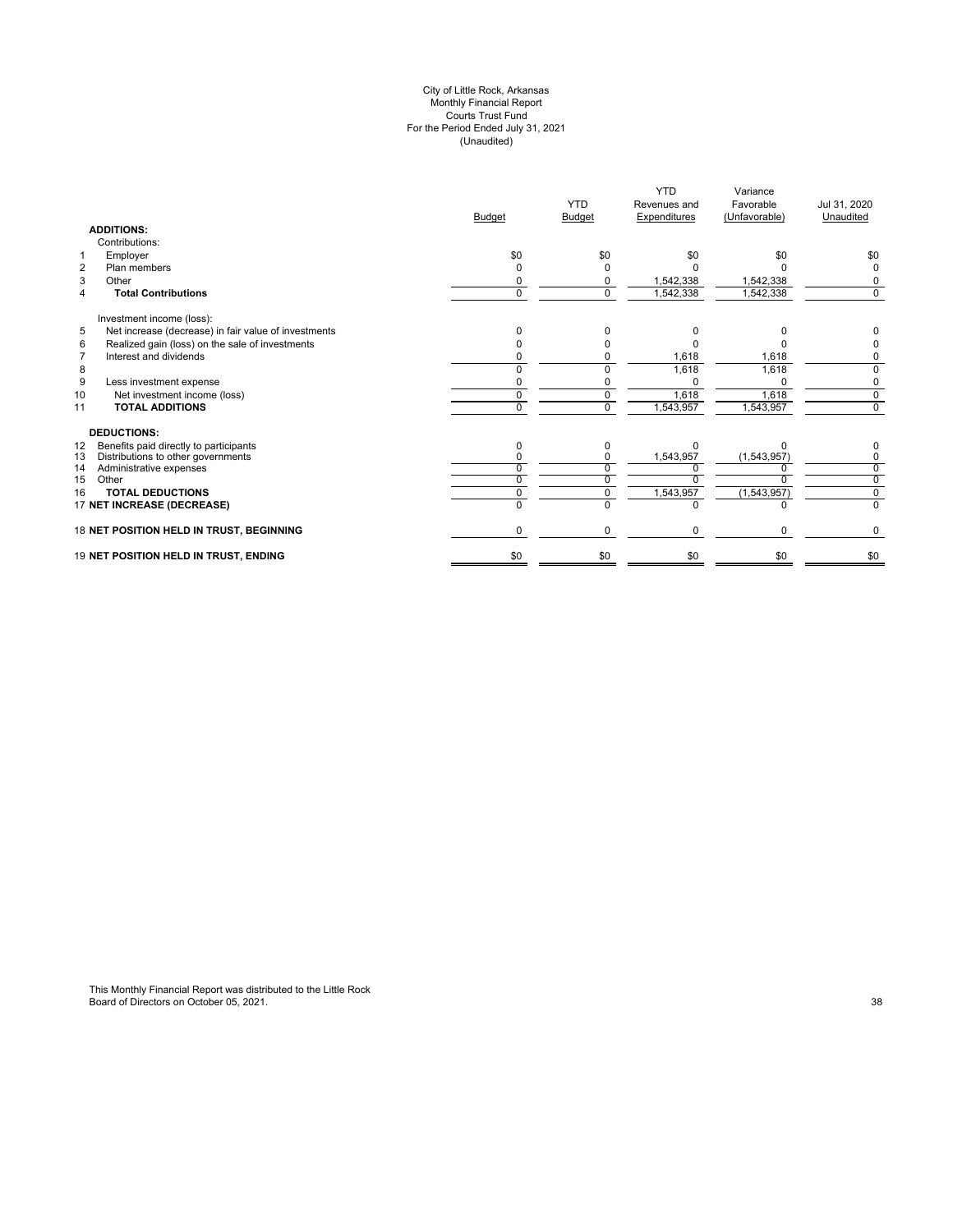City of Little Rock, Arkansas
Monthly Financial Report
Courts Trust Fund
For the Period Ended July 31, 2021
(Unaudited)

| | | Budget | YTD Budget | YTD Revenues and Expenditures | Variance Favorable (Unfavorable) | Jul 31, 2020 Unaudited |
|---|---|---|---|---|---|---|
| | **ADDITIONS:** | | | | | |
| | Contributions: | | | | | |
| 1 | Employer | $0 | $0 | $0 | $0 | $0 |
| 2 | Plan members | 0 | 0 | 0 | 0 | 0 |
| 3 | Other | 0 | 0 | 1,542,338 | 1,542,338 | 0 |
| 4 | **Total Contributions** | 0 | 0 | 1,542,338 | 1,542,338 | 0 |
| | Investment income (loss): | | | | | |
| 5 | Net increase (decrease) in fair value of investments | 0 | 0 | 0 | 0 | 0 |
| 6 | Realized gain (loss) on the sale of investments | 0 | 0 | 0 | 0 | 0 |
| 7 | Interest and dividends | 0 | 0 | 1,618 | 1,618 | 0 |
| 8 | | 0 | 0 | 1,618 | 1,618 | 0 |
| 9 | Less investment expense | 0 | 0 | 0 | 0 | 0 |
| 10 | Net investment income (loss) | 0 | 0 | 1,618 | 1,618 | 0 |
| 11 | **TOTAL ADDITIONS** | 0 | 0 | 1,543,957 | 1,543,957 | 0 |
| | **DEDUCTIONS:** | | | | | |
| 12 | Benefits paid directly to participants | 0 | 0 | 0 | 0 | 0 |
| 13 | Distributions to other governments | 0 | 0 | 1,543,957 | (1,543,957) | 0 |
| 14 | Administrative expenses | 0 | 0 | 0 | 0 | 0 |
| 15 | Other | 0 | 0 | 0 | 0 | 0 |
| 16 | **TOTAL DEDUCTIONS** | 0 | 0 | 1,543,957 | (1,543,957) | 0 |
| 17 | **NET INCREASE (DECREASE)** | 0 | 0 | 0 | 0 | 0 |
| 18 | **NET POSITION HELD IN TRUST, BEGINNING** | 0 | 0 | 0 | 0 | 0 |
| 19 | **NET POSITION HELD IN TRUST, ENDING** | $0 | $0 | $0 | $0 | $0 |

This Monthly Financial Report was distributed to the Little Rock Board of Directors on October 05, 2021.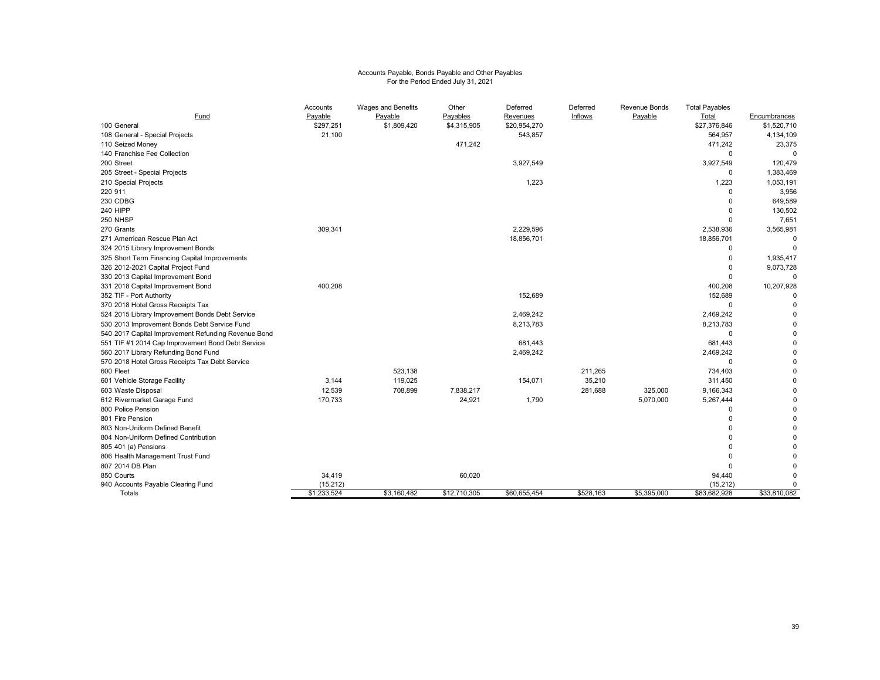# Accounts Payable, Bonds Payable and Other Payables
For the Period Ended July 31, 2021

| Fund | Accounts Payable | Wages and Benefits Payable | Other Payables | Deferred Revenues | Deferred Inflows | Revenue Bonds Payable | Total Payables Total | Encumbrances |
|---|---|---|---|---|---|---|---|---|
| 100 General | $297,251 | $1,809,420 | $4,315,905 | $20,954,270 | | | $27,376,846 | $1,520,710 |
| 108 General - Special Projects | 21,100 | | | 543,857 | | | 564,957 | 4,134,109 |
| 110 Seized Money | | | 471,242 | | | | 471,242 | 23,375 |
| 140 Franchise Fee Collection | | | | | | | 0 | 0 |
| 200 Street | | | | 3,927,549 | | | 3,927,549 | 120,479 |
| 205 Street - Special Projects | | | | | | | 0 | 1,383,469 |
| 210 Special Projects | | | | 1,223 | | | 1,223 | 1,053,191 |
| 220 911 | | | | | | | 0 | 3,956 |
| 230 CDBG | | | | | | | 0 | 649,589 |
| 240 HIPP | | | | | | | 0 | 130,502 |
| 250 NHSP | | | | | | | 0 | 7,651 |
| 270 Grants | 309,341 | | | 2,229,596 | | | 2,538,936 | 3,565,981 |
| 271 Amerrican Rescue Plan Act | | | | 18,856,701 | | | 18,856,701 | 0 |
| 324 2015 Library Improvement Bonds | | | | | | | 0 | 0 |
| 325 Short Term Financing Capital Improvements | | | | | | | 0 | 1,935,417 |
| 326 2012-2021 Capital Project Fund | | | | | | | 0 | 9,073,728 |
| 330 2013 Capital Improvement Bond | | | | | | | 0 | 0 |
| 331 2018 Capital Improvement Bond | 400,208 | | | | | | 400,208 | 10,207,928 |
| 352 TIF - Port Authority | | | | 152,689 | | | 152,689 | 0 |
| 370 2018 Hotel Gross Receipts Tax | | | | | | | 0 | 0 |
| 524 2015 Library Improvement Bonds Debt Service | | | | 2,469,242 | | | 2,469,242 | 0 |
| 530 2013 Improvement Bonds Debt Service Fund | | | | 8,213,783 | | | 8,213,783 | 0 |
| 540 2017 Capital Improvement Refunding Revenue Bond | | | | | | | 0 | 0 |
| 551 TIF #1 2014 Cap Improvement Bond Debt Service | | | | 681,443 | | | 681,443 | 0 |
| 560 2017 Library Refunding Bond Fund | | | | 2,469,242 | | | 2,469,242 | 0 |
| 570 2018 Hotel Gross Receipts Tax Debt Service | | | | | | | 0 | 0 |
| 600 Fleet | | 523,138 | | | 211,265 | | 734,403 | 0 |
| 601 Vehicle Storage Facility | 3,144 | 119,025 | | 154,071 | 35,210 | | 311,450 | 0 |
| 603 Waste Disposal | 12,539 | 708,899 | 7,838,217 | | 281,688 | 325,000 | 9,166,343 | 0 |
| 612 Rivermarket Garage Fund | 170,733 | | 24,921 | 1,790 | | 5,070,000 | 5,267,444 | 0 |
| 800 Police Pension | | | | | | | 0 | 0 |
| 801 Fire Pension | | | | | | | 0 | 0 |
| 803 Non-Uniform Defined Benefit | | | | | | | 0 | 0 |
| 804 Non-Uniform Defined Contribution | | | | | | | 0 | 0 |
| 805 401 (a) Pensions | | | | | | | 0 | 0 |
| 806 Health Management Trust Fund | | | | | | | 0 | 0 |
| 807 2014 DB Plan | | | | | | | 0 | 0 |
| 850 Courts | 34,419 | | 60,020 | | | | 94,440 | 0 |
| 940 Accounts Payable Clearing Fund | (15,212) | | | | | | (15,212) | 0 |
| Totals | $1,233,524 | $3,160,482 | $12,710,305 | $60,655,454 | $528,163 | $5,395,000 | $83,682,928 | $33,810,082 |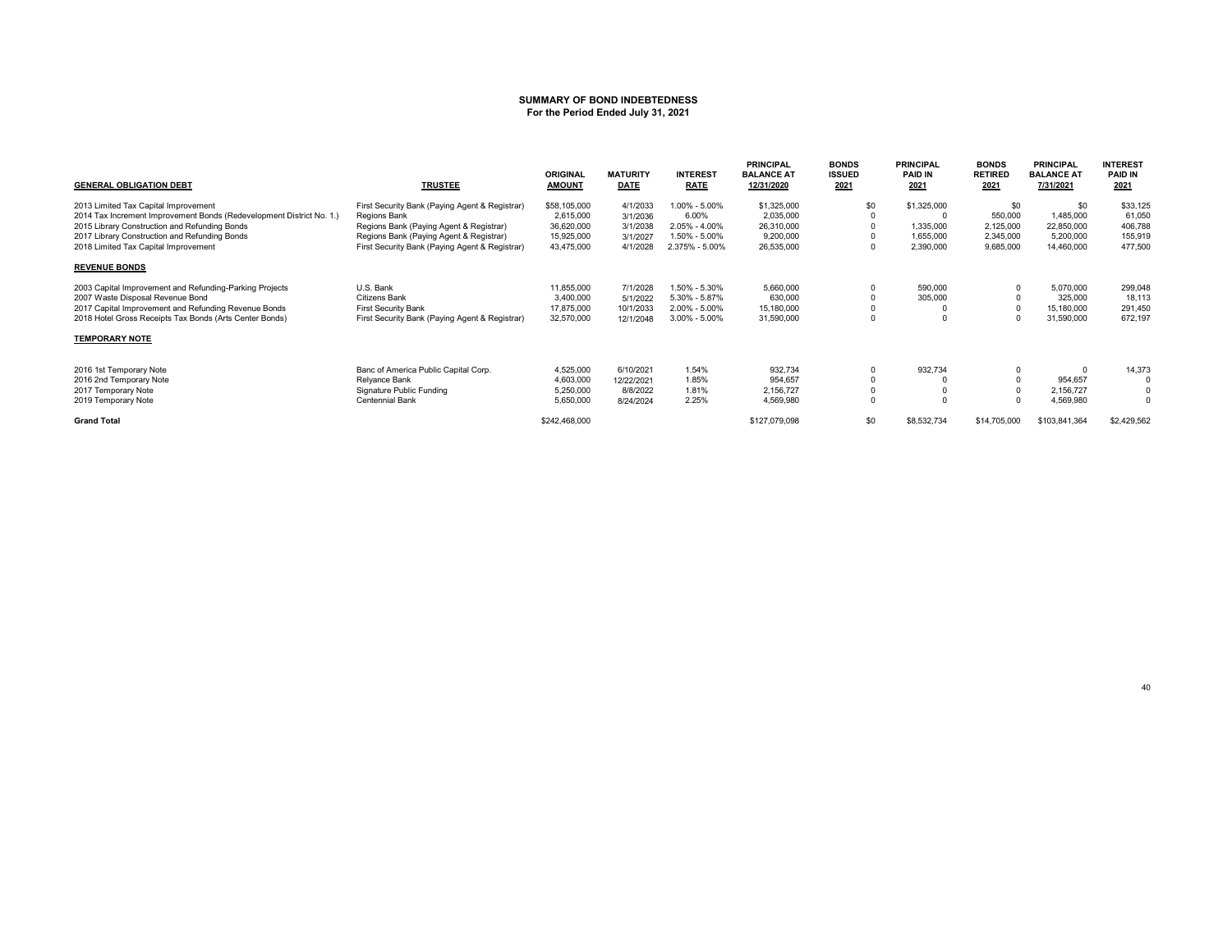## SUMMARY OF BOND INDEBTEDNESS
**For the Period Ended July 31, 2021**

| GENERAL OBLIGATION DEBT | TRUSTEE | ORIGINAL AMOUNT | MATURITY DATE | INTEREST RATE | PRINCIPAL BALANCE AT 12/31/2020 | BONDS ISSUED 2021 | PRINCIPAL PAID IN 2021 | BONDS RETIRED 2021 | PRINCIPAL BALANCE AT 7/31/2021 | INTEREST PAID IN 2021 |
|---|---|---|---|---|---|---|---|---|---|---|
| 2013 Limited Tax Capital Improvement | First Security Bank (Paying Agent & Registrar) | $58,105,000 | 4/1/2033 | 1.00% - 5.00% | $1,325,000 | $0 | $1,325,000 | $0 | $0 | $33,125 |
| 2014 Tax Increment Improvement Bonds (Redevelopment District No. 1.) | Regions Bank | 2,615,000 | 3/1/2036 | 6.00% | 2,035,000 | 0 | 0 | 550,000 | 1,485,000 | 61,050 |
| 2015 Library Construction and Refunding Bonds | Regions Bank (Paying Agent & Registrar) | 36,620,000 | 3/1/2038 | 2.05% - 4.00% | 26,310,000 | 0 | 1,335,000 | 2,125,000 | 22,850,000 | 406,788 |
| 2017 Library Construction and Refunding Bonds | Regions Bank (Paying Agent & Registrar) | 15,925,000 | 3/1/2027 | 1.50% - 5.00% | 9,200,000 | 0 | 1,655,000 | 2,345,000 | 5,200,000 | 155,919 |
| 2018 Limited Tax Capital Improvement | First Security Bank (Paying Agent & Registrar) | 43,475,000 | 4/1/2028 | 2.375% - 5.00% | 26,535,000 | 0 | 2,390,000 | 9,685,000 | 14,460,000 | 477,500 |
| **REVENUE BONDS** | | | | | | | | | | |
| 2003 Capital Improvement and Refunding-Parking Projects | U.S. Bank | 11,855,000 | 7/1/2028 | 1.50% - 5.30% | 5,660,000 | 0 | 590,000 | 0 | 5,070,000 | 299,048 |
| 2007 Waste Disposal Revenue Bond | Citizens Bank | 3,400,000 | 5/1/2022 | 5.30% - 5.87% | 630,000 | 0 | 305,000 | 0 | 325,000 | 18,113 |
| 2017 Capital Improvement and Refunding Revenue Bonds | First Security Bank | 17,875,000 | 10/1/2033 | 2.00% - 5.00% | 15,180,000 | 0 | 0 | 0 | 15,180,000 | 291,450 |
| 2018 Hotel Gross Receipts Tax Bonds (Arts Center Bonds) | First Security Bank (Paying Agent & Registrar) | 32,570,000 | 12/1/2048 | 3.00% - 5.00% | 31,590,000 | 0 | 0 | 0 | 31,590,000 | 672,197 |
| **TEMPORARY NOTE** | | | | | | | | | | |
| 2016 1st Temporary Note | Banc of America Public Capital Corp. | 4,525,000 | 6/10/2021 | 1.54% | 932,734 | 0 | 932,734 | 0 | 0 | 14,373 |
| 2016 2nd Temporary Note | Relyance Bank | 4,603,000 | 12/22/2021 | 1.85% | 954,657 | 0 | 0 | 0 | 954,657 | 0 |
| 2017 Temporary Note | Signature Public Funding | 5,250,000 | 8/8/2022 | 1.81% | 2,156,727 | 0 | 0 | 0 | 2,156,727 | 0 |
| 2019 Temporary Note | Centennial Bank | 5,650,000 | 8/24/2024 | 2.25% | 4,569,980 | 0 | 0 | 0 | 4,569,980 | 0 |
| **Grand Total** | | $242,468,000 | | | $127,079,098 | $0 | $8,532,734 | $14,705,000 | $103,841,364 | $2,429,562 |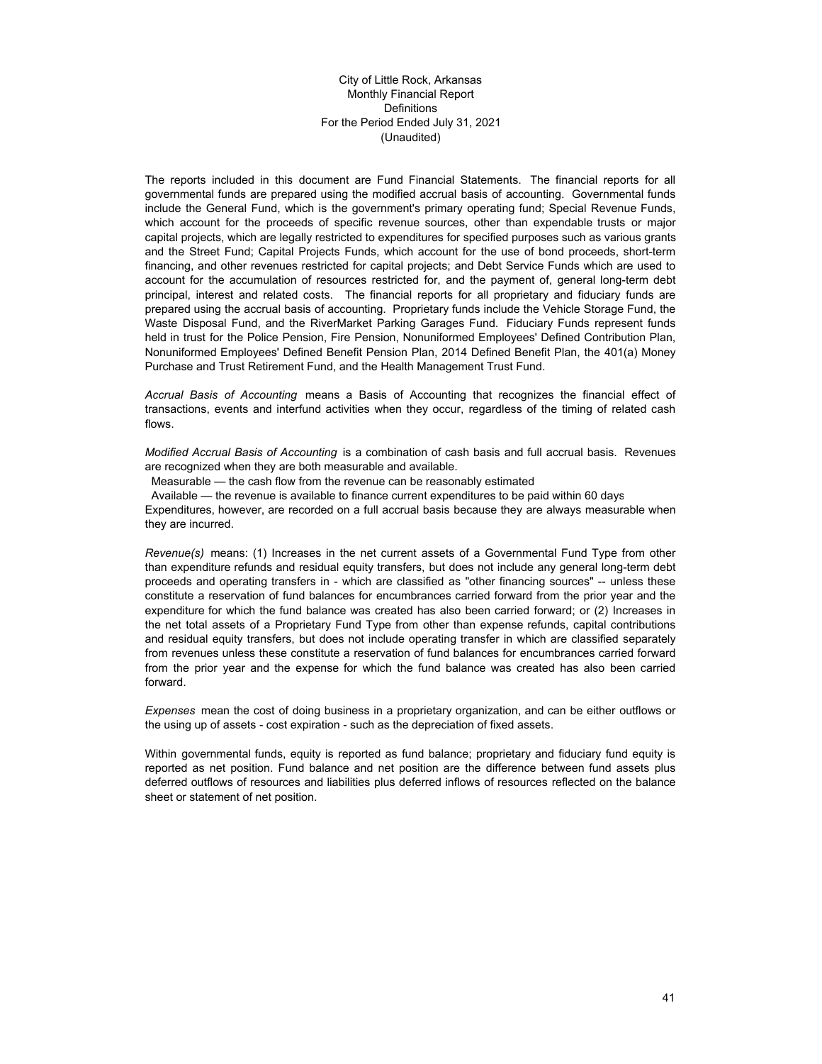City of Little Rock, Arkansas
Monthly Financial Report
Definitions
For the Period Ended July 31, 2021
(Unaudited)

The reports included in this document are Fund Financial Statements. The financial reports for all governmental funds are prepared using the modified accrual basis of accounting. Governmental funds include the General Fund, which is the government's primary operating fund; Special Revenue Funds, which account for the proceeds of specific revenue sources, other than expendable trusts or major capital projects, which are legally restricted to expenditures for specified purposes such as various grants and the Street Fund; Capital Projects Funds, which account for the use of bond proceeds, short-term financing, and other revenues restricted for capital projects; and Debt Service Funds which are used to account for the accumulation of resources restricted for, and the payment of, general long-term debt principal, interest and related costs. The financial reports for all proprietary and fiduciary funds are prepared using the accrual basis of accounting. Proprietary funds include the Vehicle Storage Fund, the Waste Disposal Fund, and the RiverMarket Parking Garages Fund. Fiduciary Funds represent funds held in trust for the Police Pension, Fire Pension, Nonuniformed Employees' Defined Contribution Plan, Nonuniformed Employees' Defined Benefit Pension Plan, 2014 Defined Benefit Plan, the 401(a) Money Purchase and Trust Retirement Fund, and the Health Management Trust Fund.

*Accrual Basis of Accounting* means a Basis of Accounting that recognizes the financial effect of transactions, events and interfund activities when they occur, regardless of the timing of related cash flows.

*Modified Accrual Basis of Accounting* is a combination of cash basis and full accrual basis. Revenues are recognized when they are both measurable and available.
Measurable — the cash flow from the revenue can be reasonably estimated
Available — the revenue is available to finance current expenditures to be paid within 60 days
Expenditures, however, are recorded on a full accrual basis because they are always measurable when they are incurred.

*Revenue(s)* means: (1) Increases in the net current assets of a Governmental Fund Type from other than expenditure refunds and residual equity transfers, but does not include any general long-term debt proceeds and operating transfers in - which are classified as "other financing sources" -- unless these constitute a reservation of fund balances for encumbrances carried forward from the prior year and the expenditure for which the fund balance was created has also been carried forward; or (2) Increases in the net total assets of a Proprietary Fund Type from other than expense refunds, capital contributions and residual equity transfers, but does not include operating transfer in which are classified separately from revenues unless these constitute a reservation of fund balances for encumbrances carried forward from the prior year and the expense for which the fund balance was created has also been carried forward.

*Expenses* mean the cost of doing business in a proprietary organization, and can be either outflows or the using up of assets - cost expiration - such as the depreciation of fixed assets.

Within governmental funds, equity is reported as fund balance; proprietary and fiduciary fund equity is reported as net position. Fund balance and net position are the difference between fund assets plus deferred outflows of resources and liabilities plus deferred inflows of resources reflected on the balance sheet or statement of net position.